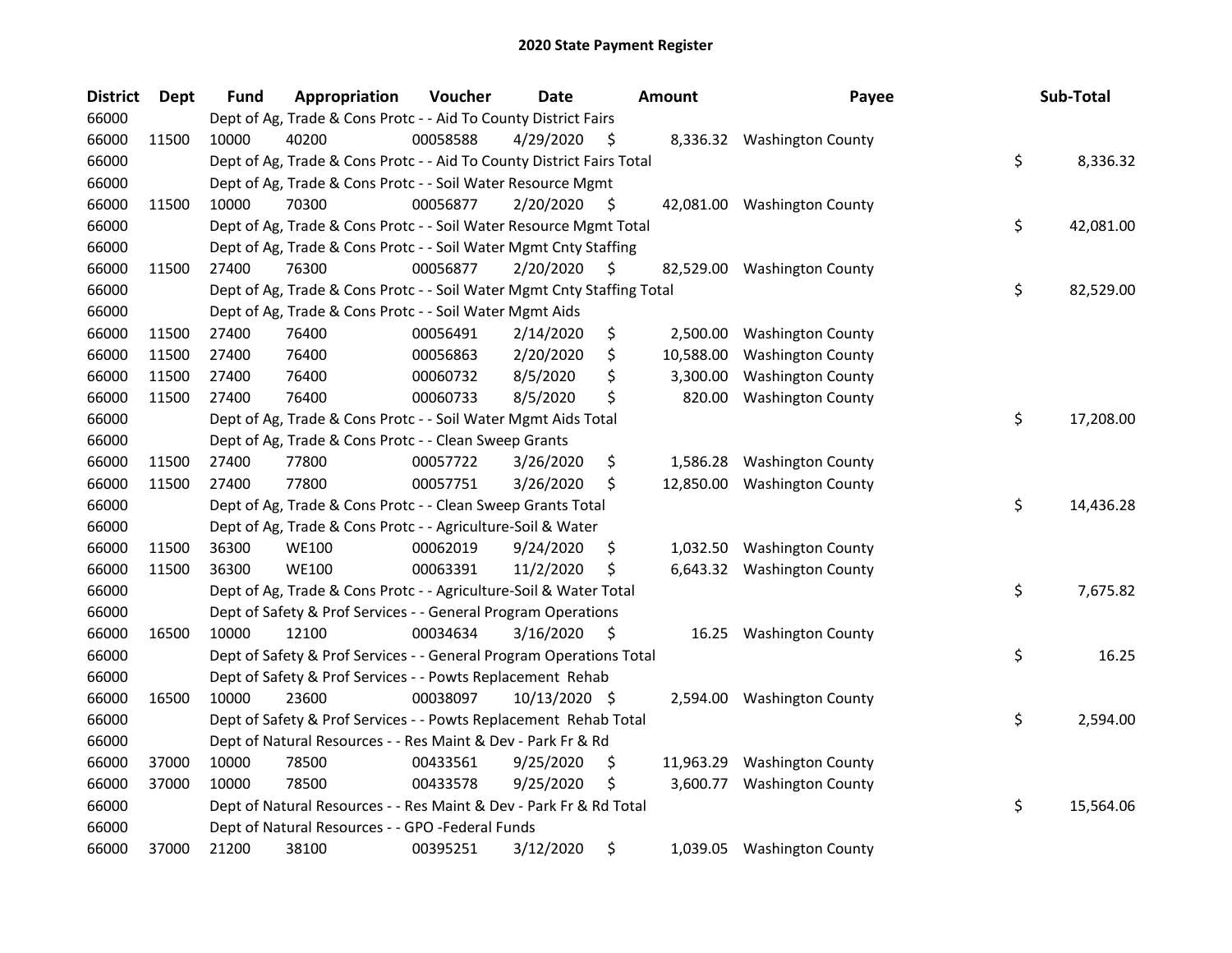# 2020 State Payment Register

| District | Dept | Fund | Appropriation | Voucher | Date | Amount | Payee | Sub-Total |
|---|---|---|---|---|---|---|---|---|
| 66000 | | Dept of Ag, Trade & Cons Protc - - Aid To County District Fairs | | | | | | |
| 66000 | 11500 | 10000 | 40200 | 00058588 | 4/29/2020 | $ 8,336.32 | Washington County | |
| 66000 | | Dept of Ag, Trade & Cons Protc - - Aid To County District Fairs Total | | | | | | $ 8,336.32 |
| 66000 | | Dept of Ag, Trade & Cons Protc - - Soil Water Resource Mgmt | | | | | | |
| 66000 | 11500 | 10000 | 70300 | 00056877 | 2/20/2020 | $ 42,081.00 | Washington County | |
| 66000 | | Dept of Ag, Trade & Cons Protc - - Soil Water Resource Mgmt Total | | | | | | $ 42,081.00 |
| 66000 | | Dept of Ag, Trade & Cons Protc - - Soil Water Mgmt Cnty Staffing | | | | | | |
| 66000 | 11500 | 27400 | 76300 | 00056877 | 2/20/2020 | $ 82,529.00 | Washington County | |
| 66000 | | Dept of Ag, Trade & Cons Protc - - Soil Water Mgmt Cnty Staffing Total | | | | | | $ 82,529.00 |
| 66000 | | Dept of Ag, Trade & Cons Protc - - Soil Water Mgmt Aids | | | | | | |
| 66000 | 11500 | 27400 | 76400 | 00056491 | 2/14/2020 | $ 2,500.00 | Washington County | |
| 66000 | 11500 | 27400 | 76400 | 00056863 | 2/20/2020 | $ 10,588.00 | Washington County | |
| 66000 | 11500 | 27400 | 76400 | 00060732 | 8/5/2020 | $ 3,300.00 | Washington County | |
| 66000 | 11500 | 27400 | 76400 | 00060733 | 8/5/2020 | $ 820.00 | Washington County | |
| 66000 | | Dept of Ag, Trade & Cons Protc - - Soil Water Mgmt Aids Total | | | | | | $ 17,208.00 |
| 66000 | | Dept of Ag, Trade & Cons Protc - - Clean Sweep Grants | | | | | | |
| 66000 | 11500 | 27400 | 77800 | 00057722 | 3/26/2020 | $ 1,586.28 | Washington County | |
| 66000 | 11500 | 27400 | 77800 | 00057751 | 3/26/2020 | $ 12,850.00 | Washington County | |
| 66000 | | Dept of Ag, Trade & Cons Protc - - Clean Sweep Grants Total | | | | | | $ 14,436.28 |
| 66000 | | Dept of Ag, Trade & Cons Protc - - Agriculture-Soil & Water | | | | | | |
| 66000 | 11500 | 36300 | WE100 | 00062019 | 9/24/2020 | $ 1,032.50 | Washington County | |
| 66000 | 11500 | 36300 | WE100 | 00063391 | 11/2/2020 | $ 6,643.32 | Washington County | |
| 66000 | | Dept of Ag, Trade & Cons Protc - - Agriculture-Soil & Water Total | | | | | | $ 7,675.82 |
| 66000 | | Dept of Safety & Prof Services - - General Program Operations | | | | | | |
| 66000 | 16500 | 10000 | 12100 | 00034634 | 3/16/2020 | $ 16.25 | Washington County | |
| 66000 | | Dept of Safety & Prof Services - - General Program Operations Total | | | | | | $ 16.25 |
| 66000 | | Dept of Safety & Prof Services - - Powts Replacement Rehab | | | | | | |
| 66000 | 16500 | 10000 | 23600 | 00038097 | 10/13/2020 | $ 2,594.00 | Washington County | |
| 66000 | | Dept of Safety & Prof Services - - Powts Replacement Rehab Total | | | | | | $ 2,594.00 |
| 66000 | | Dept of Natural Resources - - Res Maint & Dev - Park Fr & Rd | | | | | | |
| 66000 | 37000 | 10000 | 78500 | 00433561 | 9/25/2020 | $ 11,963.29 | Washington County | |
| 66000 | 37000 | 10000 | 78500 | 00433578 | 9/25/2020 | $ 3,600.77 | Washington County | |
| 66000 | | Dept of Natural Resources - - Res Maint & Dev - Park Fr & Rd Total | | | | | | $ 15,564.06 |
| 66000 | | Dept of Natural Resources - - GPO -Federal Funds | | | | | | |
| 66000 | 37000 | 21200 | 38100 | 00395251 | 3/12/2020 | $ 1,039.05 | Washington County | |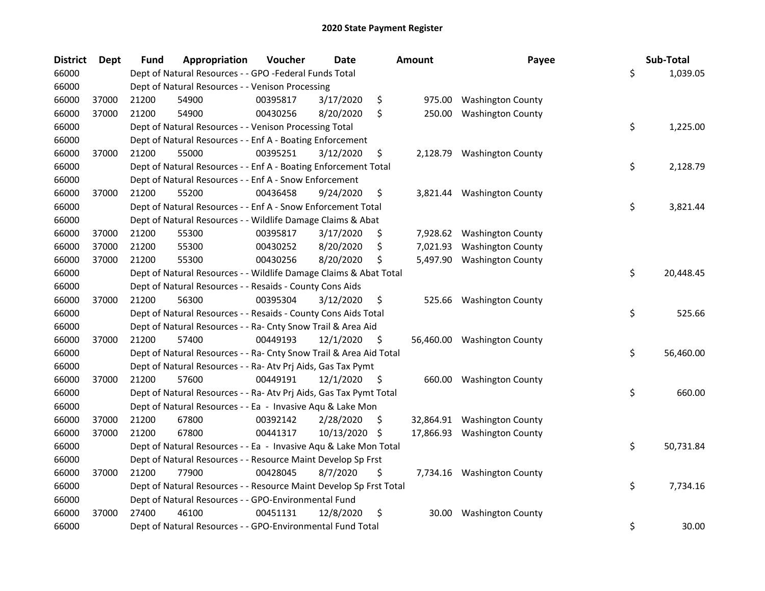# 2020 State Payment Register

| District | Dept | Fund | Appropriation | Voucher | Date | Amount | Payee | Sub-Total |
|---|---|---|---|---|---|---|---|---|
| 66000 | | Dept of Natural Resources - - GPO -Federal Funds Total | | | | | | $ 1,039.05 |
| 66000 | | Dept of Natural Resources - - Venison Processing | | | | | | |
| 66000 | 37000 | 21200 | 54900 | 00395817 | 3/17/2020 | $ 975.00 | Washington County | |
| 66000 | 37000 | 21200 | 54900 | 00430256 | 8/20/2020 | $ 250.00 | Washington County | |
| 66000 | | Dept of Natural Resources - - Venison Processing Total | | | | | | $ 1,225.00 |
| 66000 | | Dept of Natural Resources - - Enf A - Boating Enforcement | | | | | | |
| 66000 | 37000 | 21200 | 55000 | 00395251 | 3/12/2020 | $ 2,128.79 | Washington County | |
| 66000 | | Dept of Natural Resources - - Enf A - Boating Enforcement Total | | | | | | $ 2,128.79 |
| 66000 | | Dept of Natural Resources - - Enf A - Snow Enforcement | | | | | | |
| 66000 | 37000 | 21200 | 55200 | 00436458 | 9/24/2020 | $ 3,821.44 | Washington County | |
| 66000 | | Dept of Natural Resources - - Enf A - Snow Enforcement Total | | | | | | $ 3,821.44 |
| 66000 | | Dept of Natural Resources - - Wildlife Damage Claims & Abat | | | | | | |
| 66000 | 37000 | 21200 | 55300 | 00395817 | 3/17/2020 | $ 7,928.62 | Washington County | |
| 66000 | 37000 | 21200 | 55300 | 00430252 | 8/20/2020 | $ 7,021.93 | Washington County | |
| 66000 | 37000 | 21200 | 55300 | 00430256 | 8/20/2020 | $ 5,497.90 | Washington County | |
| 66000 | | Dept of Natural Resources - - Wildlife Damage Claims & Abat Total | | | | | | $ 20,448.45 |
| 66000 | | Dept of Natural Resources - - Resaids - County Cons Aids | | | | | | |
| 66000 | 37000 | 21200 | 56300 | 00395304 | 3/12/2020 | $ 525.66 | Washington County | |
| 66000 | | Dept of Natural Resources - - Resaids - County Cons Aids Total | | | | | | $ 525.66 |
| 66000 | | Dept of Natural Resources - - Ra- Cnty Snow Trail & Area Aid | | | | | | |
| 66000 | 37000 | 21200 | 57400 | 00449193 | 12/1/2020 | $ 56,460.00 | Washington County | |
| 66000 | | Dept of Natural Resources - - Ra- Cnty Snow Trail & Area Aid Total | | | | | | $ 56,460.00 |
| 66000 | | Dept of Natural Resources - - Ra- Atv Prj Aids, Gas Tax Pymt | | | | | | |
| 66000 | 37000 | 21200 | 57600 | 00449191 | 12/1/2020 | $ 660.00 | Washington County | |
| 66000 | | Dept of Natural Resources - - Ra- Atv Prj Aids, Gas Tax Pymt Total | | | | | | $ 660.00 |
| 66000 | | Dept of Natural Resources - - Ea - Invasive Aqu & Lake Mon | | | | | | |
| 66000 | 37000 | 21200 | 67800 | 00392142 | 2/28/2020 | $ 32,864.91 | Washington County | |
| 66000 | 37000 | 21200 | 67800 | 00441317 | 10/13/2020 | $ 17,866.93 | Washington County | |
| 66000 | | Dept of Natural Resources - - Ea - Invasive Aqu & Lake Mon Total | | | | | | $ 50,731.84 |
| 66000 | | Dept of Natural Resources - - Resource Maint Develop Sp Frst | | | | | | |
| 66000 | 37000 | 21200 | 77900 | 00428045 | 8/7/2020 | $ 7,734.16 | Washington County | |
| 66000 | | Dept of Natural Resources - - Resource Maint Develop Sp Frst Total | | | | | | $ 7,734.16 |
| 66000 | | Dept of Natural Resources - - GPO-Environmental Fund | | | | | | |
| 66000 | 37000 | 27400 | 46100 | 00451131 | 12/8/2020 | $ 30.00 | Washington County | |
| 66000 | | Dept of Natural Resources - - GPO-Environmental Fund Total | | | | | | $ 30.00 |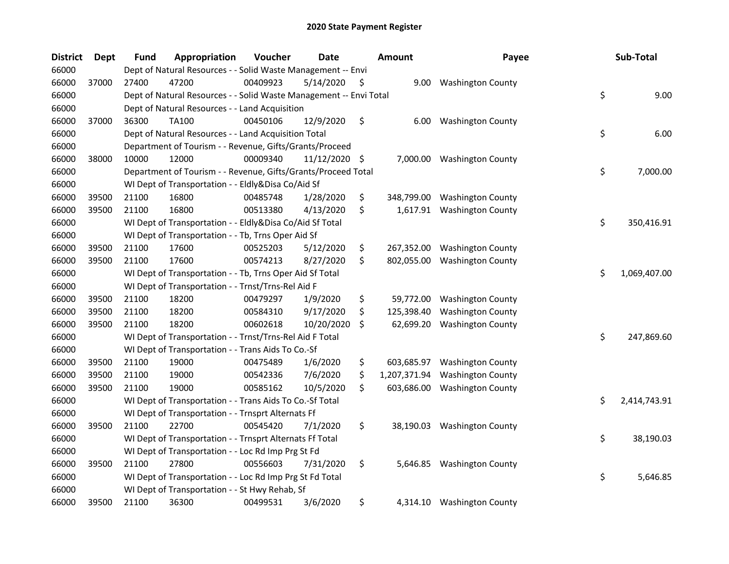## 2020 State Payment Register

| District | Dept | Fund | Appropriation | Voucher | Date | Amount | Payee | Sub-Total |
|---|---|---|---|---|---|---|---|---|
| 66000 | | Dept of Natural Resources - - Solid Waste Management -- Envi | | | | | | |
| 66000 | 37000 | 27400 | 47200 | 00409923 | 5/14/2020 | $ 9.00 | Washington County | |
| 66000 | | Dept of Natural Resources - - Solid Waste Management -- Envi Total | | | | | | $ 9.00 |
| 66000 | | Dept of Natural Resources - - Land Acquisition | | | | | | |
| 66000 | 37000 | 36300 | TA100 | 00450106 | 12/9/2020 | $ 6.00 | Washington County | |
| 66000 | | Dept of Natural Resources - - Land Acquisition Total | | | | | | $ 6.00 |
| 66000 | | Department of Tourism - - Revenue, Gifts/Grants/Proceed | | | | | | |
| 66000 | 38000 | 10000 | 12000 | 00009340 | 11/12/2020 | $ 7,000.00 | Washington County | |
| 66000 | | Department of Tourism - - Revenue, Gifts/Grants/Proceed Total | | | | | | $ 7,000.00 |
| 66000 | | WI Dept of Transportation - - Eldly&Disa Co/Aid Sf | | | | | | |
| 66000 | 39500 | 21100 | 16800 | 00485748 | 1/28/2020 | $ 348,799.00 | Washington County | |
| 66000 | 39500 | 21100 | 16800 | 00513380 | 4/13/2020 | $ 1,617.91 | Washington County | |
| 66000 | | WI Dept of Transportation - - Eldly&Disa Co/Aid Sf Total | | | | | | $ 350,416.91 |
| 66000 | | WI Dept of Transportation - - Tb, Trns Oper Aid Sf | | | | | | |
| 66000 | 39500 | 21100 | 17600 | 00525203 | 5/12/2020 | $ 267,352.00 | Washington County | |
| 66000 | 39500 | 21100 | 17600 | 00574213 | 8/27/2020 | $ 802,055.00 | Washington County | |
| 66000 | | WI Dept of Transportation - - Tb, Trns Oper Aid Sf Total | | | | | | $ 1,069,407.00 |
| 66000 | | WI Dept of Transportation - - Trnst/Trns-Rel Aid F | | | | | | |
| 66000 | 39500 | 21100 | 18200 | 00479297 | 1/9/2020 | $ 59,772.00 | Washington County | |
| 66000 | 39500 | 21100 | 18200 | 00584310 | 9/17/2020 | $ 125,398.40 | Washington County | |
| 66000 | 39500 | 21100 | 18200 | 00602618 | 10/20/2020 | $ 62,699.20 | Washington County | |
| 66000 | | WI Dept of Transportation - - Trnst/Trns-Rel Aid F Total | | | | | | $ 247,869.60 |
| 66000 | | WI Dept of Transportation - - Trans Aids To Co.-Sf | | | | | | |
| 66000 | 39500 | 21100 | 19000 | 00475489 | 1/6/2020 | $ 603,685.97 | Washington County | |
| 66000 | 39500 | 21100 | 19000 | 00542336 | 7/6/2020 | $ 1,207,371.94 | Washington County | |
| 66000 | 39500 | 21100 | 19000 | 00585162 | 10/5/2020 | $ 603,686.00 | Washington County | |
| 66000 | | WI Dept of Transportation - - Trans Aids To Co.-Sf Total | | | | | | $ 2,414,743.91 |
| 66000 | | WI Dept of Transportation - - Trnsprt Alternats Ff | | | | | | |
| 66000 | 39500 | 21100 | 22700 | 00545420 | 7/1/2020 | $ 38,190.03 | Washington County | |
| 66000 | | WI Dept of Transportation - - Trnsprt Alternats Ff Total | | | | | | $ 38,190.03 |
| 66000 | | WI Dept of Transportation - - Loc Rd Imp Prg St Fd | | | | | | |
| 66000 | 39500 | 21100 | 27800 | 00556603 | 7/31/2020 | $ 5,646.85 | Washington County | |
| 66000 | | WI Dept of Transportation - - Loc Rd Imp Prg St Fd Total | | | | | | $ 5,646.85 |
| 66000 | | WI Dept of Transportation - - St Hwy Rehab, Sf | | | | | | |
| 66000 | 39500 | 21100 | 36300 | 00499531 | 3/6/2020 | $ 4,314.10 | Washington County | |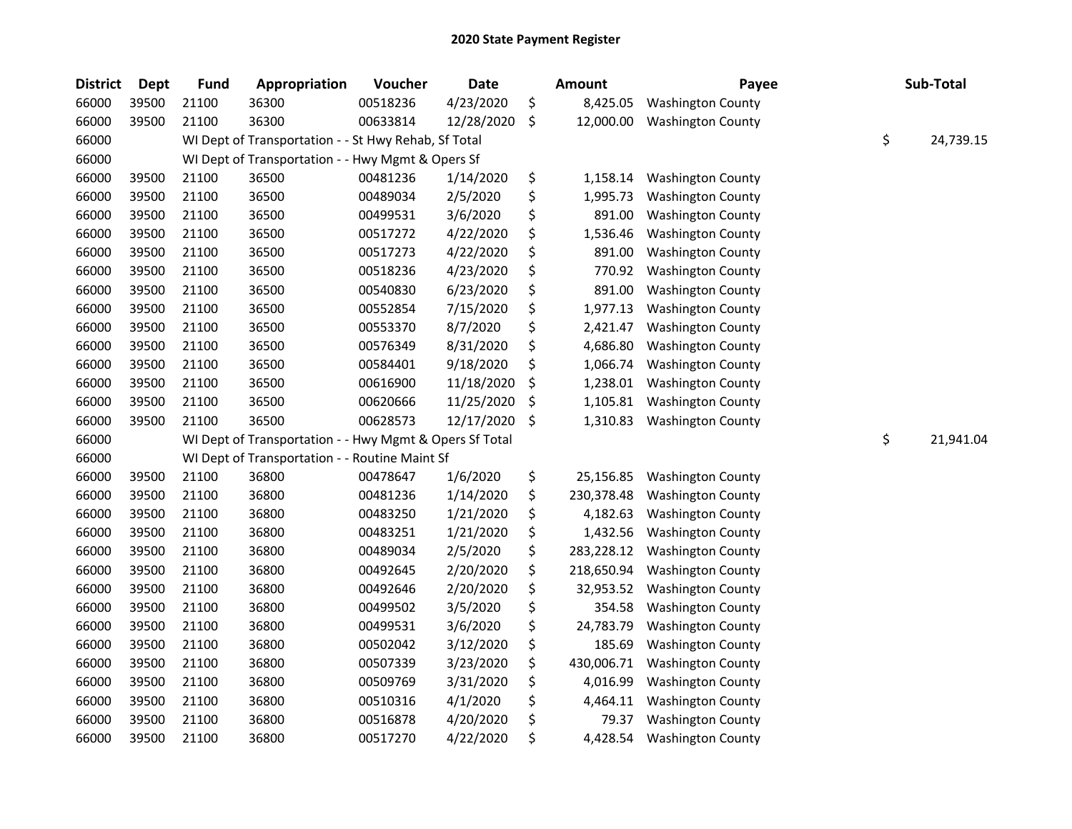# 2020 State Payment Register

| District | Dept | Fund | Appropriation | Voucher | Date | Amount | Payee | Sub-Total |
|---|---|---|---|---|---|---|---|---|
| 66000 | 39500 | 21100 | 36300 | 00518236 | 4/23/2020 | $ 8,425.05 | Washington County | |
| 66000 | 39500 | 21100 | 36300 | 00633814 | 12/28/2020 | $ 12,000.00 | Washington County | |
| 66000 | | WI Dept of Transportation - - St Hwy Rehab, Sf Total | | | | | | $ 24,739.15 |
| 66000 | | WI Dept of Transportation - - Hwy Mgmt & Opers Sf | | | | | | |
| 66000 | 39500 | 21100 | 36500 | 00481236 | 1/14/2020 | $ 1,158.14 | Washington County | |
| 66000 | 39500 | 21100 | 36500 | 00489034 | 2/5/2020 | $ 1,995.73 | Washington County | |
| 66000 | 39500 | 21100 | 36500 | 00499531 | 3/6/2020 | $ 891.00 | Washington County | |
| 66000 | 39500 | 21100 | 36500 | 00517272 | 4/22/2020 | $ 1,536.46 | Washington County | |
| 66000 | 39500 | 21100 | 36500 | 00517273 | 4/22/2020 | $ 891.00 | Washington County | |
| 66000 | 39500 | 21100 | 36500 | 00518236 | 4/23/2020 | $ 770.92 | Washington County | |
| 66000 | 39500 | 21100 | 36500 | 00540830 | 6/23/2020 | $ 891.00 | Washington County | |
| 66000 | 39500 | 21100 | 36500 | 00552854 | 7/15/2020 | $ 1,977.13 | Washington County | |
| 66000 | 39500 | 21100 | 36500 | 00553370 | 8/7/2020 | $ 2,421.47 | Washington County | |
| 66000 | 39500 | 21100 | 36500 | 00576349 | 8/31/2020 | $ 4,686.80 | Washington County | |
| 66000 | 39500 | 21100 | 36500 | 00584401 | 9/18/2020 | $ 1,066.74 | Washington County | |
| 66000 | 39500 | 21100 | 36500 | 00616900 | 11/18/2020 | $ 1,238.01 | Washington County | |
| 66000 | 39500 | 21100 | 36500 | 00620666 | 11/25/2020 | $ 1,105.81 | Washington County | |
| 66000 | 39500 | 21100 | 36500 | 00628573 | 12/17/2020 | $ 1,310.83 | Washington County | |
| 66000 | | WI Dept of Transportation - - Hwy Mgmt & Opers Sf Total | | | | | | $ 21,941.04 |
| 66000 | | WI Dept of Transportation - - Routine Maint Sf | | | | | | |
| 66000 | 39500 | 21100 | 36800 | 00478647 | 1/6/2020 | $ 25,156.85 | Washington County | |
| 66000 | 39500 | 21100 | 36800 | 00481236 | 1/14/2020 | $ 230,378.48 | Washington County | |
| 66000 | 39500 | 21100 | 36800 | 00483250 | 1/21/2020 | $ 4,182.63 | Washington County | |
| 66000 | 39500 | 21100 | 36800 | 00483251 | 1/21/2020 | $ 1,432.56 | Washington County | |
| 66000 | 39500 | 21100 | 36800 | 00489034 | 2/5/2020 | $ 283,228.12 | Washington County | |
| 66000 | 39500 | 21100 | 36800 | 00492645 | 2/20/2020 | $ 218,650.94 | Washington County | |
| 66000 | 39500 | 21100 | 36800 | 00492646 | 2/20/2020 | $ 32,953.52 | Washington County | |
| 66000 | 39500 | 21100 | 36800 | 00499502 | 3/5/2020 | $ 354.58 | Washington County | |
| 66000 | 39500 | 21100 | 36800 | 00499531 | 3/6/2020 | $ 24,783.79 | Washington County | |
| 66000 | 39500 | 21100 | 36800 | 00502042 | 3/12/2020 | $ 185.69 | Washington County | |
| 66000 | 39500 | 21100 | 36800 | 00507339 | 3/23/2020 | $ 430,006.71 | Washington County | |
| 66000 | 39500 | 21100 | 36800 | 00509769 | 3/31/2020 | $ 4,016.99 | Washington County | |
| 66000 | 39500 | 21100 | 36800 | 00510316 | 4/1/2020 | $ 4,464.11 | Washington County | |
| 66000 | 39500 | 21100 | 36800 | 00516878 | 4/20/2020 | $ 79.37 | Washington County | |
| 66000 | 39500 | 21100 | 36800 | 00517270 | 4/22/2020 | $ 4,428.54 | Washington County | |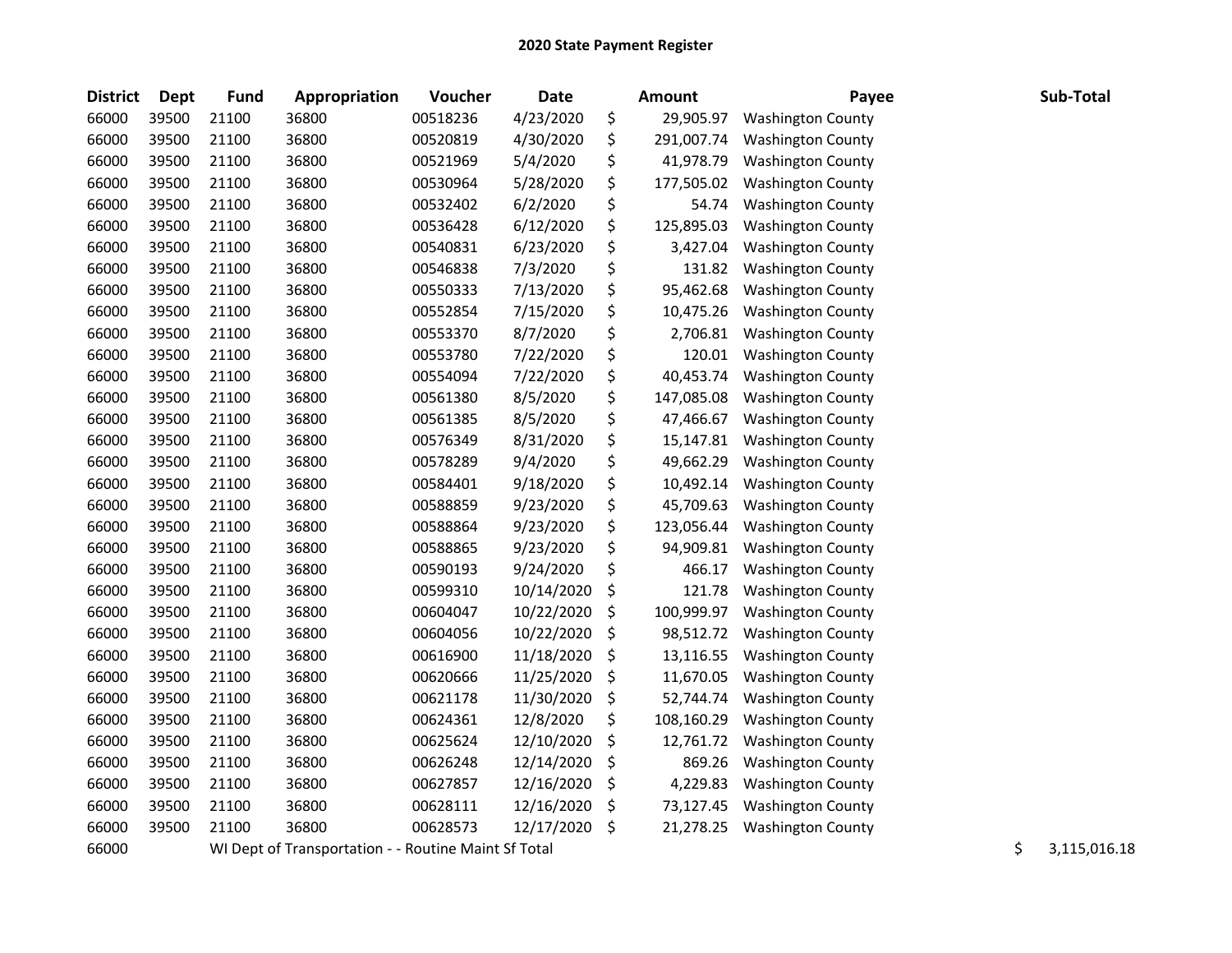# 2020 State Payment Register

| District | Dept | Fund | Appropriation | Voucher | Date | Amount | Payee | Sub-Total |
|---|---|---|---|---|---|---|---|---|
| 66000 | 39500 | 21100 | 36800 | 00518236 | 4/23/2020 | $ 29,905.97 | Washington County | |
| 66000 | 39500 | 21100 | 36800 | 00520819 | 4/30/2020 | $ 291,007.74 | Washington County | |
| 66000 | 39500 | 21100 | 36800 | 00521969 | 5/4/2020 | $ 41,978.79 | Washington County | |
| 66000 | 39500 | 21100 | 36800 | 00530964 | 5/28/2020 | $ 177,505.02 | Washington County | |
| 66000 | 39500 | 21100 | 36800 | 00532402 | 6/2/2020 | $ 54.74 | Washington County | |
| 66000 | 39500 | 21100 | 36800 | 00536428 | 6/12/2020 | $ 125,895.03 | Washington County | |
| 66000 | 39500 | 21100 | 36800 | 00540831 | 6/23/2020 | $ 3,427.04 | Washington County | |
| 66000 | 39500 | 21100 | 36800 | 00546838 | 7/3/2020 | $ 131.82 | Washington County | |
| 66000 | 39500 | 21100 | 36800 | 00550333 | 7/13/2020 | $ 95,462.68 | Washington County | |
| 66000 | 39500 | 21100 | 36800 | 00552854 | 7/15/2020 | $ 10,475.26 | Washington County | |
| 66000 | 39500 | 21100 | 36800 | 00553370 | 8/7/2020 | $ 2,706.81 | Washington County | |
| 66000 | 39500 | 21100 | 36800 | 00553780 | 7/22/2020 | $ 120.01 | Washington County | |
| 66000 | 39500 | 21100 | 36800 | 00554094 | 7/22/2020 | $ 40,453.74 | Washington County | |
| 66000 | 39500 | 21100 | 36800 | 00561380 | 8/5/2020 | $ 147,085.08 | Washington County | |
| 66000 | 39500 | 21100 | 36800 | 00561385 | 8/5/2020 | $ 47,466.67 | Washington County | |
| 66000 | 39500 | 21100 | 36800 | 00576349 | 8/31/2020 | $ 15,147.81 | Washington County | |
| 66000 | 39500 | 21100 | 36800 | 00578289 | 9/4/2020 | $ 49,662.29 | Washington County | |
| 66000 | 39500 | 21100 | 36800 | 00584401 | 9/18/2020 | $ 10,492.14 | Washington County | |
| 66000 | 39500 | 21100 | 36800 | 00588859 | 9/23/2020 | $ 45,709.63 | Washington County | |
| 66000 | 39500 | 21100 | 36800 | 00588864 | 9/23/2020 | $ 123,056.44 | Washington County | |
| 66000 | 39500 | 21100 | 36800 | 00588865 | 9/23/2020 | $ 94,909.81 | Washington County | |
| 66000 | 39500 | 21100 | 36800 | 00590193 | 9/24/2020 | $ 466.17 | Washington County | |
| 66000 | 39500 | 21100 | 36800 | 00599310 | 10/14/2020 | $ 121.78 | Washington County | |
| 66000 | 39500 | 21100 | 36800 | 00604047 | 10/22/2020 | $ 100,999.97 | Washington County | |
| 66000 | 39500 | 21100 | 36800 | 00604056 | 10/22/2020 | $ 98,512.72 | Washington County | |
| 66000 | 39500 | 21100 | 36800 | 00616900 | 11/18/2020 | $ 13,116.55 | Washington County | |
| 66000 | 39500 | 21100 | 36800 | 00620666 | 11/25/2020 | $ 11,670.05 | Washington County | |
| 66000 | 39500 | 21100 | 36800 | 00621178 | 11/30/2020 | $ 52,744.74 | Washington County | |
| 66000 | 39500 | 21100 | 36800 | 00624361 | 12/8/2020 | $ 108,160.29 | Washington County | |
| 66000 | 39500 | 21100 | 36800 | 00625624 | 12/10/2020 | $ 12,761.72 | Washington County | |
| 66000 | 39500 | 21100 | 36800 | 00626248 | 12/14/2020 | $ 869.26 | Washington County | |
| 66000 | 39500 | 21100 | 36800 | 00627857 | 12/16/2020 | $ 4,229.83 | Washington County | |
| 66000 | 39500 | 21100 | 36800 | 00628111 | 12/16/2020 | $ 73,127.45 | Washington County | |
| 66000 | 39500 | 21100 | 36800 | 00628573 | 12/17/2020 | $ 21,278.25 | Washington County | |
| 66000 | | WI Dept of Transportation - - Routine Maint Sf Total | | | | | | $ 3,115,016.18 |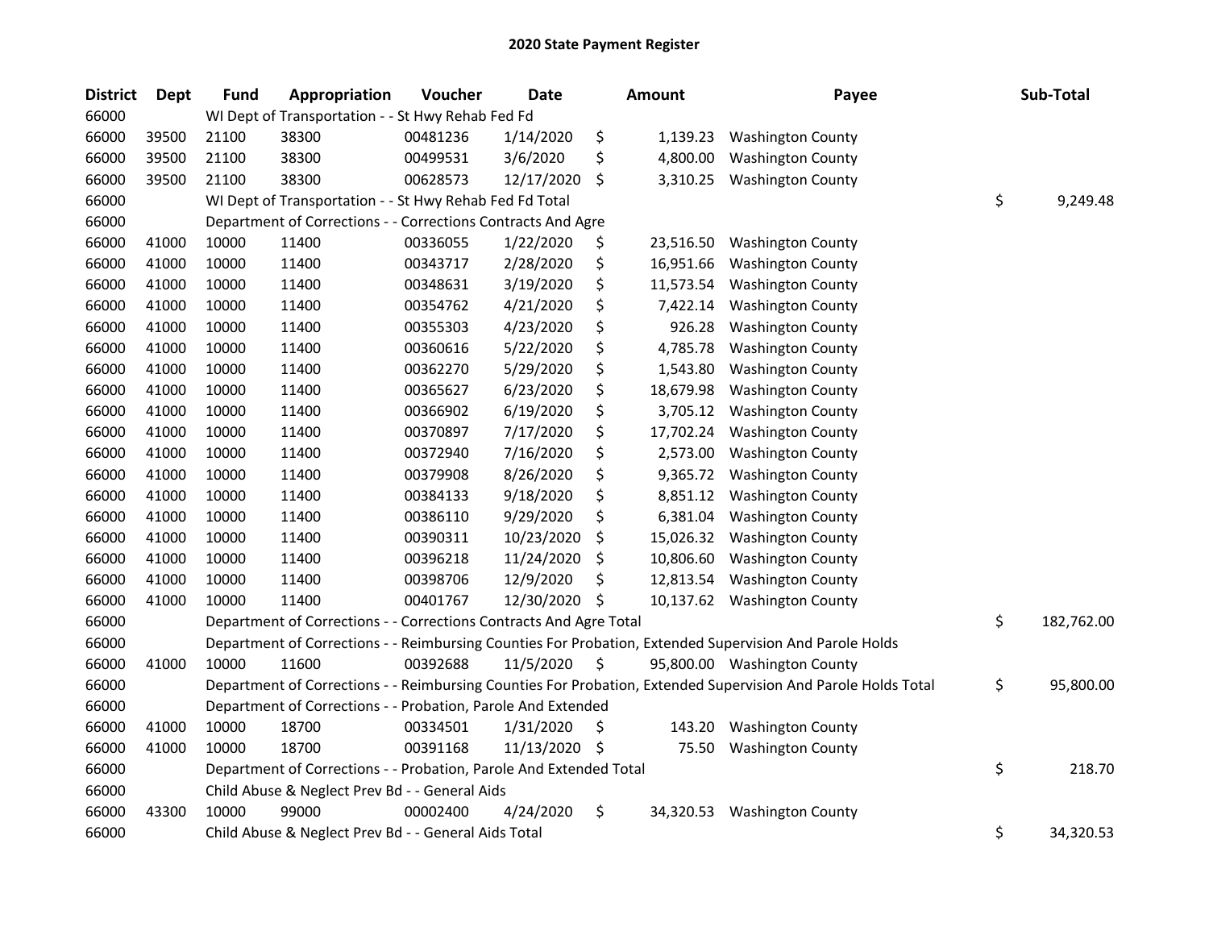# 2020 State Payment Register

| District | Dept | Fund | Appropriation | Voucher | Date | Amount | Payee | Sub-Total |
|---|---|---|---|---|---|---|---|---|
| 66000 | | WI Dept of Transportation - - St Hwy Rehab Fed Fd | | | | | | |
| 66000 | 39500 | 21100 | 38300 | 00481236 | 1/14/2020 | $ 1,139.23 | Washington County | |
| 66000 | 39500 | 21100 | 38300 | 00499531 | 3/6/2020 | $ 4,800.00 | Washington County | |
| 66000 | 39500 | 21100 | 38300 | 00628573 | 12/17/2020 | $ 3,310.25 | Washington County | |
| 66000 | | WI Dept of Transportation - - St Hwy Rehab Fed Fd Total | | | | | | $ 9,249.48 |
| 66000 | | Department of Corrections - - Corrections Contracts And Agre | | | | | | |
| 66000 | 41000 | 10000 | 11400 | 00336055 | 1/22/2020 | $ 23,516.50 | Washington County | |
| 66000 | 41000 | 10000 | 11400 | 00343717 | 2/28/2020 | $ 16,951.66 | Washington County | |
| 66000 | 41000 | 10000 | 11400 | 00348631 | 3/19/2020 | $ 11,573.54 | Washington County | |
| 66000 | 41000 | 10000 | 11400 | 00354762 | 4/21/2020 | $ 7,422.14 | Washington County | |
| 66000 | 41000 | 10000 | 11400 | 00355303 | 4/23/2020 | $ 926.28 | Washington County | |
| 66000 | 41000 | 10000 | 11400 | 00360616 | 5/22/2020 | $ 4,785.78 | Washington County | |
| 66000 | 41000 | 10000 | 11400 | 00362270 | 5/29/2020 | $ 1,543.80 | Washington County | |
| 66000 | 41000 | 10000 | 11400 | 00365627 | 6/23/2020 | $ 18,679.98 | Washington County | |
| 66000 | 41000 | 10000 | 11400 | 00366902 | 6/19/2020 | $ 3,705.12 | Washington County | |
| 66000 | 41000 | 10000 | 11400 | 00370897 | 7/17/2020 | $ 17,702.24 | Washington County | |
| 66000 | 41000 | 10000 | 11400 | 00372940 | 7/16/2020 | $ 2,573.00 | Washington County | |
| 66000 | 41000 | 10000 | 11400 | 00379908 | 8/26/2020 | $ 9,365.72 | Washington County | |
| 66000 | 41000 | 10000 | 11400 | 00384133 | 9/18/2020 | $ 8,851.12 | Washington County | |
| 66000 | 41000 | 10000 | 11400 | 00386110 | 9/29/2020 | $ 6,381.04 | Washington County | |
| 66000 | 41000 | 10000 | 11400 | 00390311 | 10/23/2020 | $ 15,026.32 | Washington County | |
| 66000 | 41000 | 10000 | 11400 | 00396218 | 11/24/2020 | $ 10,806.60 | Washington County | |
| 66000 | 41000 | 10000 | 11400 | 00398706 | 12/9/2020 | $ 12,813.54 | Washington County | |
| 66000 | 41000 | 10000 | 11400 | 00401767 | 12/30/2020 | $ 10,137.62 | Washington County | |
| 66000 | | Department of Corrections - - Corrections Contracts And Agre Total | | | | | | $ 182,762.00 |
| 66000 | | Department of Corrections - - Reimbursing Counties For Probation, Extended Supervision And Parole Holds | | | | | | |
| 66000 | 41000 | 10000 | 11600 | 00392688 | 11/5/2020 | $ 95,800.00 | Washington County | |
| 66000 | | Department of Corrections - - Reimbursing Counties For Probation, Extended Supervision And Parole Holds Total | | | | | | $ 95,800.00 |
| 66000 | | Department of Corrections - - Probation, Parole And Extended | | | | | | |
| 66000 | 41000 | 10000 | 18700 | 00334501 | 1/31/2020 | $ 143.20 | Washington County | |
| 66000 | 41000 | 10000 | 18700 | 00391168 | 11/13/2020 | $ 75.50 | Washington County | |
| 66000 | | Department of Corrections - - Probation, Parole And Extended Total | | | | | | $ 218.70 |
| 66000 | | Child Abuse & Neglect Prev Bd - - General Aids | | | | | | |
| 66000 | 43300 | 10000 | 99000 | 00002400 | 4/24/2020 | $ 34,320.53 | Washington County | |
| 66000 | | Child Abuse & Neglect Prev Bd - - General Aids Total | | | | | | $ 34,320.53 |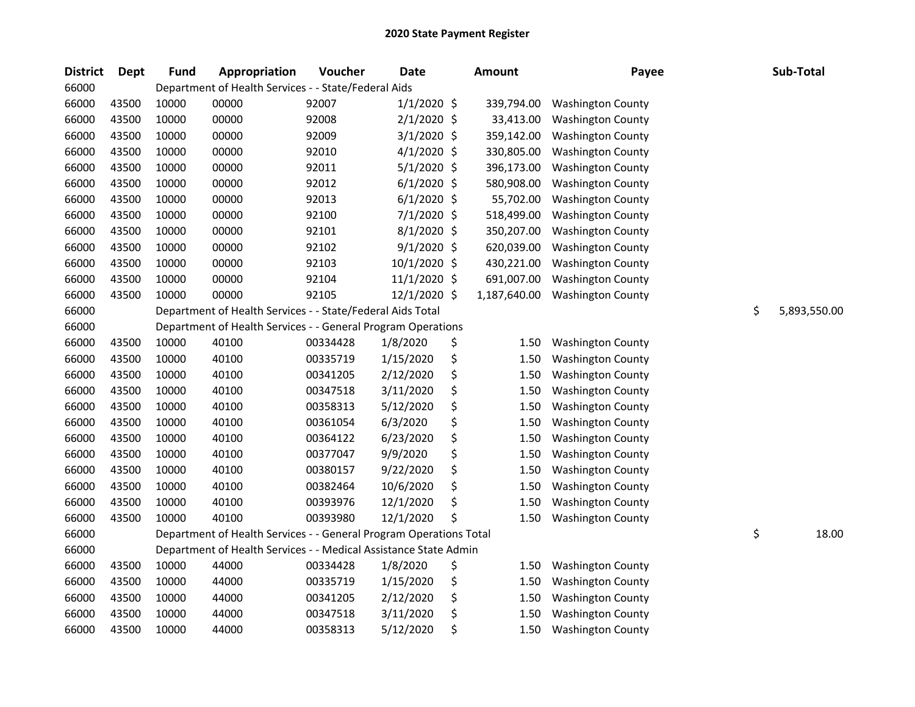# 2020 State Payment Register

| District | Dept | Fund | Appropriation | Voucher | Date | Amount | Payee | Sub-Total |
|---|---|---|---|---|---|---|---|---|
| 66000 | | Department of Health Services - - State/Federal Aids | | | | | | |
| 66000 | 43500 | 10000 | 00000 | 92007 | 1/1/2020 | $ 339,794.00 | Washington County | |
| 66000 | 43500 | 10000 | 00000 | 92008 | 2/1/2020 | $ 33,413.00 | Washington County | |
| 66000 | 43500 | 10000 | 00000 | 92009 | 3/1/2020 | $ 359,142.00 | Washington County | |
| 66000 | 43500 | 10000 | 00000 | 92010 | 4/1/2020 | $ 330,805.00 | Washington County | |
| 66000 | 43500 | 10000 | 00000 | 92011 | 5/1/2020 | $ 396,173.00 | Washington County | |
| 66000 | 43500 | 10000 | 00000 | 92012 | 6/1/2020 | $ 580,908.00 | Washington County | |
| 66000 | 43500 | 10000 | 00000 | 92013 | 6/1/2020 | $ 55,702.00 | Washington County | |
| 66000 | 43500 | 10000 | 00000 | 92100 | 7/1/2020 | $ 518,499.00 | Washington County | |
| 66000 | 43500 | 10000 | 00000 | 92101 | 8/1/2020 | $ 350,207.00 | Washington County | |
| 66000 | 43500 | 10000 | 00000 | 92102 | 9/1/2020 | $ 620,039.00 | Washington County | |
| 66000 | 43500 | 10000 | 00000 | 92103 | 10/1/2020 | $ 430,221.00 | Washington County | |
| 66000 | 43500 | 10000 | 00000 | 92104 | 11/1/2020 | $ 691,007.00 | Washington County | |
| 66000 | 43500 | 10000 | 00000 | 92105 | 12/1/2020 | $ 1,187,640.00 | Washington County | |
| 66000 | | Department of Health Services - - State/Federal Aids Total | | | | | | $ 5,893,550.00 |
| 66000 | | Department of Health Services - - General Program Operations | | | | | | |
| 66000 | 43500 | 10000 | 40100 | 00334428 | 1/8/2020 | $ 1.50 | Washington County | |
| 66000 | 43500 | 10000 | 40100 | 00335719 | 1/15/2020 | $ 1.50 | Washington County | |
| 66000 | 43500 | 10000 | 40100 | 00341205 | 2/12/2020 | $ 1.50 | Washington County | |
| 66000 | 43500 | 10000 | 40100 | 00347518 | 3/11/2020 | $ 1.50 | Washington County | |
| 66000 | 43500 | 10000 | 40100 | 00358313 | 5/12/2020 | $ 1.50 | Washington County | |
| 66000 | 43500 | 10000 | 40100 | 00361054 | 6/3/2020 | $ 1.50 | Washington County | |
| 66000 | 43500 | 10000 | 40100 | 00364122 | 6/23/2020 | $ 1.50 | Washington County | |
| 66000 | 43500 | 10000 | 40100 | 00377047 | 9/9/2020 | $ 1.50 | Washington County | |
| 66000 | 43500 | 10000 | 40100 | 00380157 | 9/22/2020 | $ 1.50 | Washington County | |
| 66000 | 43500 | 10000 | 40100 | 00382464 | 10/6/2020 | $ 1.50 | Washington County | |
| 66000 | 43500 | 10000 | 40100 | 00393976 | 12/1/2020 | $ 1.50 | Washington County | |
| 66000 | 43500 | 10000 | 40100 | 00393980 | 12/1/2020 | $ 1.50 | Washington County | |
| 66000 | | Department of Health Services - - General Program Operations Total | | | | | | $ 18.00 |
| 66000 | | Department of Health Services - - Medical Assistance State Admin | | | | | | |
| 66000 | 43500 | 10000 | 44000 | 00334428 | 1/8/2020 | $ 1.50 | Washington County | |
| 66000 | 43500 | 10000 | 44000 | 00335719 | 1/15/2020 | $ 1.50 | Washington County | |
| 66000 | 43500 | 10000 | 44000 | 00341205 | 2/12/2020 | $ 1.50 | Washington County | |
| 66000 | 43500 | 10000 | 44000 | 00347518 | 3/11/2020 | $ 1.50 | Washington County | |
| 66000 | 43500 | 10000 | 44000 | 00358313 | 5/12/2020 | $ 1.50 | Washington County | |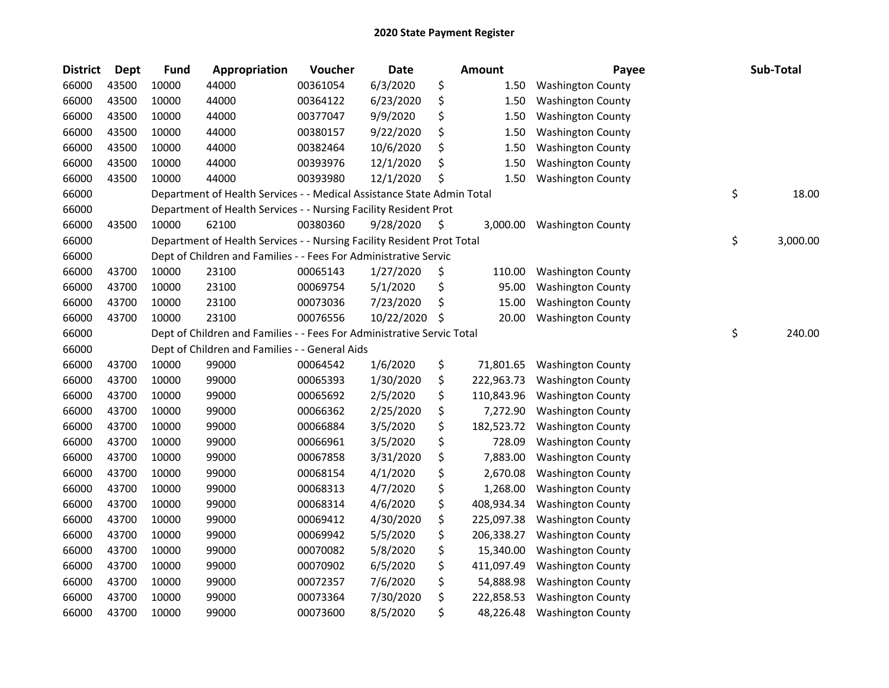## 2020 State Payment Register

| District | Dept | Fund | Appropriation | Voucher | Date | Amount | Payee | Sub-Total |
|---|---|---|---|---|---|---|---|---|
| 66000 | 43500 | 10000 | 44000 | 00361054 | 6/3/2020 | $ 1.50 | Washington County | |
| 66000 | 43500 | 10000 | 44000 | 00364122 | 6/23/2020 | $ 1.50 | Washington County | |
| 66000 | 43500 | 10000 | 44000 | 00377047 | 9/9/2020 | $ 1.50 | Washington County | |
| 66000 | 43500 | 10000 | 44000 | 00380157 | 9/22/2020 | $ 1.50 | Washington County | |
| 66000 | 43500 | 10000 | 44000 | 00382464 | 10/6/2020 | $ 1.50 | Washington County | |
| 66000 | 43500 | 10000 | 44000 | 00393976 | 12/1/2020 | $ 1.50 | Washington County | |
| 66000 | 43500 | 10000 | 44000 | 00393980 | 12/1/2020 | $ 1.50 | Washington County | |
| 66000 | | Department of Health Services - - Medical Assistance State Admin Total | | | | | | $ 18.00 |
| 66000 | | Department of Health Services - - Nursing Facility Resident Prot | | | | | | |
| 66000 | 43500 | 10000 | 62100 | 00380360 | 9/28/2020 | $ 3,000.00 | Washington County | |
| 66000 | | Department of Health Services - - Nursing Facility Resident Prot Total | | | | | | $ 3,000.00 |
| 66000 | | Dept of Children and Families - - Fees For Administrative Servic | | | | | | |
| 66000 | 43700 | 10000 | 23100 | 00065143 | 1/27/2020 | $ 110.00 | Washington County | |
| 66000 | 43700 | 10000 | 23100 | 00069754 | 5/1/2020 | $ 95.00 | Washington County | |
| 66000 | 43700 | 10000 | 23100 | 00073036 | 7/23/2020 | $ 15.00 | Washington County | |
| 66000 | 43700 | 10000 | 23100 | 00076556 | 10/22/2020 | $ 20.00 | Washington County | |
| 66000 | | Dept of Children and Families - - Fees For Administrative Servic Total | | | | | | $ 240.00 |
| 66000 | | Dept of Children and Families - - General Aids | | | | | | |
| 66000 | 43700 | 10000 | 99000 | 00064542 | 1/6/2020 | $ 71,801.65 | Washington County | |
| 66000 | 43700 | 10000 | 99000 | 00065393 | 1/30/2020 | $ 222,963.73 | Washington County | |
| 66000 | 43700 | 10000 | 99000 | 00065692 | 2/5/2020 | $ 110,843.96 | Washington County | |
| 66000 | 43700 | 10000 | 99000 | 00066362 | 2/25/2020 | $ 7,272.90 | Washington County | |
| 66000 | 43700 | 10000 | 99000 | 00066884 | 3/5/2020 | $ 182,523.72 | Washington County | |
| 66000 | 43700 | 10000 | 99000 | 00066961 | 3/5/2020 | $ 728.09 | Washington County | |
| 66000 | 43700 | 10000 | 99000 | 00067858 | 3/31/2020 | $ 7,883.00 | Washington County | |
| 66000 | 43700 | 10000 | 99000 | 00068154 | 4/1/2020 | $ 2,670.08 | Washington County | |
| 66000 | 43700 | 10000 | 99000 | 00068313 | 4/7/2020 | $ 1,268.00 | Washington County | |
| 66000 | 43700 | 10000 | 99000 | 00068314 | 4/6/2020 | $ 408,934.34 | Washington County | |
| 66000 | 43700 | 10000 | 99000 | 00069412 | 4/30/2020 | $ 225,097.38 | Washington County | |
| 66000 | 43700 | 10000 | 99000 | 00069942 | 5/5/2020 | $ 206,338.27 | Washington County | |
| 66000 | 43700 | 10000 | 99000 | 00070082 | 5/8/2020 | $ 15,340.00 | Washington County | |
| 66000 | 43700 | 10000 | 99000 | 00070902 | 6/5/2020 | $ 411,097.49 | Washington County | |
| 66000 | 43700 | 10000 | 99000 | 00072357 | 7/6/2020 | $ 54,888.98 | Washington County | |
| 66000 | 43700 | 10000 | 99000 | 00073364 | 7/30/2020 | $ 222,858.53 | Washington County | |
| 66000 | 43700 | 10000 | 99000 | 00073600 | 8/5/2020 | $ 48,226.48 | Washington County | |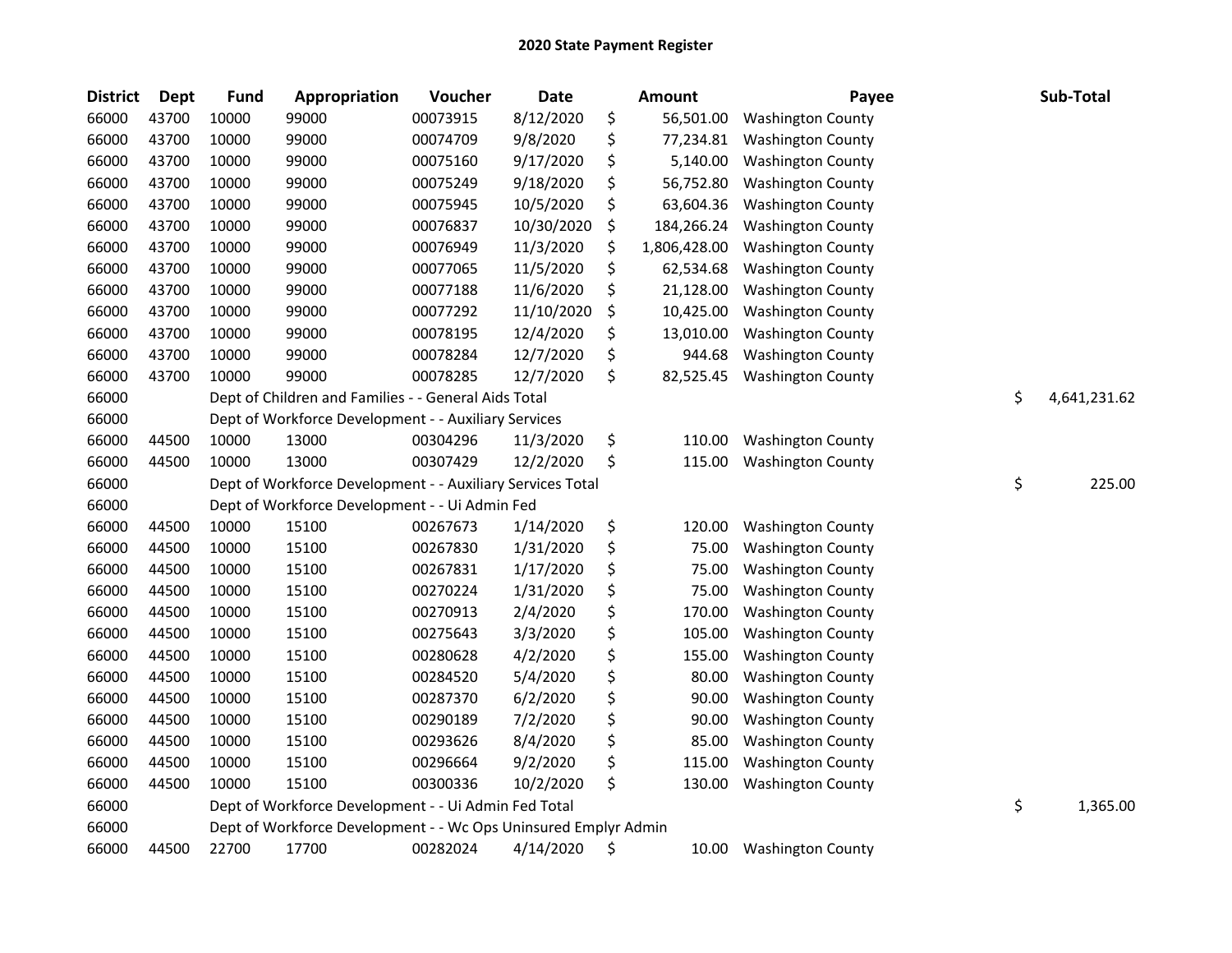# 2020 State Payment Register

| District | Dept | Fund | Appropriation | Voucher | Date | Amount | Payee | Sub-Total |
|---|---|---|---|---|---|---|---|---|
| 66000 | 43700 | 10000 | 99000 | 00073915 | 8/12/2020 | $ 56,501.00 | Washington County | |
| 66000 | 43700 | 10000 | 99000 | 00074709 | 9/8/2020 | $ 77,234.81 | Washington County | |
| 66000 | 43700 | 10000 | 99000 | 00075160 | 9/17/2020 | $ 5,140.00 | Washington County | |
| 66000 | 43700 | 10000 | 99000 | 00075249 | 9/18/2020 | $ 56,752.80 | Washington County | |
| 66000 | 43700 | 10000 | 99000 | 00075945 | 10/5/2020 | $ 63,604.36 | Washington County | |
| 66000 | 43700 | 10000 | 99000 | 00076837 | 10/30/2020 | $ 184,266.24 | Washington County | |
| 66000 | 43700 | 10000 | 99000 | 00076949 | 11/3/2020 | $ 1,806,428.00 | Washington County | |
| 66000 | 43700 | 10000 | 99000 | 00077065 | 11/5/2020 | $ 62,534.68 | Washington County | |
| 66000 | 43700 | 10000 | 99000 | 00077188 | 11/6/2020 | $ 21,128.00 | Washington County | |
| 66000 | 43700 | 10000 | 99000 | 00077292 | 11/10/2020 | $ 10,425.00 | Washington County | |
| 66000 | 43700 | 10000 | 99000 | 00078195 | 12/4/2020 | $ 13,010.00 | Washington County | |
| 66000 | 43700 | 10000 | 99000 | 00078284 | 12/7/2020 | $ 944.68 | Washington County | |
| 66000 | 43700 | 10000 | 99000 | 00078285 | 12/7/2020 | $ 82,525.45 | Washington County | |
| 66000 | | Dept of Children and Families - - General Aids Total | | | | | | $ 4,641,231.62 |
| 66000 | | Dept of Workforce Development - - Auxiliary Services | | | | | | |
| 66000 | 44500 | 10000 | 13000 | 00304296 | 11/3/2020 | $ 110.00 | Washington County | |
| 66000 | 44500 | 10000 | 13000 | 00307429 | 12/2/2020 | $ 115.00 | Washington County | |
| 66000 | | Dept of Workforce Development - - Auxiliary Services Total | | | | | | $ 225.00 |
| 66000 | | Dept of Workforce Development - - Ui Admin Fed | | | | | | |
| 66000 | 44500 | 10000 | 15100 | 00267673 | 1/14/2020 | $ 120.00 | Washington County | |
| 66000 | 44500 | 10000 | 15100 | 00267830 | 1/31/2020 | $ 75.00 | Washington County | |
| 66000 | 44500 | 10000 | 15100 | 00267831 | 1/17/2020 | $ 75.00 | Washington County | |
| 66000 | 44500 | 10000 | 15100 | 00270224 | 1/31/2020 | $ 75.00 | Washington County | |
| 66000 | 44500 | 10000 | 15100 | 00270913 | 2/4/2020 | $ 170.00 | Washington County | |
| 66000 | 44500 | 10000 | 15100 | 00275643 | 3/3/2020 | $ 105.00 | Washington County | |
| 66000 | 44500 | 10000 | 15100 | 00280628 | 4/2/2020 | $ 155.00 | Washington County | |
| 66000 | 44500 | 10000 | 15100 | 00284520 | 5/4/2020 | $ 80.00 | Washington County | |
| 66000 | 44500 | 10000 | 15100 | 00287370 | 6/2/2020 | $ 90.00 | Washington County | |
| 66000 | 44500 | 10000 | 15100 | 00290189 | 7/2/2020 | $ 90.00 | Washington County | |
| 66000 | 44500 | 10000 | 15100 | 00293626 | 8/4/2020 | $ 85.00 | Washington County | |
| 66000 | 44500 | 10000 | 15100 | 00296664 | 9/2/2020 | $ 115.00 | Washington County | |
| 66000 | 44500 | 10000 | 15100 | 00300336 | 10/2/2020 | $ 130.00 | Washington County | |
| 66000 | | Dept of Workforce Development - - Ui Admin Fed Total | | | | | | $ 1,365.00 |
| 66000 | | Dept of Workforce Development - - Wc Ops Uninsured Emplyr Admin | | | | | | |
| 66000 | 44500 | 22700 | 17700 | 00282024 | 4/14/2020 | $ 10.00 | Washington County | |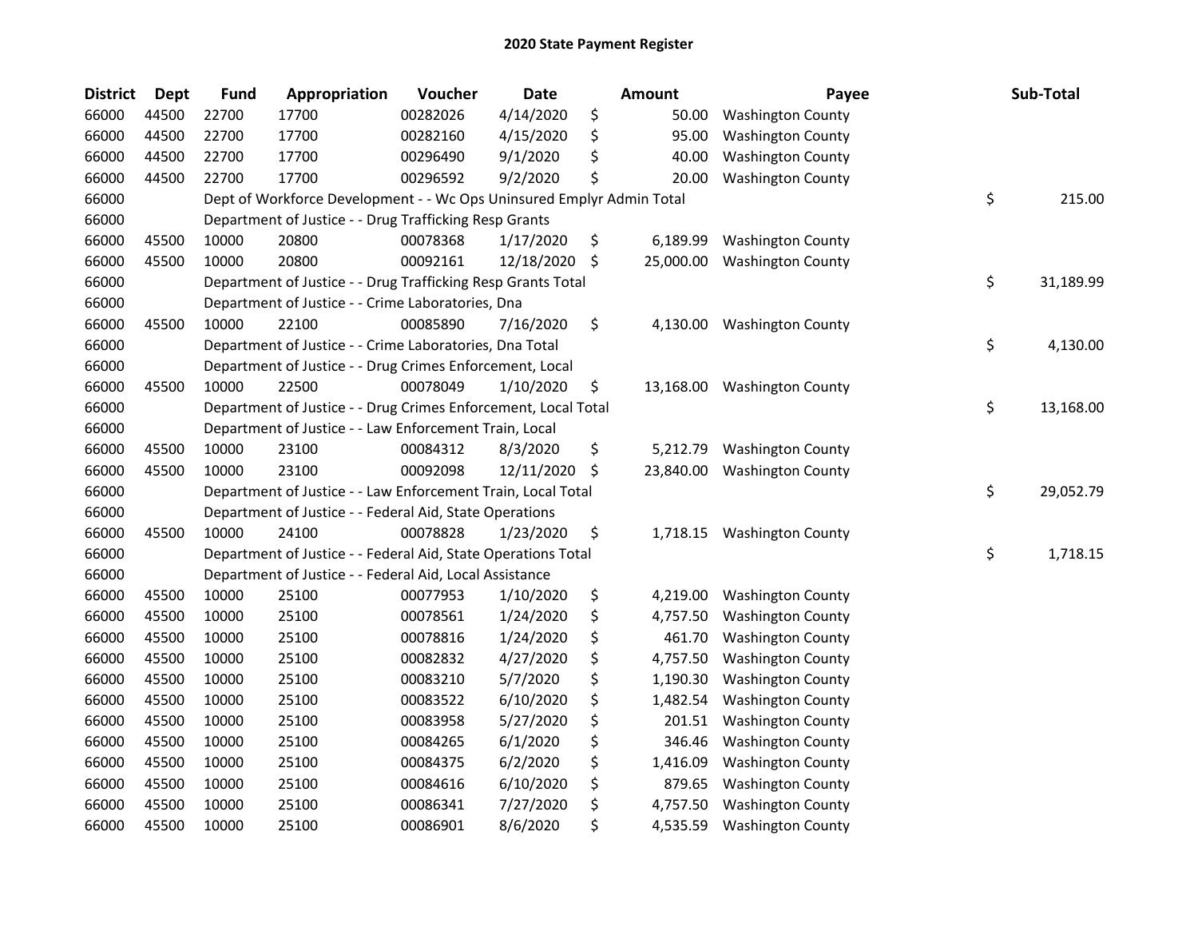# 2020 State Payment Register

| District | Dept | Fund | Appropriation | Voucher | Date | Amount | Payee | Sub-Total |
|---|---|---|---|---|---|---|---|---|
| 66000 | 44500 | 22700 | 17700 | 00282026 | 4/14/2020 | $ 50.00 | Washington County | |
| 66000 | 44500 | 22700 | 17700 | 00282160 | 4/15/2020 | $ 95.00 | Washington County | |
| 66000 | 44500 | 22700 | 17700 | 00296490 | 9/1/2020 | $ 40.00 | Washington County | |
| 66000 | 44500 | 22700 | 17700 | 00296592 | 9/2/2020 | $ 20.00 | Washington County | |
| 66000 | | Dept of Workforce Development - - Wc Ops Uninsured Emplyr Admin Total | | | | | | $ 215.00 |
| 66000 | | Department of Justice - - Drug Trafficking Resp Grants | | | | | | |
| 66000 | 45500 | 10000 | 20800 | 00078368 | 1/17/2020 | $ 6,189.99 | Washington County | |
| 66000 | 45500 | 10000 | 20800 | 00092161 | 12/18/2020 | $ 25,000.00 | Washington County | |
| 66000 | | Department of Justice - - Drug Trafficking Resp Grants Total | | | | | | $ 31,189.99 |
| 66000 | | Department of Justice - - Crime Laboratories, Dna | | | | | | |
| 66000 | 45500 | 10000 | 22100 | 00085890 | 7/16/2020 | $ 4,130.00 | Washington County | |
| 66000 | | Department of Justice - - Crime Laboratories, Dna Total | | | | | | $ 4,130.00 |
| 66000 | | Department of Justice - - Drug Crimes Enforcement, Local | | | | | | |
| 66000 | 45500 | 10000 | 22500 | 00078049 | 1/10/2020 | $ 13,168.00 | Washington County | |
| 66000 | | Department of Justice - - Drug Crimes Enforcement, Local Total | | | | | | $ 13,168.00 |
| 66000 | | Department of Justice - - Law Enforcement Train, Local | | | | | | |
| 66000 | 45500 | 10000 | 23100 | 00084312 | 8/3/2020 | $ 5,212.79 | Washington County | |
| 66000 | 45500 | 10000 | 23100 | 00092098 | 12/11/2020 | $ 23,840.00 | Washington County | |
| 66000 | | Department of Justice - - Law Enforcement Train, Local Total | | | | | | $ 29,052.79 |
| 66000 | | Department of Justice - - Federal Aid, State Operations | | | | | | |
| 66000 | 45500 | 10000 | 24100 | 00078828 | 1/23/2020 | $ 1,718.15 | Washington County | |
| 66000 | | Department of Justice - - Federal Aid, State Operations Total | | | | | | $ 1,718.15 |
| 66000 | | Department of Justice - - Federal Aid, Local Assistance | | | | | | |
| 66000 | 45500 | 10000 | 25100 | 00077953 | 1/10/2020 | $ 4,219.00 | Washington County | |
| 66000 | 45500 | 10000 | 25100 | 00078561 | 1/24/2020 | $ 4,757.50 | Washington County | |
| 66000 | 45500 | 10000 | 25100 | 00078816 | 1/24/2020 | $ 461.70 | Washington County | |
| 66000 | 45500 | 10000 | 25100 | 00082832 | 4/27/2020 | $ 4,757.50 | Washington County | |
| 66000 | 45500 | 10000 | 25100 | 00083210 | 5/7/2020 | $ 1,190.30 | Washington County | |
| 66000 | 45500 | 10000 | 25100 | 00083522 | 6/10/2020 | $ 1,482.54 | Washington County | |
| 66000 | 45500 | 10000 | 25100 | 00083958 | 5/27/2020 | $ 201.51 | Washington County | |
| 66000 | 45500 | 10000 | 25100 | 00084265 | 6/1/2020 | $ 346.46 | Washington County | |
| 66000 | 45500 | 10000 | 25100 | 00084375 | 6/2/2020 | $ 1,416.09 | Washington County | |
| 66000 | 45500 | 10000 | 25100 | 00084616 | 6/10/2020 | $ 879.65 | Washington County | |
| 66000 | 45500 | 10000 | 25100 | 00086341 | 7/27/2020 | $ 4,757.50 | Washington County | |
| 66000 | 45500 | 10000 | 25100 | 00086901 | 8/6/2020 | $ 4,535.59 | Washington County | |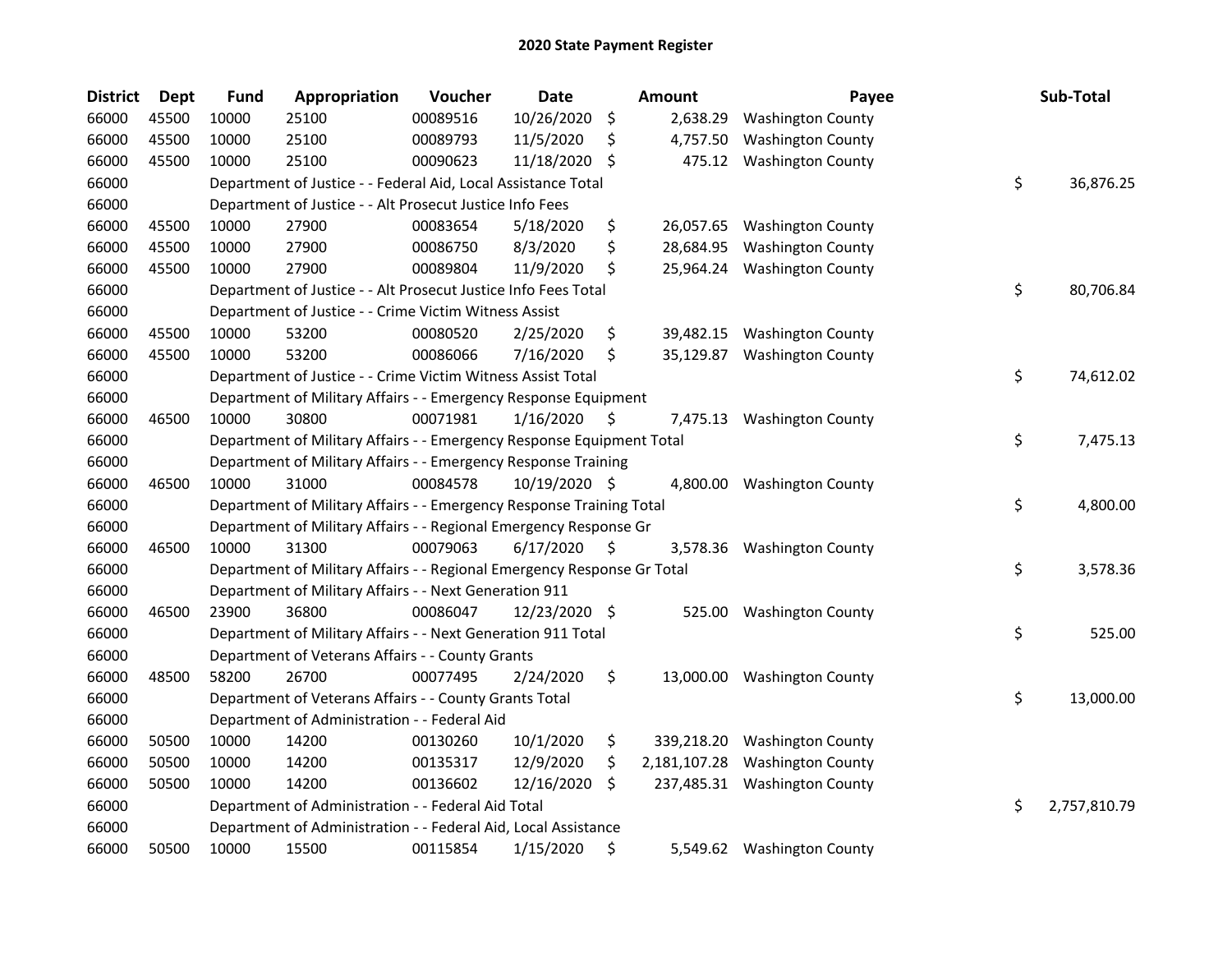# 2020 State Payment Register

| District | Dept | Fund | Appropriation | Voucher | Date | Amount | Payee | Sub-Total |
|---|---|---|---|---|---|---|---|---|
| 66000 | 45500 | 10000 | 25100 | 00089516 | 10/26/2020 | $ 2,638.29 | Washington County | |
| 66000 | 45500 | 10000 | 25100 | 00089793 | 11/5/2020 | $ 4,757.50 | Washington County | |
| 66000 | 45500 | 10000 | 25100 | 00090623 | 11/18/2020 | $ 475.12 | Washington County | |
| 66000 | | | Department of Justice - - Federal Aid, Local Assistance Total | | | | | $ 36,876.25 |
| 66000 | | | Department of Justice - - Alt Prosecut Justice Info Fees | | | | | |
| 66000 | 45500 | 10000 | 27900 | 00083654 | 5/18/2020 | $ 26,057.65 | Washington County | |
| 66000 | 45500 | 10000 | 27900 | 00086750 | 8/3/2020 | $ 28,684.95 | Washington County | |
| 66000 | 45500 | 10000 | 27900 | 00089804 | 11/9/2020 | $ 25,964.24 | Washington County | |
| 66000 | | | Department of Justice - - Alt Prosecut Justice Info Fees Total | | | | | $ 80,706.84 |
| 66000 | | | Department of Justice - - Crime Victim Witness Assist | | | | | |
| 66000 | 45500 | 10000 | 53200 | 00080520 | 2/25/2020 | $ 39,482.15 | Washington County | |
| 66000 | 45500 | 10000 | 53200 | 00086066 | 7/16/2020 | $ 35,129.87 | Washington County | |
| 66000 | | | Department of Justice - - Crime Victim Witness Assist Total | | | | | $ 74,612.02 |
| 66000 | | | Department of Military Affairs - - Emergency Response Equipment | | | | | |
| 66000 | 46500 | 10000 | 30800 | 00071981 | 1/16/2020 | $ 7,475.13 | Washington County | |
| 66000 | | | Department of Military Affairs - - Emergency Response Equipment Total | | | | | $ 7,475.13 |
| 66000 | | | Department of Military Affairs - - Emergency Response Training | | | | | |
| 66000 | 46500 | 10000 | 31000 | 00084578 | 10/19/2020 | $ 4,800.00 | Washington County | |
| 66000 | | | Department of Military Affairs - - Emergency Response Training Total | | | | | $ 4,800.00 |
| 66000 | | | Department of Military Affairs - - Regional Emergency Response Gr | | | | | |
| 66000 | 46500 | 10000 | 31300 | 00079063 | 6/17/2020 | $ 3,578.36 | Washington County | |
| 66000 | | | Department of Military Affairs - - Regional Emergency Response Gr Total | | | | | $ 3,578.36 |
| 66000 | | | Department of Military Affairs - - Next Generation 911 | | | | | |
| 66000 | 46500 | 23900 | 36800 | 00086047 | 12/23/2020 | $ 525.00 | Washington County | |
| 66000 | | | Department of Military Affairs - - Next Generation 911 Total | | | | | $ 525.00 |
| 66000 | | | Department of Veterans Affairs - - County Grants | | | | | |
| 66000 | 48500 | 58200 | 26700 | 00077495 | 2/24/2020 | $ 13,000.00 | Washington County | |
| 66000 | | | Department of Veterans Affairs - - County Grants Total | | | | | $ 13,000.00 |
| 66000 | | | Department of Administration - - Federal Aid | | | | | |
| 66000 | 50500 | 10000 | 14200 | 00130260 | 10/1/2020 | $ 339,218.20 | Washington County | |
| 66000 | 50500 | 10000 | 14200 | 00135317 | 12/9/2020 | $ 2,181,107.28 | Washington County | |
| 66000 | 50500 | 10000 | 14200 | 00136602 | 12/16/2020 | $ 237,485.31 | Washington County | |
| 66000 | | | Department of Administration - - Federal Aid Total | | | | | $ 2,757,810.79 |
| 66000 | | | Department of Administration - - Federal Aid, Local Assistance | | | | | |
| 66000 | 50500 | 10000 | 15500 | 00115854 | 1/15/2020 | $ 5,549.62 | Washington County | |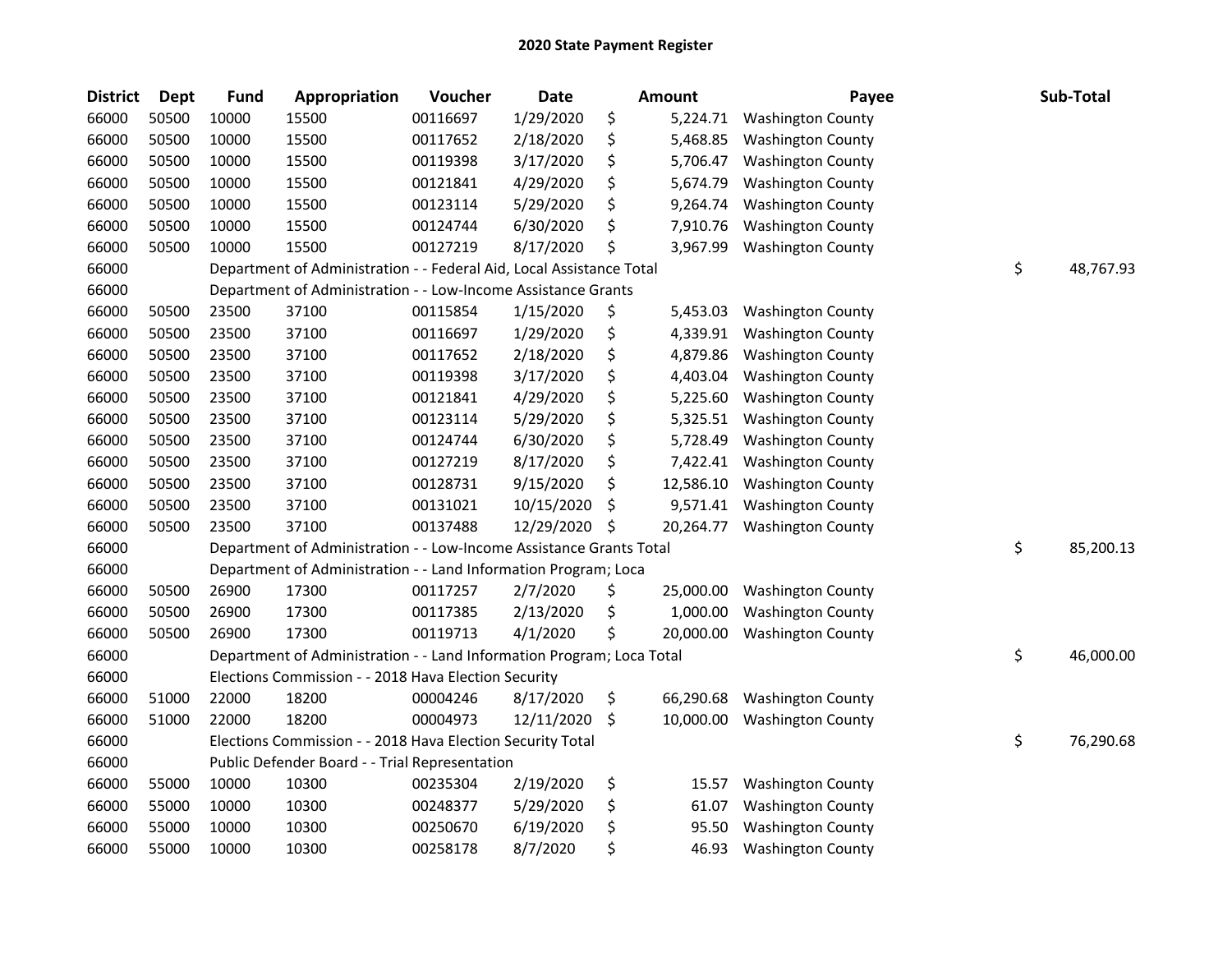## 2020 State Payment Register

| District | Dept | Fund | Appropriation | Voucher | Date | Amount | Payee | Sub-Total |
|---|---|---|---|---|---|---|---|---|
| 66000 | 50500 | 10000 | 15500 | 00116697 | 1/29/2020 | $ 5,224.71 | Washington County | |
| 66000 | 50500 | 10000 | 15500 | 00117652 | 2/18/2020 | $ 5,468.85 | Washington County | |
| 66000 | 50500 | 10000 | 15500 | 00119398 | 3/17/2020 | $ 5,706.47 | Washington County | |
| 66000 | 50500 | 10000 | 15500 | 00121841 | 4/29/2020 | $ 5,674.79 | Washington County | |
| 66000 | 50500 | 10000 | 15500 | 00123114 | 5/29/2020 | $ 9,264.74 | Washington County | |
| 66000 | 50500 | 10000 | 15500 | 00124744 | 6/30/2020 | $ 7,910.76 | Washington County | |
| 66000 | 50500 | 10000 | 15500 | 00127219 | 8/17/2020 | $ 3,967.99 | Washington County | |
| 66000 | | Department of Administration - - Federal Aid, Local Assistance Total | | | | | | $ 48,767.93 |
| 66000 | | Department of Administration - - Low-Income Assistance Grants | | | | | | |
| 66000 | 50500 | 23500 | 37100 | 00115854 | 1/15/2020 | $ 5,453.03 | Washington County | |
| 66000 | 50500 | 23500 | 37100 | 00116697 | 1/29/2020 | $ 4,339.91 | Washington County | |
| 66000 | 50500 | 23500 | 37100 | 00117652 | 2/18/2020 | $ 4,879.86 | Washington County | |
| 66000 | 50500 | 23500 | 37100 | 00119398 | 3/17/2020 | $ 4,403.04 | Washington County | |
| 66000 | 50500 | 23500 | 37100 | 00121841 | 4/29/2020 | $ 5,225.60 | Washington County | |
| 66000 | 50500 | 23500 | 37100 | 00123114 | 5/29/2020 | $ 5,325.51 | Washington County | |
| 66000 | 50500 | 23500 | 37100 | 00124744 | 6/30/2020 | $ 5,728.49 | Washington County | |
| 66000 | 50500 | 23500 | 37100 | 00127219 | 8/17/2020 | $ 7,422.41 | Washington County | |
| 66000 | 50500 | 23500 | 37100 | 00128731 | 9/15/2020 | $ 12,586.10 | Washington County | |
| 66000 | 50500 | 23500 | 37100 | 00131021 | 10/15/2020 | $ 9,571.41 | Washington County | |
| 66000 | 50500 | 23500 | 37100 | 00137488 | 12/29/2020 | $ 20,264.77 | Washington County | |
| 66000 | | Department of Administration - - Low-Income Assistance Grants Total | | | | | | $ 85,200.13 |
| 66000 | | Department of Administration - - Land Information Program; Loca | | | | | | |
| 66000 | 50500 | 26900 | 17300 | 00117257 | 2/7/2020 | $ 25,000.00 | Washington County | |
| 66000 | 50500 | 26900 | 17300 | 00117385 | 2/13/2020 | $ 1,000.00 | Washington County | |
| 66000 | 50500 | 26900 | 17300 | 00119713 | 4/1/2020 | $ 20,000.00 | Washington County | |
| 66000 | | Department of Administration - - Land Information Program; Loca Total | | | | | | $ 46,000.00 |
| 66000 | | Elections Commission - - 2018 Hava Election Security | | | | | | |
| 66000 | 51000 | 22000 | 18200 | 00004246 | 8/17/2020 | $ 66,290.68 | Washington County | |
| 66000 | 51000 | 22000 | 18200 | 00004973 | 12/11/2020 | $ 10,000.00 | Washington County | |
| 66000 | | Elections Commission - - 2018 Hava Election Security Total | | | | | | $ 76,290.68 |
| 66000 | | Public Defender Board - - Trial Representation | | | | | | |
| 66000 | 55000 | 10000 | 10300 | 00235304 | 2/19/2020 | $ 15.57 | Washington County | |
| 66000 | 55000 | 10000 | 10300 | 00248377 | 5/29/2020 | $ 61.07 | Washington County | |
| 66000 | 55000 | 10000 | 10300 | 00250670 | 6/19/2020 | $ 95.50 | Washington County | |
| 66000 | 55000 | 10000 | 10300 | 00258178 | 8/7/2020 | $ 46.93 | Washington County | |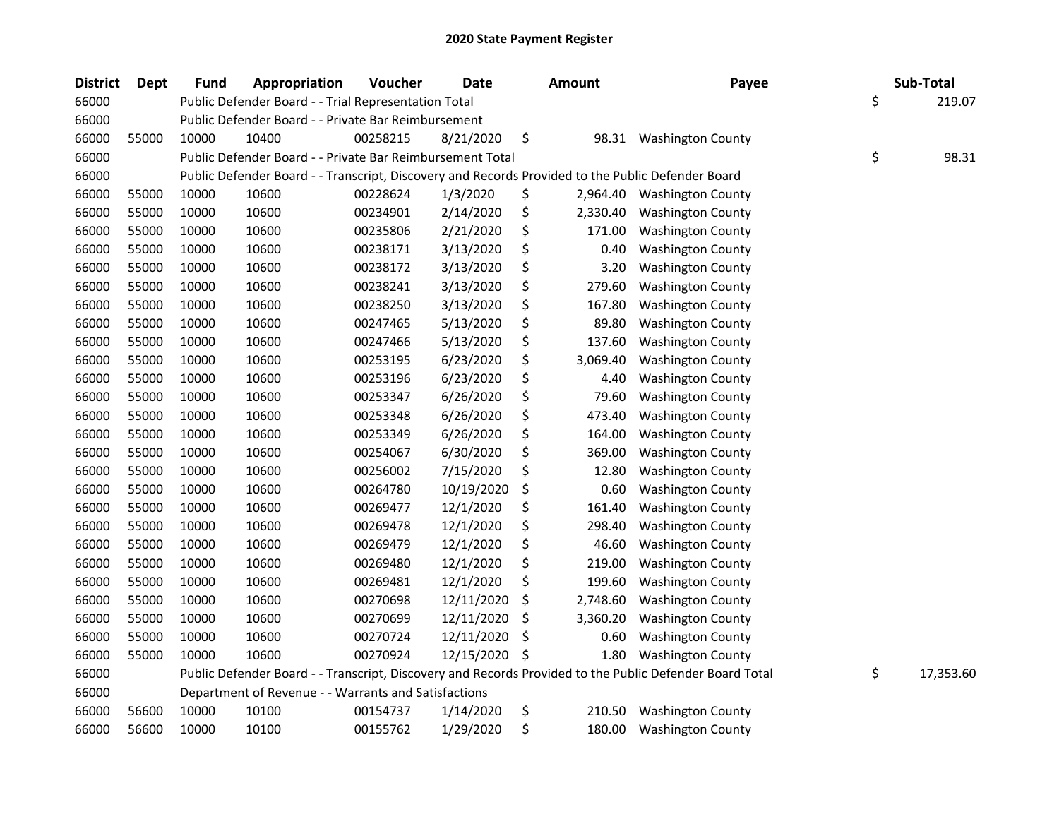# 2020 State Payment Register

| District | Dept | Fund | Appropriation | Voucher | Date | Amount | Payee | Sub-Total |
|---|---|---|---|---|---|---|---|---|
| 66000 | | Public Defender Board - - Trial Representation Total | | | | | | $ 219.07 |
| 66000 | | Public Defender Board - - Private Bar Reimbursement | | | | | | |
| 66000 | 55000 | 10000 | 10400 | 00258215 | 8/21/2020 | $ 98.31 | Washington County | |
| 66000 | | Public Defender Board - - Private Bar Reimbursement Total | | | | | | $ 98.31 |
| 66000 | | Public Defender Board - - Transcript, Discovery and Records Provided to the Public Defender Board | | | | | | |
| 66000 | 55000 | 10000 | 10600 | 00228624 | 1/3/2020 | $ 2,964.40 | Washington County | |
| 66000 | 55000 | 10000 | 10600 | 00234901 | 2/14/2020 | $ 2,330.40 | Washington County | |
| 66000 | 55000 | 10000 | 10600 | 00235806 | 2/21/2020 | $ 171.00 | Washington County | |
| 66000 | 55000 | 10000 | 10600 | 00238171 | 3/13/2020 | $ 0.40 | Washington County | |
| 66000 | 55000 | 10000 | 10600 | 00238172 | 3/13/2020 | $ 3.20 | Washington County | |
| 66000 | 55000 | 10000 | 10600 | 00238241 | 3/13/2020 | $ 279.60 | Washington County | |
| 66000 | 55000 | 10000 | 10600 | 00238250 | 3/13/2020 | $ 167.80 | Washington County | |
| 66000 | 55000 | 10000 | 10600 | 00247465 | 5/13/2020 | $ 89.80 | Washington County | |
| 66000 | 55000 | 10000 | 10600 | 00247466 | 5/13/2020 | $ 137.60 | Washington County | |
| 66000 | 55000 | 10000 | 10600 | 00253195 | 6/23/2020 | $ 3,069.40 | Washington County | |
| 66000 | 55000 | 10000 | 10600 | 00253196 | 6/23/2020 | $ 4.40 | Washington County | |
| 66000 | 55000 | 10000 | 10600 | 00253347 | 6/26/2020 | $ 79.60 | Washington County | |
| 66000 | 55000 | 10000 | 10600 | 00253348 | 6/26/2020 | $ 473.40 | Washington County | |
| 66000 | 55000 | 10000 | 10600 | 00253349 | 6/26/2020 | $ 164.00 | Washington County | |
| 66000 | 55000 | 10000 | 10600 | 00254067 | 6/30/2020 | $ 369.00 | Washington County | |
| 66000 | 55000 | 10000 | 10600 | 00256002 | 7/15/2020 | $ 12.80 | Washington County | |
| 66000 | 55000 | 10000 | 10600 | 00264780 | 10/19/2020 | $ 0.60 | Washington County | |
| 66000 | 55000 | 10000 | 10600 | 00269477 | 12/1/2020 | $ 161.40 | Washington County | |
| 66000 | 55000 | 10000 | 10600 | 00269478 | 12/1/2020 | $ 298.40 | Washington County | |
| 66000 | 55000 | 10000 | 10600 | 00269479 | 12/1/2020 | $ 46.60 | Washington County | |
| 66000 | 55000 | 10000 | 10600 | 00269480 | 12/1/2020 | $ 219.00 | Washington County | |
| 66000 | 55000 | 10000 | 10600 | 00269481 | 12/1/2020 | $ 199.60 | Washington County | |
| 66000 | 55000 | 10000 | 10600 | 00270698 | 12/11/2020 | $ 2,748.60 | Washington County | |
| 66000 | 55000 | 10000 | 10600 | 00270699 | 12/11/2020 | $ 3,360.20 | Washington County | |
| 66000 | 55000 | 10000 | 10600 | 00270724 | 12/11/2020 | $ 0.60 | Washington County | |
| 66000 | 55000 | 10000 | 10600 | 00270924 | 12/15/2020 | $ 1.80 | Washington County | |
| 66000 | | Public Defender Board - - Transcript, Discovery and Records Provided to the Public Defender Board Total | | | | | | $ 17,353.60 |
| 66000 | | Department of Revenue - - Warrants and Satisfactions | | | | | | |
| 66000 | 56600 | 10000 | 10100 | 00154737 | 1/14/2020 | $ 210.50 | Washington County | |
| 66000 | 56600 | 10000 | 10100 | 00155762 | 1/29/2020 | $ 180.00 | Washington County | |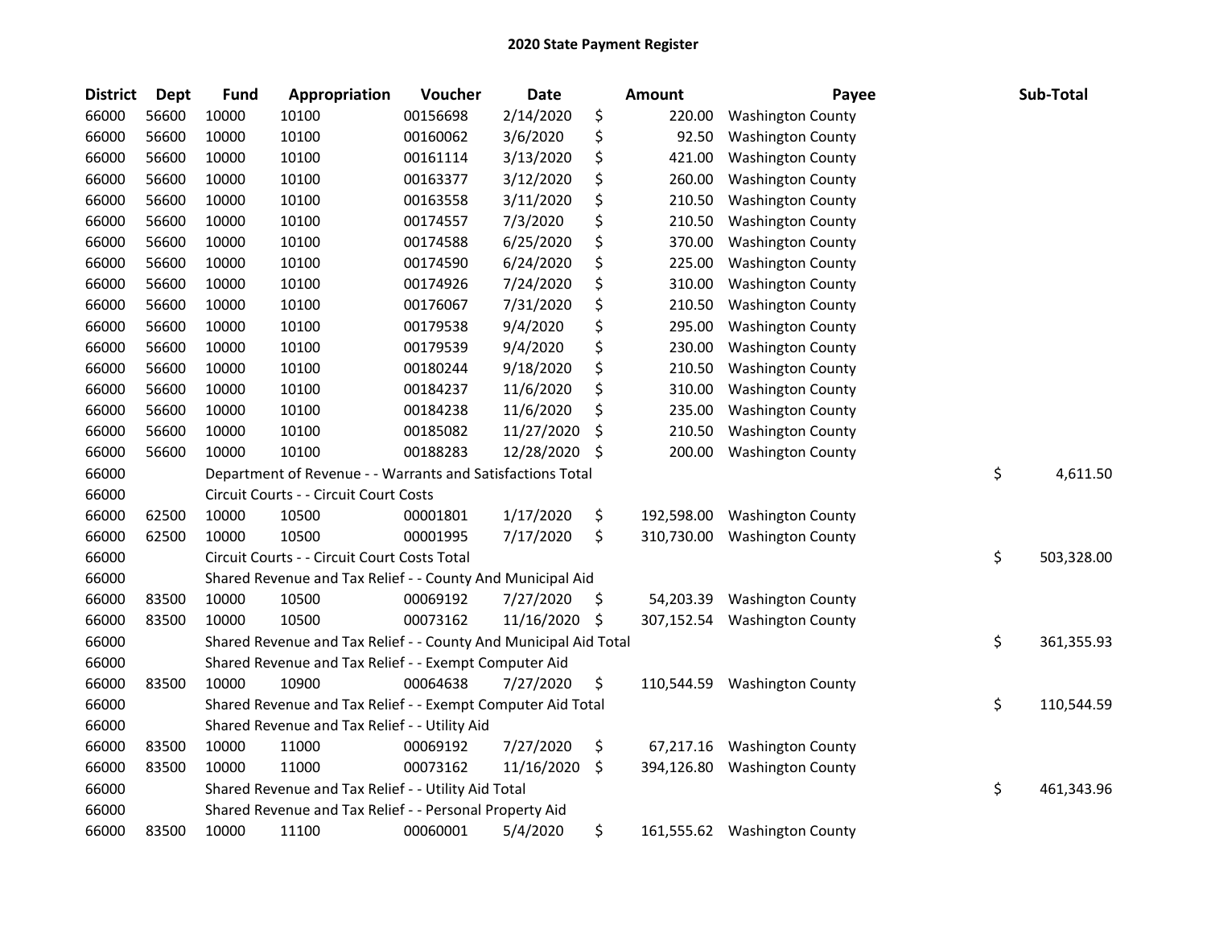# 2020 State Payment Register

| District | Dept | Fund | Appropriation | Voucher | Date | Amount | Payee | Sub-Total |
|---|---|---|---|---|---|---|---|---|
| 66000 | 56600 | 10000 | 10100 | 00156698 | 2/14/2020 | $ 220.00 | Washington County | |
| 66000 | 56600 | 10000 | 10100 | 00160062 | 3/6/2020 | $ 92.50 | Washington County | |
| 66000 | 56600 | 10000 | 10100 | 00161114 | 3/13/2020 | $ 421.00 | Washington County | |
| 66000 | 56600 | 10000 | 10100 | 00163377 | 3/12/2020 | $ 260.00 | Washington County | |
| 66000 | 56600 | 10000 | 10100 | 00163558 | 3/11/2020 | $ 210.50 | Washington County | |
| 66000 | 56600 | 10000 | 10100 | 00174557 | 7/3/2020 | $ 210.50 | Washington County | |
| 66000 | 56600 | 10000 | 10100 | 00174588 | 6/25/2020 | $ 370.00 | Washington County | |
| 66000 | 56600 | 10000 | 10100 | 00174590 | 6/24/2020 | $ 225.00 | Washington County | |
| 66000 | 56600 | 10000 | 10100 | 00174926 | 7/24/2020 | $ 310.00 | Washington County | |
| 66000 | 56600 | 10000 | 10100 | 00176067 | 7/31/2020 | $ 210.50 | Washington County | |
| 66000 | 56600 | 10000 | 10100 | 00179538 | 9/4/2020 | $ 295.00 | Washington County | |
| 66000 | 56600 | 10000 | 10100 | 00179539 | 9/4/2020 | $ 230.00 | Washington County | |
| 66000 | 56600 | 10000 | 10100 | 00180244 | 9/18/2020 | $ 210.50 | Washington County | |
| 66000 | 56600 | 10000 | 10100 | 00184237 | 11/6/2020 | $ 310.00 | Washington County | |
| 66000 | 56600 | 10000 | 10100 | 00184238 | 11/6/2020 | $ 235.00 | Washington County | |
| 66000 | 56600 | 10000 | 10100 | 00185082 | 11/27/2020 | $ 210.50 | Washington County | |
| 66000 | 56600 | 10000 | 10100 | 00188283 | 12/28/2020 | $ 200.00 | Washington County | |
| 66000 | | Department of Revenue - - Warrants and Satisfactions Total | | | | | | $ 4,611.50 |
| 66000 | | Circuit Courts - - Circuit Court Costs | | | | | | |
| 66000 | 62500 | 10000 | 10500 | 00001801 | 1/17/2020 | $ 192,598.00 | Washington County | |
| 66000 | 62500 | 10000 | 10500 | 00001995 | 7/17/2020 | $ 310,730.00 | Washington County | |
| 66000 | | Circuit Courts - - Circuit Court Costs Total | | | | | | $ 503,328.00 |
| 66000 | | Shared Revenue and Tax Relief - - County And Municipal Aid | | | | | | |
| 66000 | 83500 | 10000 | 10500 | 00069192 | 7/27/2020 | $ 54,203.39 | Washington County | |
| 66000 | 83500 | 10000 | 10500 | 00073162 | 11/16/2020 | $ 307,152.54 | Washington County | |
| 66000 | | Shared Revenue and Tax Relief - - County And Municipal Aid Total | | | | | | $ 361,355.93 |
| 66000 | | Shared Revenue and Tax Relief - - Exempt Computer Aid | | | | | | |
| 66000 | 83500 | 10000 | 10900 | 00064638 | 7/27/2020 | $ 110,544.59 | Washington County | |
| 66000 | | Shared Revenue and Tax Relief - - Exempt Computer Aid Total | | | | | | $ 110,544.59 |
| 66000 | | Shared Revenue and Tax Relief - - Utility Aid | | | | | | |
| 66000 | 83500 | 10000 | 11000 | 00069192 | 7/27/2020 | $ 67,217.16 | Washington County | |
| 66000 | 83500 | 10000 | 11000 | 00073162 | 11/16/2020 | $ 394,126.80 | Washington County | |
| 66000 | | Shared Revenue and Tax Relief - - Utility Aid Total | | | | | | $ 461,343.96 |
| 66000 | | Shared Revenue and Tax Relief - - Personal Property Aid | | | | | | |
| 66000 | 83500 | 10000 | 11100 | 00060001 | 5/4/2020 | $ 161,555.62 | Washington County | |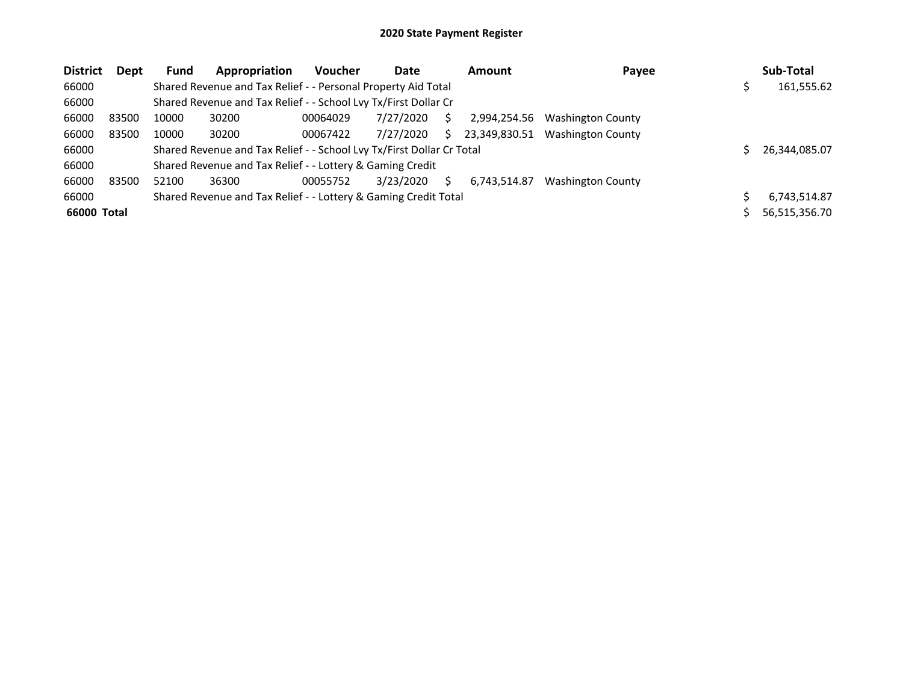## 2020 State Payment Register

| District | Dept | Fund | Appropriation | Voucher | Date | Amount | Payee | Sub-Total |
|---|---|---|---|---|---|---|---|---|
| 66000 | | Shared Revenue and Tax Relief - - Personal Property Aid Total | | | | | | $ 161,555.62 |
| 66000 | | Shared Revenue and Tax Relief - - School Lvy Tx/First Dollar Cr | | | | | | |
| 66000 | 83500 | 10000 | 30200 | 00064029 | 7/27/2020 | $ 2,994,254.56 | Washington County | |
| 66000 | 83500 | 10000 | 30200 | 00067422 | 7/27/2020 | $ 23,349,830.51 | Washington County | |
| 66000 | | Shared Revenue and Tax Relief - - School Lvy Tx/First Dollar Cr Total | | | | | | $ 26,344,085.07 |
| 66000 | | Shared Revenue and Tax Relief - - Lottery & Gaming Credit | | | | | | |
| 66000 | 83500 | 52100 | 36300 | 00055752 | 3/23/2020 | $ 6,743,514.87 | Washington County | |
| 66000 | | Shared Revenue and Tax Relief - - Lottery & Gaming Credit Total | | | | | | $ 6,743,514.87 |
| **66000 Total** | | | | | | | | $ 56,515,356.70 |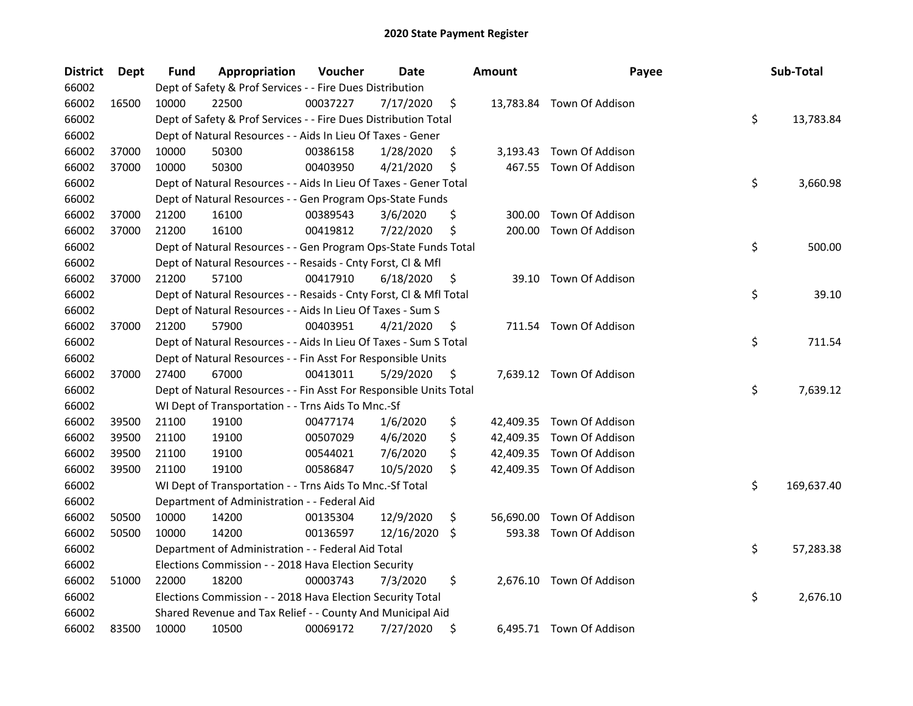# 2020 State Payment Register

| District | Dept | Fund | Appropriation | Voucher | Date | Amount | Payee | Sub-Total |
|---|---|---|---|---|---|---|---|---|
| 66002 | | Dept of Safety & Prof Services - - Fire Dues Distribution | | | | | | |
| 66002 | 16500 | 10000 | 22500 | 00037227 | 7/17/2020 | $ 13,783.84 | Town Of Addison | |
| 66002 | | Dept of Safety & Prof Services - - Fire Dues Distribution Total | | | | | | $ 13,783.84 |
| 66002 | | Dept of Natural Resources - - Aids In Lieu Of Taxes - Gener | | | | | | |
| 66002 | 37000 | 10000 | 50300 | 00386158 | 1/28/2020 | $ 3,193.43 | Town Of Addison | |
| 66002 | 37000 | 10000 | 50300 | 00403950 | 4/21/2020 | $ 467.55 | Town Of Addison | |
| 66002 | | Dept of Natural Resources - - Aids In Lieu Of Taxes - Gener Total | | | | | | $ 3,660.98 |
| 66002 | | Dept of Natural Resources - - Gen Program Ops-State Funds | | | | | | |
| 66002 | 37000 | 21200 | 16100 | 00389543 | 3/6/2020 | $ 300.00 | Town Of Addison | |
| 66002 | 37000 | 21200 | 16100 | 00419812 | 7/22/2020 | $ 200.00 | Town Of Addison | |
| 66002 | | Dept of Natural Resources - - Gen Program Ops-State Funds Total | | | | | | $ 500.00 |
| 66002 | | Dept of Natural Resources - - Resaids - Cnty Forst, Cl & Mfl | | | | | | |
| 66002 | 37000 | 21200 | 57100 | 00417910 | 6/18/2020 | $ 39.10 | Town Of Addison | |
| 66002 | | Dept of Natural Resources - - Resaids - Cnty Forst, Cl & Mfl Total | | | | | | $ 39.10 |
| 66002 | | Dept of Natural Resources - - Aids In Lieu Of Taxes - Sum S | | | | | | |
| 66002 | 37000 | 21200 | 57900 | 00403951 | 4/21/2020 | $ 711.54 | Town Of Addison | |
| 66002 | | Dept of Natural Resources - - Aids In Lieu Of Taxes - Sum S Total | | | | | | $ 711.54 |
| 66002 | | Dept of Natural Resources - - Fin Asst For Responsible Units | | | | | | |
| 66002 | 37000 | 27400 | 67000 | 00413011 | 5/29/2020 | $ 7,639.12 | Town Of Addison | |
| 66002 | | Dept of Natural Resources - - Fin Asst For Responsible Units Total | | | | | | $ 7,639.12 |
| 66002 | | WI Dept of Transportation - - Trns Aids To Mnc.-Sf | | | | | | |
| 66002 | 39500 | 21100 | 19100 | 00477174 | 1/6/2020 | $ 42,409.35 | Town Of Addison | |
| 66002 | 39500 | 21100 | 19100 | 00507029 | 4/6/2020 | $ 42,409.35 | Town Of Addison | |
| 66002 | 39500 | 21100 | 19100 | 00544021 | 7/6/2020 | $ 42,409.35 | Town Of Addison | |
| 66002 | 39500 | 21100 | 19100 | 00586847 | 10/5/2020 | $ 42,409.35 | Town Of Addison | |
| 66002 | | WI Dept of Transportation - - Trns Aids To Mnc.-Sf Total | | | | | | $ 169,637.40 |
| 66002 | | Department of Administration - - Federal Aid | | | | | | |
| 66002 | 50500 | 10000 | 14200 | 00135304 | 12/9/2020 | $ 56,690.00 | Town Of Addison | |
| 66002 | 50500 | 10000 | 14200 | 00136597 | 12/16/2020 | $ 593.38 | Town Of Addison | |
| 66002 | | Department of Administration - - Federal Aid Total | | | | | | $ 57,283.38 |
| 66002 | | Elections Commission - - 2018 Hava Election Security | | | | | | |
| 66002 | 51000 | 22000 | 18200 | 00003743 | 7/3/2020 | $ 2,676.10 | Town Of Addison | |
| 66002 | | Elections Commission - - 2018 Hava Election Security Total | | | | | | $ 2,676.10 |
| 66002 | | Shared Revenue and Tax Relief - - County And Municipal Aid | | | | | | |
| 66002 | 83500 | 10000 | 10500 | 00069172 | 7/27/2020 | $ 6,495.71 | Town Of Addison | |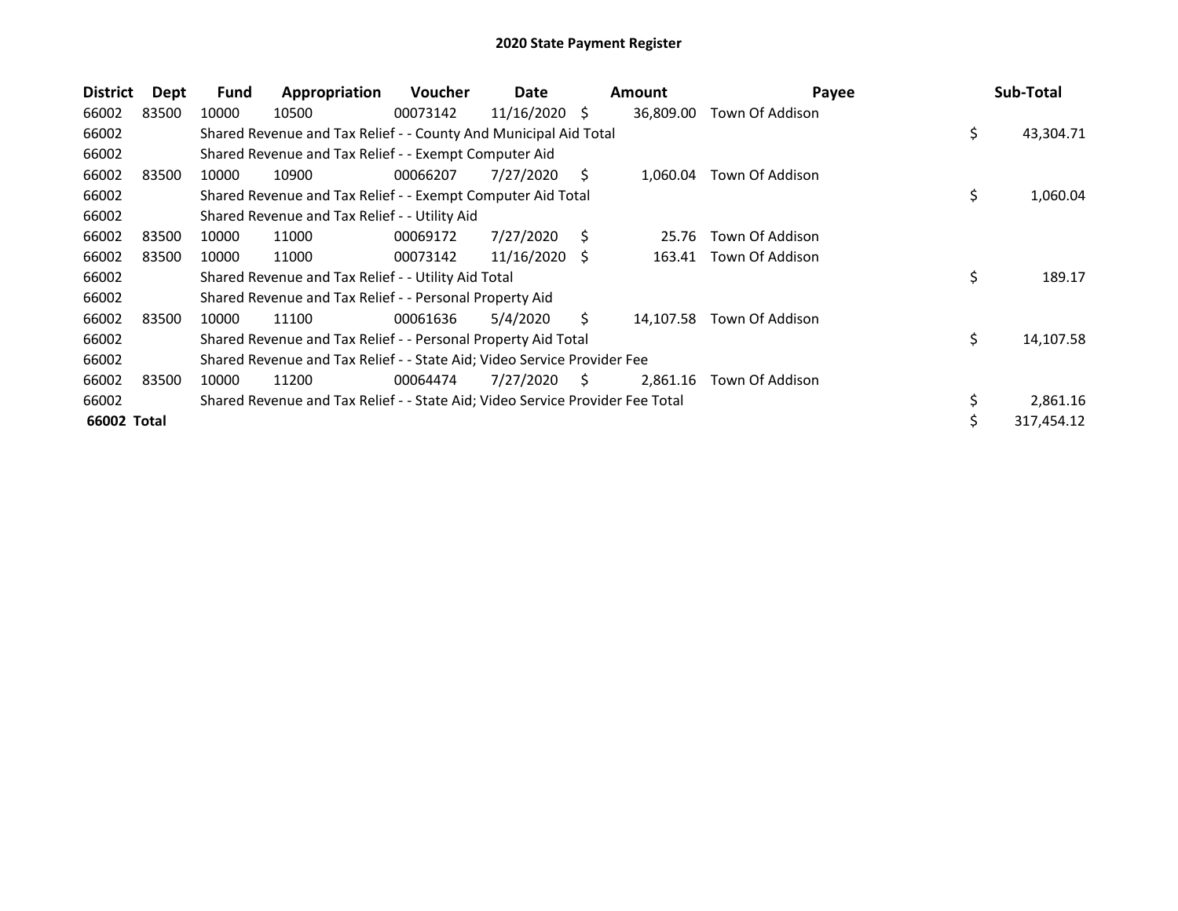# 2020 State Payment Register

| District | Dept | Fund | Appropriation | Voucher | Date | Amount | Payee | Sub-Total |
|---|---|---|---|---|---|---|---|---|
| 66002 | 83500 | 10000 | 10500 | 00073142 | 11/16/2020 | $ 36,809.00 | Town Of Addison | |
| 66002 | | Shared Revenue and Tax Relief - - County And Municipal Aid Total | | | | | | $ 43,304.71 |
| 66002 | | Shared Revenue and Tax Relief - - Exempt Computer Aid | | | | | | |
| 66002 | 83500 | 10000 | 10900 | 00066207 | 7/27/2020 | $ 1,060.04 | Town Of Addison | |
| 66002 | | Shared Revenue and Tax Relief - - Exempt Computer Aid Total | | | | | | $ 1,060.04 |
| 66002 | | Shared Revenue and Tax Relief - - Utility Aid | | | | | | |
| 66002 | 83500 | 10000 | 11000 | 00069172 | 7/27/2020 | $ 25.76 | Town Of Addison | |
| 66002 | 83500 | 10000 | 11000 | 00073142 | 11/16/2020 | $ 163.41 | Town Of Addison | |
| 66002 | | Shared Revenue and Tax Relief - - Utility Aid Total | | | | | | $ 189.17 |
| 66002 | | Shared Revenue and Tax Relief - - Personal Property Aid | | | | | | |
| 66002 | 83500 | 10000 | 11100 | 00061636 | 5/4/2020 | $ 14,107.58 | Town Of Addison | |
| 66002 | | Shared Revenue and Tax Relief - - Personal Property Aid Total | | | | | | $ 14,107.58 |
| 66002 | | Shared Revenue and Tax Relief - - State Aid; Video Service Provider Fee | | | | | | |
| 66002 | 83500 | 10000 | 11200 | 00064474 | 7/27/2020 | $ 2,861.16 | Town Of Addison | |
| 66002 | | Shared Revenue and Tax Relief - - State Aid; Video Service Provider Fee Total | | | | | | $ 2,861.16 |
| **66002 Total** | | | | | | | | $ 317,454.12 |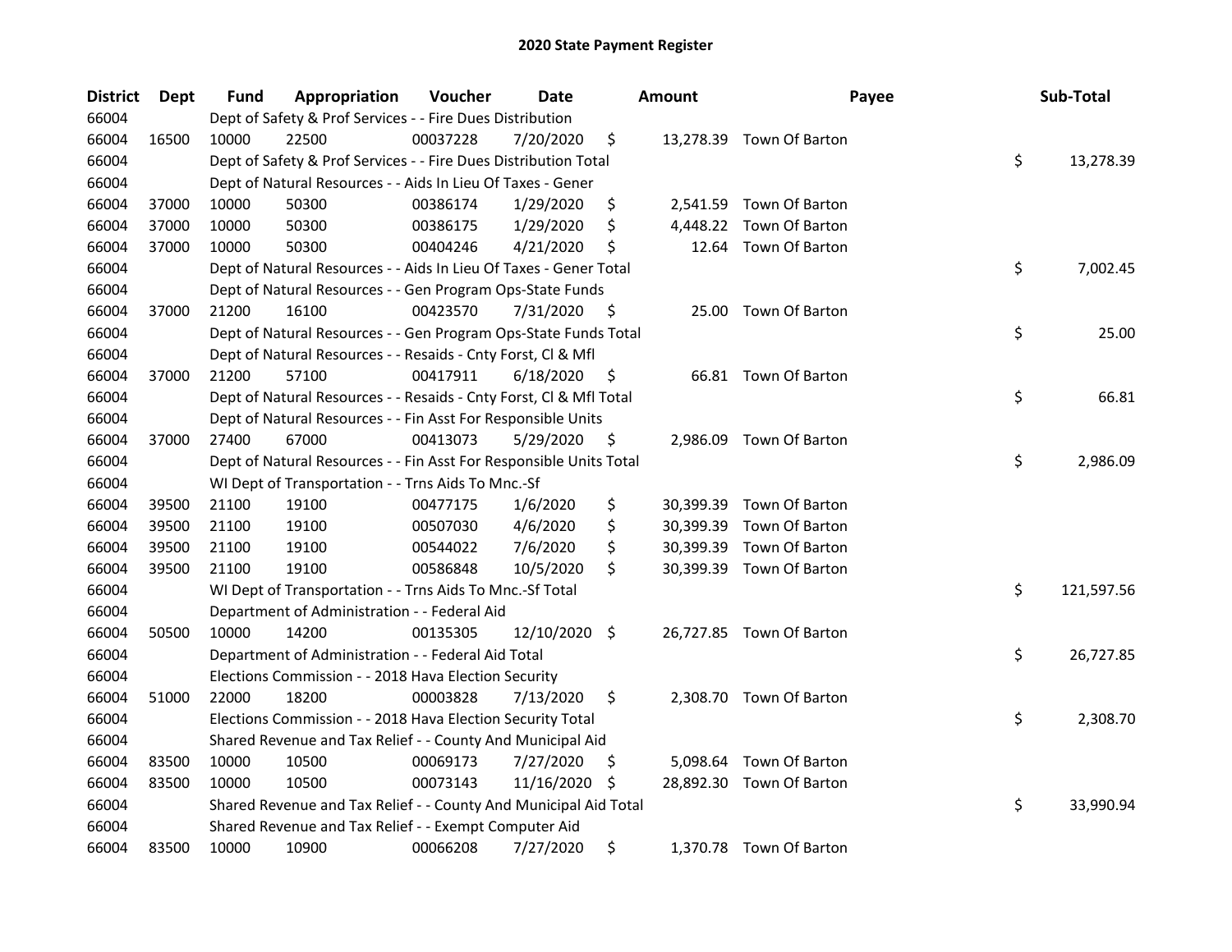# 2020 State Payment Register

| District | Dept | Fund | Appropriation | Voucher | Date | Amount | Payee | Sub-Total |
|---|---|---|---|---|---|---|---|---|
| 66004 | | Dept of Safety & Prof Services - - Fire Dues Distribution | | | | | | |
| 66004 | 16500 | 10000 | 22500 | 00037228 | 7/20/2020 | $ 13,278.39 | Town Of Barton | |
| 66004 | | Dept of Safety & Prof Services - - Fire Dues Distribution Total | | | | | | $ 13,278.39 |
| 66004 | | Dept of Natural Resources - - Aids In Lieu Of Taxes - Gener | | | | | | |
| 66004 | 37000 | 10000 | 50300 | 00386174 | 1/29/2020 | $ 2,541.59 | Town Of Barton | |
| 66004 | 37000 | 10000 | 50300 | 00386175 | 1/29/2020 | $ 4,448.22 | Town Of Barton | |
| 66004 | 37000 | 10000 | 50300 | 00404246 | 4/21/2020 | $ 12.64 | Town Of Barton | |
| 66004 | | Dept of Natural Resources - - Aids In Lieu Of Taxes - Gener Total | | | | | | $ 7,002.45 |
| 66004 | | Dept of Natural Resources - - Gen Program Ops-State Funds | | | | | | |
| 66004 | 37000 | 21200 | 16100 | 00423570 | 7/31/2020 | $ 25.00 | Town Of Barton | |
| 66004 | | Dept of Natural Resources - - Gen Program Ops-State Funds Total | | | | | | $ 25.00 |
| 66004 | | Dept of Natural Resources - - Resaids - Cnty Forst, Cl & Mfl | | | | | | |
| 66004 | 37000 | 21200 | 57100 | 00417911 | 6/18/2020 | $ 66.81 | Town Of Barton | |
| 66004 | | Dept of Natural Resources - - Resaids - Cnty Forst, Cl & Mfl Total | | | | | | $ 66.81 |
| 66004 | | Dept of Natural Resources - - Fin Asst For Responsible Units | | | | | | |
| 66004 | 37000 | 27400 | 67000 | 00413073 | 5/29/2020 | $ 2,986.09 | Town Of Barton | |
| 66004 | | Dept of Natural Resources - - Fin Asst For Responsible Units Total | | | | | | $ 2,986.09 |
| 66004 | | WI Dept of Transportation - - Trns Aids To Mnc.-Sf | | | | | | |
| 66004 | 39500 | 21100 | 19100 | 00477175 | 1/6/2020 | $ 30,399.39 | Town Of Barton | |
| 66004 | 39500 | 21100 | 19100 | 00507030 | 4/6/2020 | $ 30,399.39 | Town Of Barton | |
| 66004 | 39500 | 21100 | 19100 | 00544022 | 7/6/2020 | $ 30,399.39 | Town Of Barton | |
| 66004 | 39500 | 21100 | 19100 | 00586848 | 10/5/2020 | $ 30,399.39 | Town Of Barton | |
| 66004 | | WI Dept of Transportation - - Trns Aids To Mnc.-Sf Total | | | | | | $ 121,597.56 |
| 66004 | | Department of Administration - - Federal Aid | | | | | | |
| 66004 | 50500 | 10000 | 14200 | 00135305 | 12/10/2020 | $ 26,727.85 | Town Of Barton | |
| 66004 | | Department of Administration - - Federal Aid Total | | | | | | $ 26,727.85 |
| 66004 | | Elections Commission - - 2018 Hava Election Security | | | | | | |
| 66004 | 51000 | 22000 | 18200 | 00003828 | 7/13/2020 | $ 2,308.70 | Town Of Barton | |
| 66004 | | Elections Commission - - 2018 Hava Election Security Total | | | | | | $ 2,308.70 |
| 66004 | | Shared Revenue and Tax Relief - - County And Municipal Aid | | | | | | |
| 66004 | 83500 | 10000 | 10500 | 00069173 | 7/27/2020 | $ 5,098.64 | Town Of Barton | |
| 66004 | 83500 | 10000 | 10500 | 00073143 | 11/16/2020 | $ 28,892.30 | Town Of Barton | |
| 66004 | | Shared Revenue and Tax Relief - - County And Municipal Aid Total | | | | | | $ 33,990.94 |
| 66004 | | Shared Revenue and Tax Relief - - Exempt Computer Aid | | | | | | |
| 66004 | 83500 | 10000 | 10900 | 00066208 | 7/27/2020 | $ 1,370.78 | Town Of Barton | |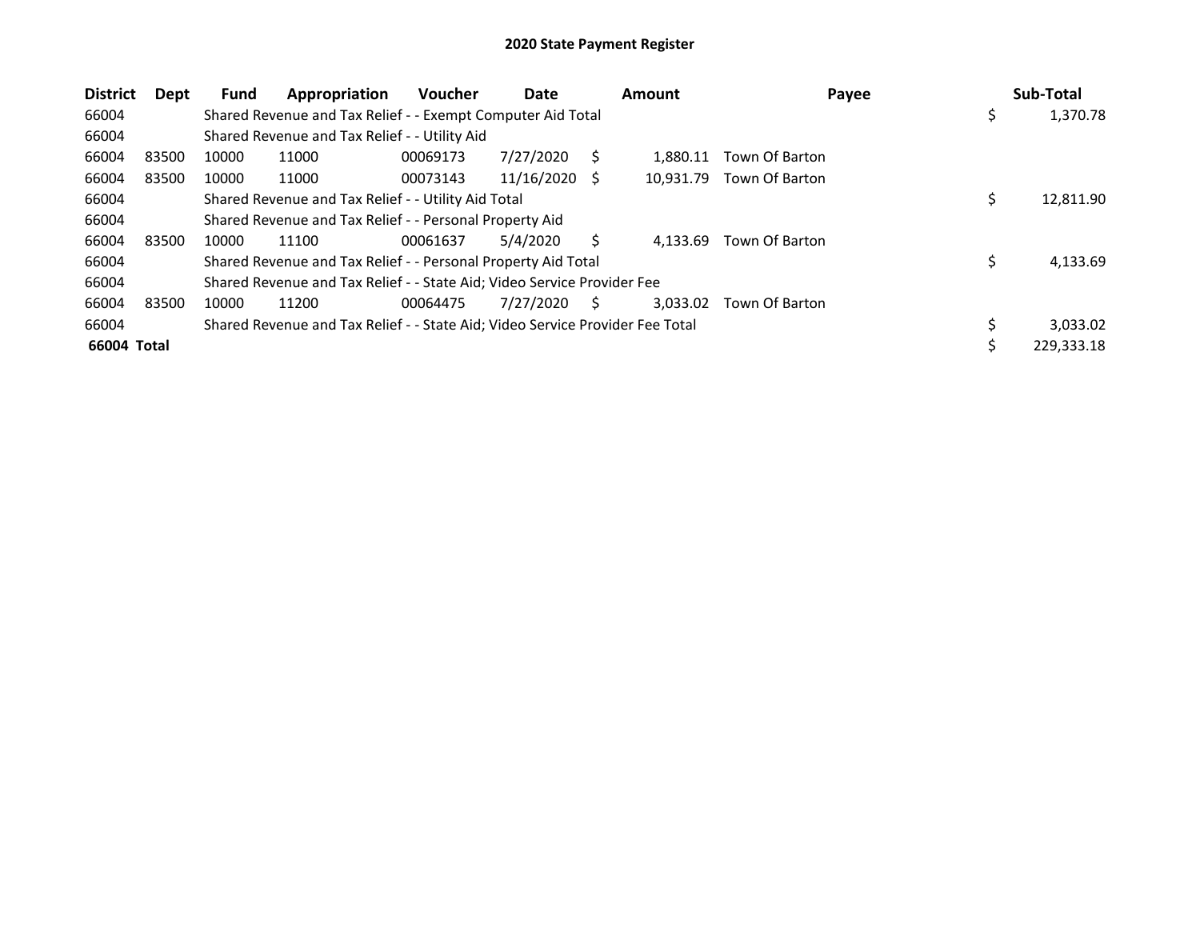# 2020 State Payment Register

| District | Dept | Fund | Appropriation | Voucher | Date | Amount | Payee | Sub-Total |
|---|---|---|---|---|---|---|---|---|
| 66004 | | Shared Revenue and Tax Relief - - Exempt Computer Aid Total | | | | | | $ 1,370.78 |
| 66004 | | Shared Revenue and Tax Relief - - Utility Aid | | | | | | |
| 66004 | 83500 | 10000 | 11000 | 00069173 | 7/27/2020 | $ 1,880.11 | Town Of Barton | |
| 66004 | 83500 | 10000 | 11000 | 00073143 | 11/16/2020 | $ 10,931.79 | Town Of Barton | |
| 66004 | | Shared Revenue and Tax Relief - - Utility Aid Total | | | | | | $ 12,811.90 |
| 66004 | | Shared Revenue and Tax Relief - - Personal Property Aid | | | | | | |
| 66004 | 83500 | 10000 | 11100 | 00061637 | 5/4/2020 | $ 4,133.69 | Town Of Barton | |
| 66004 | | Shared Revenue and Tax Relief - - Personal Property Aid Total | | | | | | $ 4,133.69 |
| 66004 | | Shared Revenue and Tax Relief - - State Aid; Video Service Provider Fee | | | | | | |
| 66004 | 83500 | 10000 | 11200 | 00064475 | 7/27/2020 | $ 3,033.02 | Town Of Barton | |
| 66004 | | Shared Revenue and Tax Relief - - State Aid; Video Service Provider Fee Total | | | | | | $ 3,033.02 |
| **66004 Total** | | | | | | | | $ 229,333.18 |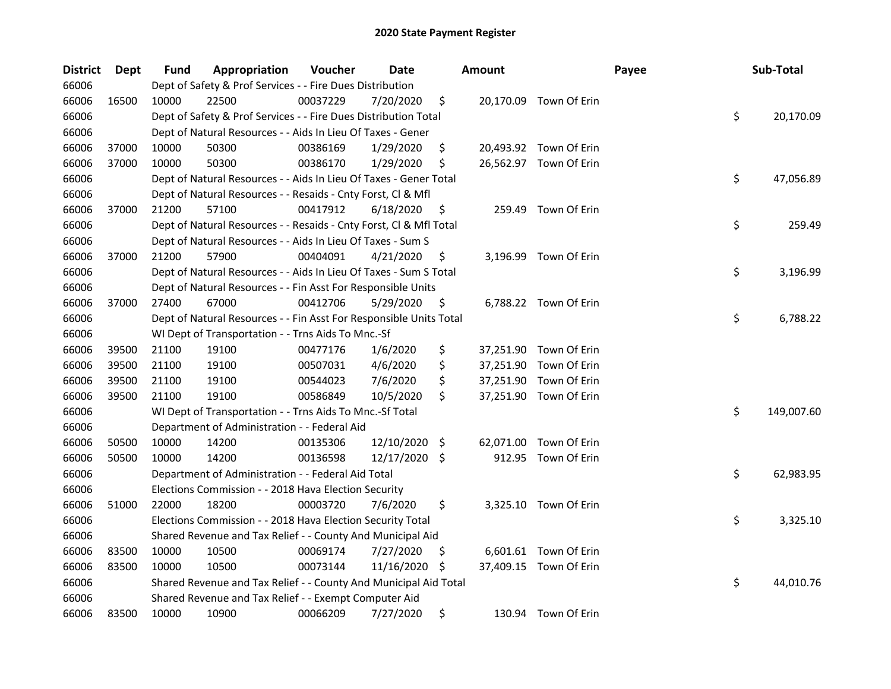# 2020 State Payment Register

| District | Dept | Fund | Appropriation | Voucher | Date | Amount | Payee | Sub-Total |
|---|---|---|---|---|---|---|---|---|
| 66006 | | Dept of Safety & Prof Services - - Fire Dues Distribution | | | | | | |
| 66006 | 16500 | 10000 | 22500 | 00037229 | 7/20/2020 | $ 20,170.09 | Town Of Erin | |
| 66006 | | Dept of Safety & Prof Services - - Fire Dues Distribution Total | | | | | | $ 20,170.09 |
| 66006 | | Dept of Natural Resources - - Aids In Lieu Of Taxes - Gener | | | | | | |
| 66006 | 37000 | 10000 | 50300 | 00386169 | 1/29/2020 | $ 20,493.92 | Town Of Erin | |
| 66006 | 37000 | 10000 | 50300 | 00386170 | 1/29/2020 | $ 26,562.97 | Town Of Erin | |
| 66006 | | Dept of Natural Resources - - Aids In Lieu Of Taxes - Gener Total | | | | | | $ 47,056.89 |
| 66006 | | Dept of Natural Resources - - Resaids - Cnty Forst, Cl & Mfl | | | | | | |
| 66006 | 37000 | 21200 | 57100 | 00417912 | 6/18/2020 | $ 259.49 | Town Of Erin | |
| 66006 | | Dept of Natural Resources - - Resaids - Cnty Forst, Cl & Mfl Total | | | | | | $ 259.49 |
| 66006 | | Dept of Natural Resources - - Aids In Lieu Of Taxes - Sum S | | | | | | |
| 66006 | 37000 | 21200 | 57900 | 00404091 | 4/21/2020 | $ 3,196.99 | Town Of Erin | |
| 66006 | | Dept of Natural Resources - - Aids In Lieu Of Taxes - Sum S Total | | | | | | $ 3,196.99 |
| 66006 | | Dept of Natural Resources - - Fin Asst For Responsible Units | | | | | | |
| 66006 | 37000 | 27400 | 67000 | 00412706 | 5/29/2020 | $ 6,788.22 | Town Of Erin | |
| 66006 | | Dept of Natural Resources - - Fin Asst For Responsible Units Total | | | | | | $ 6,788.22 |
| 66006 | | WI Dept of Transportation - - Trns Aids To Mnc.-Sf | | | | | | |
| 66006 | 39500 | 21100 | 19100 | 00477176 | 1/6/2020 | $ 37,251.90 | Town Of Erin | |
| 66006 | 39500 | 21100 | 19100 | 00507031 | 4/6/2020 | $ 37,251.90 | Town Of Erin | |
| 66006 | 39500 | 21100 | 19100 | 00544023 | 7/6/2020 | $ 37,251.90 | Town Of Erin | |
| 66006 | 39500 | 21100 | 19100 | 00586849 | 10/5/2020 | $ 37,251.90 | Town Of Erin | |
| 66006 | | WI Dept of Transportation - - Trns Aids To Mnc.-Sf Total | | | | | | $ 149,007.60 |
| 66006 | | Department of Administration - - Federal Aid | | | | | | |
| 66006 | 50500 | 10000 | 14200 | 00135306 | 12/10/2020 | $ 62,071.00 | Town Of Erin | |
| 66006 | 50500 | 10000 | 14200 | 00136598 | 12/17/2020 | $ 912.95 | Town Of Erin | |
| 66006 | | Department of Administration - - Federal Aid Total | | | | | | $ 62,983.95 |
| 66006 | | Elections Commission - - 2018 Hava Election Security | | | | | | |
| 66006 | 51000 | 22000 | 18200 | 00003720 | 7/6/2020 | $ 3,325.10 | Town Of Erin | |
| 66006 | | Elections Commission - - 2018 Hava Election Security Total | | | | | | $ 3,325.10 |
| 66006 | | Shared Revenue and Tax Relief - - County And Municipal Aid | | | | | | |
| 66006 | 83500 | 10000 | 10500 | 00069174 | 7/27/2020 | $ 6,601.61 | Town Of Erin | |
| 66006 | 83500 | 10000 | 10500 | 00073144 | 11/16/2020 | $ 37,409.15 | Town Of Erin | |
| 66006 | | Shared Revenue and Tax Relief - - County And Municipal Aid Total | | | | | | $ 44,010.76 |
| 66006 | | Shared Revenue and Tax Relief - - Exempt Computer Aid | | | | | | |
| 66006 | 83500 | 10000 | 10900 | 00066209 | 7/27/2020 | $ 130.94 | Town Of Erin | |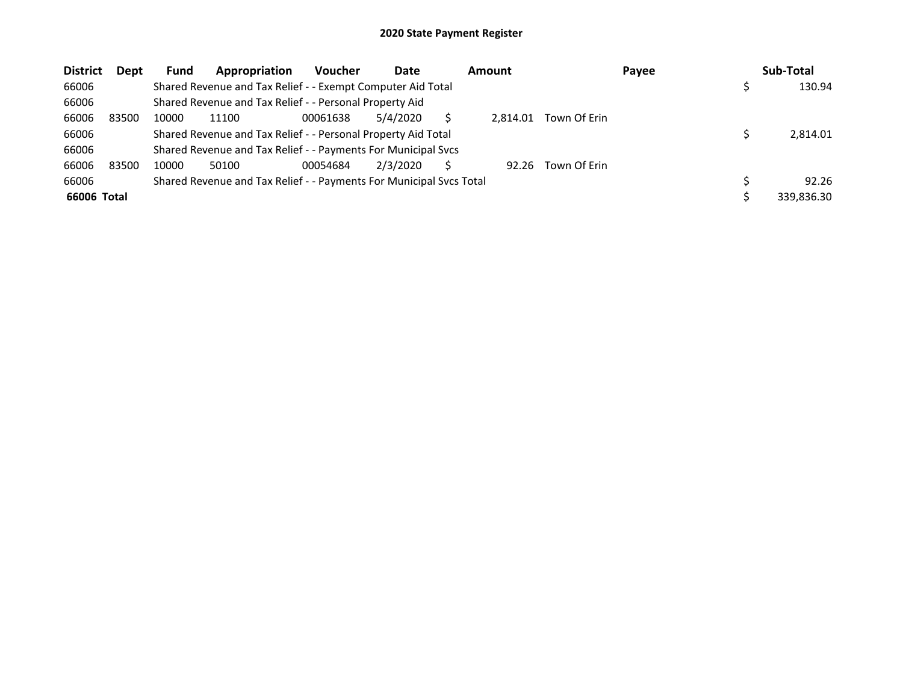## 2020 State Payment Register

| District | Dept | Fund | Appropriation | Voucher | Date | Amount | Payee | Sub-Total |
|---|---|---|---|---|---|---|---|---|
| 66006 | | Shared Revenue and Tax Relief - - Exempt Computer Aid Total | | | | | | $ 130.94 |
| 66006 | | Shared Revenue and Tax Relief - - Personal Property Aid | | | | | | |
| 66006 | 83500 | 10000 | 11100 | 00061638 | 5/4/2020 | $ 2,814.01 | Town Of Erin | |
| 66006 | | Shared Revenue and Tax Relief - - Personal Property Aid Total | | | | | | $ 2,814.01 |
| 66006 | | Shared Revenue and Tax Relief - - Payments For Municipal Svcs | | | | | | |
| 66006 | 83500 | 10000 | 50100 | 00054684 | 2/3/2020 | $ 92.26 | Town Of Erin | |
| 66006 | | Shared Revenue and Tax Relief - - Payments For Municipal Svcs Total | | | | | | $ 92.26 |
| **66006 Total** | | | | | | | | $ 339,836.30 |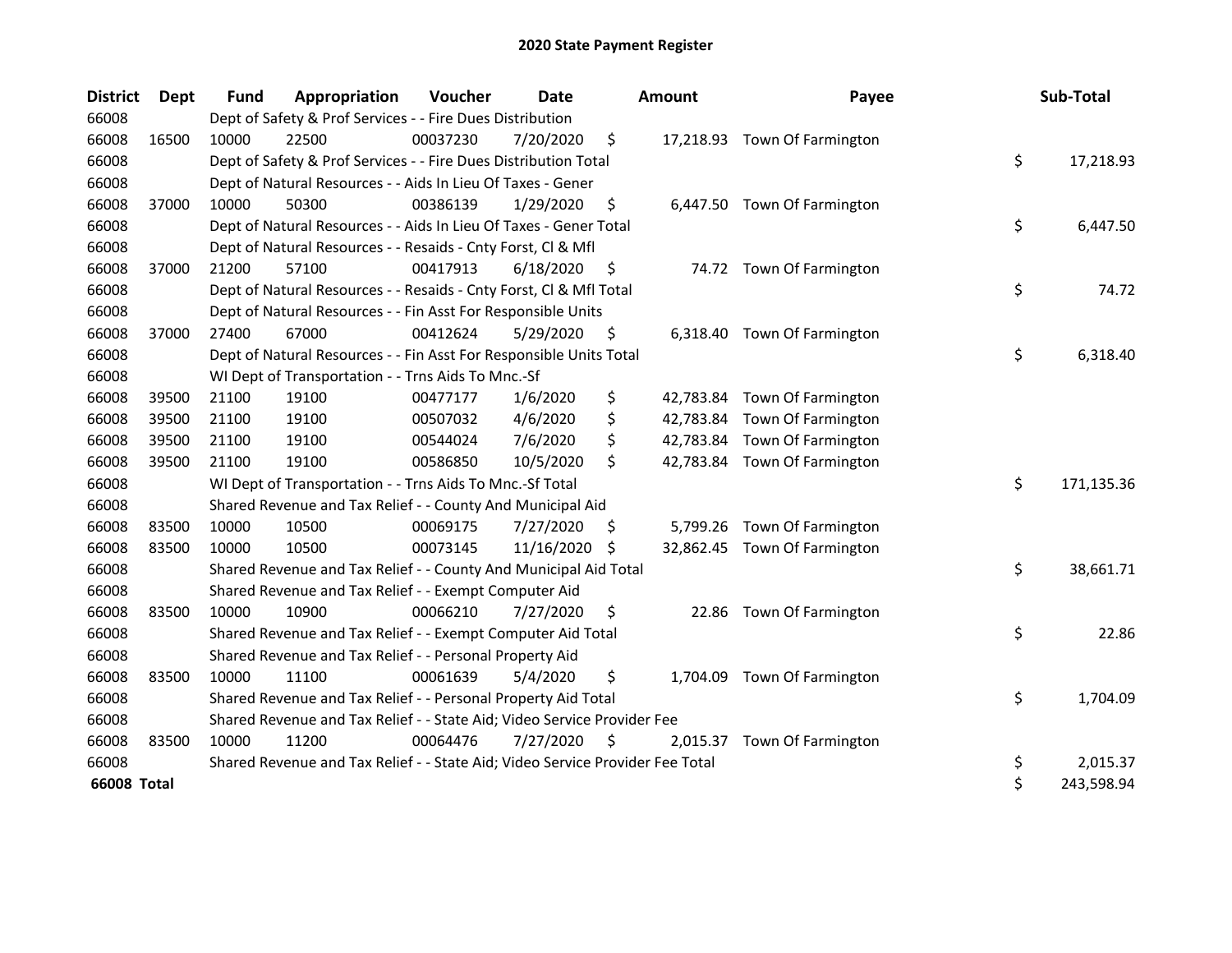# 2020 State Payment Register

| District | Dept | Fund | Appropriation | Voucher | Date | Amount | Payee | Sub-Total |
|---|---|---|---|---|---|---|---|---|
| 66008 | | Dept of Safety & Prof Services - - Fire Dues Distribution | | | | | | |
| 66008 | 16500 | 10000 | 22500 | 00037230 | 7/20/2020 | $ 17,218.93 | Town Of Farmington | |
| 66008 | | Dept of Safety & Prof Services - - Fire Dues Distribution Total | | | | | | $ 17,218.93 |
| 66008 | | Dept of Natural Resources - - Aids In Lieu Of Taxes - Gener | | | | | | |
| 66008 | 37000 | 10000 | 50300 | 00386139 | 1/29/2020 | $ 6,447.50 | Town Of Farmington | |
| 66008 | | Dept of Natural Resources - - Aids In Lieu Of Taxes - Gener Total | | | | | | $ 6,447.50 |
| 66008 | | Dept of Natural Resources - - Resaids - Cnty Forst, Cl & Mfl | | | | | | |
| 66008 | 37000 | 21200 | 57100 | 00417913 | 6/18/2020 | $ 74.72 | Town Of Farmington | |
| 66008 | | Dept of Natural Resources - - Resaids - Cnty Forst, Cl & Mfl Total | | | | | | $ 74.72 |
| 66008 | | Dept of Natural Resources - - Fin Asst For Responsible Units | | | | | | |
| 66008 | 37000 | 27400 | 67000 | 00412624 | 5/29/2020 | $ 6,318.40 | Town Of Farmington | |
| 66008 | | Dept of Natural Resources - - Fin Asst For Responsible Units Total | | | | | | $ 6,318.40 |
| 66008 | | WI Dept of Transportation - - Trns Aids To Mnc.-Sf | | | | | | |
| 66008 | 39500 | 21100 | 19100 | 00477177 | 1/6/2020 | $ 42,783.84 | Town Of Farmington | |
| 66008 | 39500 | 21100 | 19100 | 00507032 | 4/6/2020 | $ 42,783.84 | Town Of Farmington | |
| 66008 | 39500 | 21100 | 19100 | 00544024 | 7/6/2020 | $ 42,783.84 | Town Of Farmington | |
| 66008 | 39500 | 21100 | 19100 | 00586850 | 10/5/2020 | $ 42,783.84 | Town Of Farmington | |
| 66008 | | WI Dept of Transportation - - Trns Aids To Mnc.-Sf Total | | | | | | $ 171,135.36 |
| 66008 | | Shared Revenue and Tax Relief - - County And Municipal Aid | | | | | | |
| 66008 | 83500 | 10000 | 10500 | 00069175 | 7/27/2020 | $ 5,799.26 | Town Of Farmington | |
| 66008 | 83500 | 10000 | 10500 | 00073145 | 11/16/2020 | $ 32,862.45 | Town Of Farmington | |
| 66008 | | Shared Revenue and Tax Relief - - County And Municipal Aid Total | | | | | | $ 38,661.71 |
| 66008 | | Shared Revenue and Tax Relief - - Exempt Computer Aid | | | | | | |
| 66008 | 83500 | 10000 | 10900 | 00066210 | 7/27/2020 | $ 22.86 | Town Of Farmington | |
| 66008 | | Shared Revenue and Tax Relief - - Exempt Computer Aid Total | | | | | | $ 22.86 |
| 66008 | | Shared Revenue and Tax Relief - - Personal Property Aid | | | | | | |
| 66008 | 83500 | 10000 | 11100 | 00061639 | 5/4/2020 | $ 1,704.09 | Town Of Farmington | |
| 66008 | | Shared Revenue and Tax Relief - - Personal Property Aid Total | | | | | | $ 1,704.09 |
| 66008 | | Shared Revenue and Tax Relief - - State Aid; Video Service Provider Fee | | | | | | |
| 66008 | 83500 | 10000 | 11200 | 00064476 | 7/27/2020 | $ 2,015.37 | Town Of Farmington | |
| 66008 | | Shared Revenue and Tax Relief - - State Aid; Video Service Provider Fee Total | | | | | | $ 2,015.37 |
| **66008 Total** | | | | | | | | $ 243,598.94 |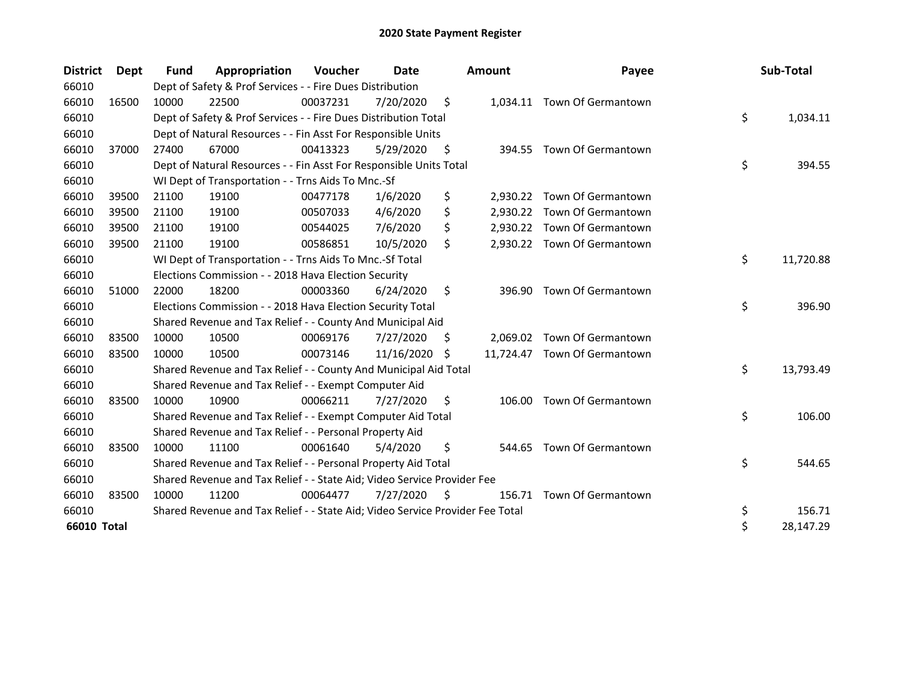# 2020 State Payment Register

| District | Dept | Fund | Appropriation | Voucher | Date | Amount | Payee | Sub-Total |
|---|---|---|---|---|---|---|---|---|
| 66010 | | Dept of Safety & Prof Services - - Fire Dues Distribution | | | | | | |
| 66010 | 16500 | 10000 | 22500 | 00037231 | 7/20/2020 | $ 1,034.11 | Town Of Germantown | |
| 66010 | | Dept of Safety & Prof Services - - Fire Dues Distribution Total | | | | | | $ 1,034.11 |
| 66010 | | Dept of Natural Resources - - Fin Asst For Responsible Units | | | | | | |
| 66010 | 37000 | 27400 | 67000 | 00413323 | 5/29/2020 | $ 394.55 | Town Of Germantown | |
| 66010 | | Dept of Natural Resources - - Fin Asst For Responsible Units Total | | | | | | $ 394.55 |
| 66010 | | WI Dept of Transportation - - Trns Aids To Mnc.-Sf | | | | | | |
| 66010 | 39500 | 21100 | 19100 | 00477178 | 1/6/2020 | $ 2,930.22 | Town Of Germantown | |
| 66010 | 39500 | 21100 | 19100 | 00507033 | 4/6/2020 | $ 2,930.22 | Town Of Germantown | |
| 66010 | 39500 | 21100 | 19100 | 00544025 | 7/6/2020 | $ 2,930.22 | Town Of Germantown | |
| 66010 | 39500 | 21100 | 19100 | 00586851 | 10/5/2020 | $ 2,930.22 | Town Of Germantown | |
| 66010 | | WI Dept of Transportation - - Trns Aids To Mnc.-Sf Total | | | | | | $ 11,720.88 |
| 66010 | | Elections Commission - - 2018 Hava Election Security | | | | | | |
| 66010 | 51000 | 22000 | 18200 | 00003360 | 6/24/2020 | $ 396.90 | Town Of Germantown | |
| 66010 | | Elections Commission - - 2018 Hava Election Security Total | | | | | | $ 396.90 |
| 66010 | | Shared Revenue and Tax Relief - - County And Municipal Aid | | | | | | |
| 66010 | 83500 | 10000 | 10500 | 00069176 | 7/27/2020 | $ 2,069.02 | Town Of Germantown | |
| 66010 | 83500 | 10000 | 10500 | 00073146 | 11/16/2020 | $ 11,724.47 | Town Of Germantown | |
| 66010 | | Shared Revenue and Tax Relief - - County And Municipal Aid Total | | | | | | $ 13,793.49 |
| 66010 | | Shared Revenue and Tax Relief - - Exempt Computer Aid | | | | | | |
| 66010 | 83500 | 10000 | 10900 | 00066211 | 7/27/2020 | $ 106.00 | Town Of Germantown | |
| 66010 | | Shared Revenue and Tax Relief - - Exempt Computer Aid Total | | | | | | $ 106.00 |
| 66010 | | Shared Revenue and Tax Relief - - Personal Property Aid | | | | | | |
| 66010 | 83500 | 10000 | 11100 | 00061640 | 5/4/2020 | $ 544.65 | Town Of Germantown | |
| 66010 | | Shared Revenue and Tax Relief - - Personal Property Aid Total | | | | | | $ 544.65 |
| 66010 | | Shared Revenue and Tax Relief - - State Aid; Video Service Provider Fee | | | | | | |
| 66010 | 83500 | 10000 | 11200 | 00064477 | 7/27/2020 | $ 156.71 | Town Of Germantown | |
| 66010 | | Shared Revenue and Tax Relief - - State Aid; Video Service Provider Fee Total | | | | | | $ 156.71 |
| **66010 Total** | | | | | | | | $ 28,147.29 |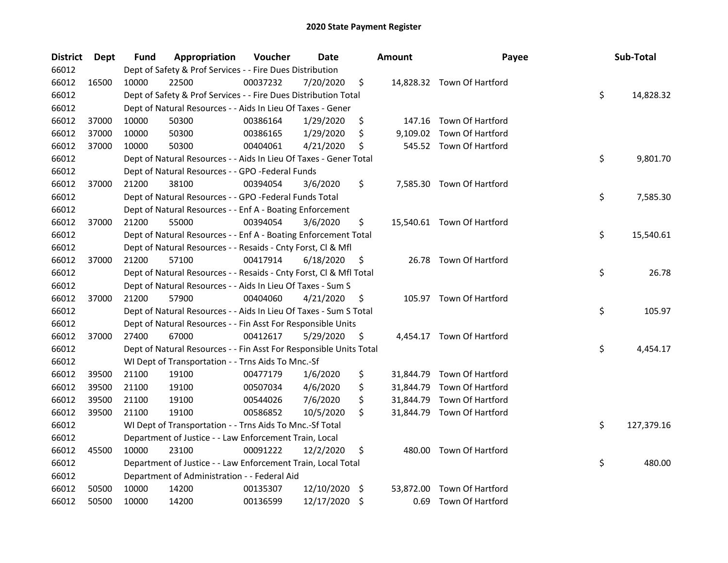# 2020 State Payment Register

| District | Dept | Fund | Appropriation | Voucher | Date | Amount | Payee | Sub-Total |
|---|---|---|---|---|---|---|---|---|
| 66012 | | Dept of Safety & Prof Services - - Fire Dues Distribution | | | | | | |
| 66012 | 16500 | 10000 | 22500 | 00037232 | 7/20/2020 | $ 14,828.32 | Town Of Hartford | |
| 66012 | | Dept of Safety & Prof Services - - Fire Dues Distribution Total | | | | | | $ 14,828.32 |
| 66012 | | Dept of Natural Resources - - Aids In Lieu Of Taxes - Gener | | | | | | |
| 66012 | 37000 | 10000 | 50300 | 00386164 | 1/29/2020 | $ 147.16 | Town Of Hartford | |
| 66012 | 37000 | 10000 | 50300 | 00386165 | 1/29/2020 | $ 9,109.02 | Town Of Hartford | |
| 66012 | 37000 | 10000 | 50300 | 00404061 | 4/21/2020 | $ 545.52 | Town Of Hartford | |
| 66012 | | Dept of Natural Resources - - Aids In Lieu Of Taxes - Gener Total | | | | | | $ 9,801.70 |
| 66012 | | Dept of Natural Resources - - GPO -Federal Funds | | | | | | |
| 66012 | 37000 | 21200 | 38100 | 00394054 | 3/6/2020 | $ 7,585.30 | Town Of Hartford | |
| 66012 | | Dept of Natural Resources - - GPO -Federal Funds Total | | | | | | $ 7,585.30 |
| 66012 | | Dept of Natural Resources - - Enf A - Boating Enforcement | | | | | | |
| 66012 | 37000 | 21200 | 55000 | 00394054 | 3/6/2020 | $ 15,540.61 | Town Of Hartford | |
| 66012 | | Dept of Natural Resources - - Enf A - Boating Enforcement Total | | | | | | $ 15,540.61 |
| 66012 | | Dept of Natural Resources - - Resaids - Cnty Forst, Cl & Mfl | | | | | | |
| 66012 | 37000 | 21200 | 57100 | 00417914 | 6/18/2020 | $ 26.78 | Town Of Hartford | |
| 66012 | | Dept of Natural Resources - - Resaids - Cnty Forst, Cl & Mfl Total | | | | | | $ 26.78 |
| 66012 | | Dept of Natural Resources - - Aids In Lieu Of Taxes - Sum S | | | | | | |
| 66012 | 37000 | 21200 | 57900 | 00404060 | 4/21/2020 | $ 105.97 | Town Of Hartford | |
| 66012 | | Dept of Natural Resources - - Aids In Lieu Of Taxes - Sum S Total | | | | | | $ 105.97 |
| 66012 | | Dept of Natural Resources - - Fin Asst For Responsible Units | | | | | | |
| 66012 | 37000 | 27400 | 67000 | 00412617 | 5/29/2020 | $ 4,454.17 | Town Of Hartford | |
| 66012 | | Dept of Natural Resources - - Fin Asst For Responsible Units Total | | | | | | $ 4,454.17 |
| 66012 | | WI Dept of Transportation - - Trns Aids To Mnc.-Sf | | | | | | |
| 66012 | 39500 | 21100 | 19100 | 00477179 | 1/6/2020 | $ 31,844.79 | Town Of Hartford | |
| 66012 | 39500 | 21100 | 19100 | 00507034 | 4/6/2020 | $ 31,844.79 | Town Of Hartford | |
| 66012 | 39500 | 21100 | 19100 | 00544026 | 7/6/2020 | $ 31,844.79 | Town Of Hartford | |
| 66012 | 39500 | 21100 | 19100 | 00586852 | 10/5/2020 | $ 31,844.79 | Town Of Hartford | |
| 66012 | | WI Dept of Transportation - - Trns Aids To Mnc.-Sf Total | | | | | | $ 127,379.16 |
| 66012 | | Department of Justice - - Law Enforcement Train, Local | | | | | | |
| 66012 | 45500 | 10000 | 23100 | 00091222 | 12/2/2020 | $ 480.00 | Town Of Hartford | |
| 66012 | | Department of Justice - - Law Enforcement Train, Local Total | | | | | | $ 480.00 |
| 66012 | | Department of Administration - - Federal Aid | | | | | | |
| 66012 | 50500 | 10000 | 14200 | 00135307 | 12/10/2020 | $ 53,872.00 | Town Of Hartford | |
| 66012 | 50500 | 10000 | 14200 | 00136599 | 12/17/2020 | $ 0.69 | Town Of Hartford | |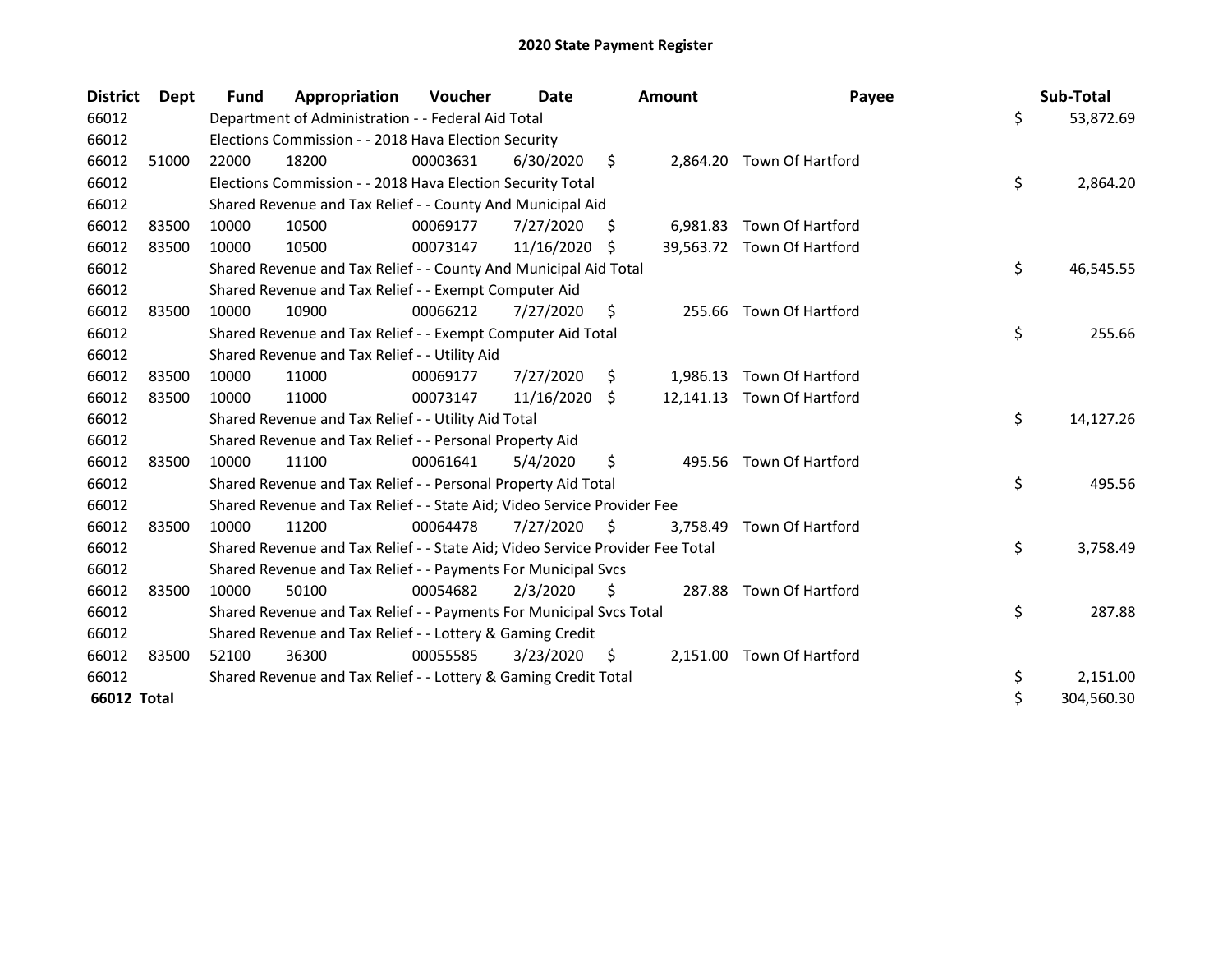# 2020 State Payment Register

| District | Dept | Fund | Appropriation | Voucher | Date | Amount | Payee | Sub-Total |
|---|---|---|---|---|---|---|---|---|
| 66012 | | Department of Administration - - Federal Aid Total | | | | | | $ 53,872.69 |
| 66012 | | Elections Commission - - 2018 Hava Election Security | | | | | | |
| 66012 | 51000 | 22000 | 18200 | 00003631 | 6/30/2020 | $ 2,864.20 | Town Of Hartford | |
| 66012 | | Elections Commission - - 2018 Hava Election Security Total | | | | | | $ 2,864.20 |
| 66012 | | Shared Revenue and Tax Relief - - County And Municipal Aid | | | | | | |
| 66012 | 83500 | 10000 | 10500 | 00069177 | 7/27/2020 | $ 6,981.83 | Town Of Hartford | |
| 66012 | 83500 | 10000 | 10500 | 00073147 | 11/16/2020 | $ 39,563.72 | Town Of Hartford | |
| 66012 | | Shared Revenue and Tax Relief - - County And Municipal Aid Total | | | | | | $ 46,545.55 |
| 66012 | | Shared Revenue and Tax Relief - - Exempt Computer Aid | | | | | | |
| 66012 | 83500 | 10000 | 10900 | 00066212 | 7/27/2020 | $ 255.66 | Town Of Hartford | |
| 66012 | | Shared Revenue and Tax Relief - - Exempt Computer Aid Total | | | | | | $ 255.66 |
| 66012 | | Shared Revenue and Tax Relief - - Utility Aid | | | | | | |
| 66012 | 83500 | 10000 | 11000 | 00069177 | 7/27/2020 | $ 1,986.13 | Town Of Hartford | |
| 66012 | 83500 | 10000 | 11000 | 00073147 | 11/16/2020 | $ 12,141.13 | Town Of Hartford | |
| 66012 | | Shared Revenue and Tax Relief - - Utility Aid Total | | | | | | $ 14,127.26 |
| 66012 | | Shared Revenue and Tax Relief - - Personal Property Aid | | | | | | |
| 66012 | 83500 | 10000 | 11100 | 00061641 | 5/4/2020 | $ 495.56 | Town Of Hartford | |
| 66012 | | Shared Revenue and Tax Relief - - Personal Property Aid Total | | | | | | $ 495.56 |
| 66012 | | Shared Revenue and Tax Relief - - State Aid; Video Service Provider Fee | | | | | | |
| 66012 | 83500 | 10000 | 11200 | 00064478 | 7/27/2020 | $ 3,758.49 | Town Of Hartford | |
| 66012 | | Shared Revenue and Tax Relief - - State Aid; Video Service Provider Fee Total | | | | | | $ 3,758.49 |
| 66012 | | Shared Revenue and Tax Relief - - Payments For Municipal Svcs | | | | | | |
| 66012 | 83500 | 10000 | 50100 | 00054682 | 2/3/2020 | $ 287.88 | Town Of Hartford | |
| 66012 | | Shared Revenue and Tax Relief - - Payments For Municipal Svcs Total | | | | | | $ 287.88 |
| 66012 | | Shared Revenue and Tax Relief - - Lottery & Gaming Credit | | | | | | |
| 66012 | 83500 | 52100 | 36300 | 00055585 | 3/23/2020 | $ 2,151.00 | Town Of Hartford | |
| 66012 | | Shared Revenue and Tax Relief - - Lottery & Gaming Credit Total | | | | | | $ 2,151.00 |
| **66012 Total** | | | | | | | | $ 304,560.30 |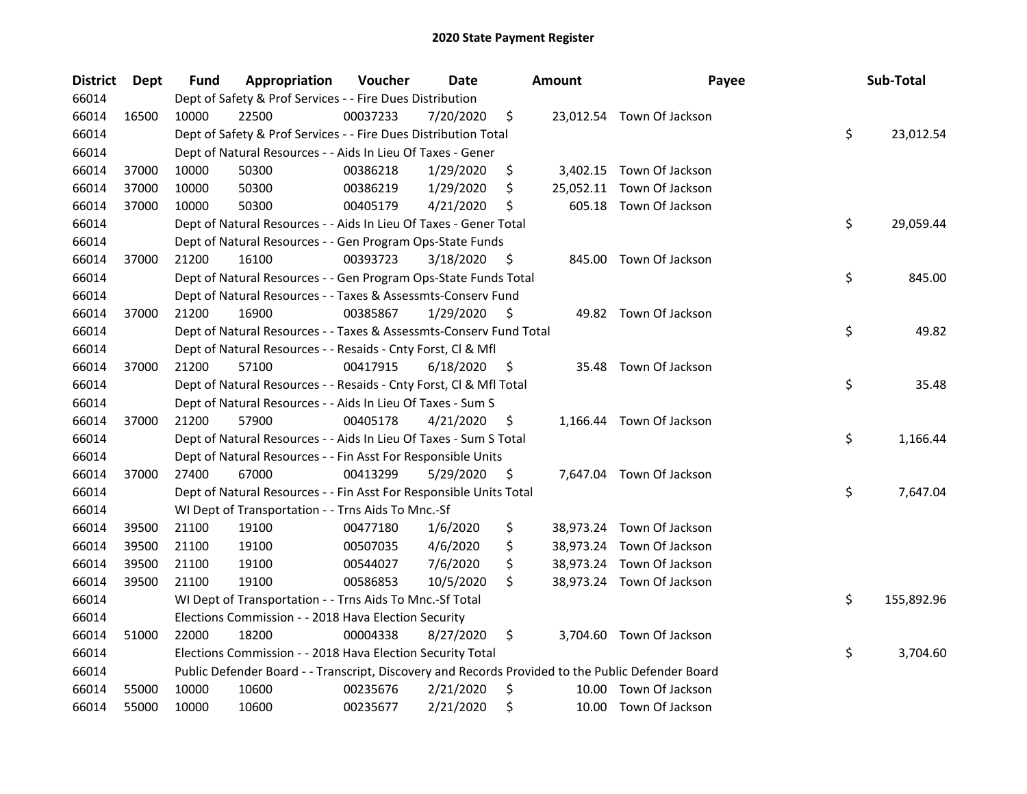# 2020 State Payment Register

| District | Dept | Fund | Appropriation | Voucher | Date | Amount | Payee | Sub-Total |
|---|---|---|---|---|---|---|---|---|
| 66014 | | Dept of Safety & Prof Services - - Fire Dues Distribution | | | | | | |
| 66014 | 16500 | 10000 | 22500 | 00037233 | 7/20/2020 | $ 23,012.54 | Town Of Jackson | |
| 66014 | | Dept of Safety & Prof Services - - Fire Dues Distribution Total | | | | | | $ 23,012.54 |
| 66014 | | Dept of Natural Resources - - Aids In Lieu Of Taxes - Gener | | | | | | |
| 66014 | 37000 | 10000 | 50300 | 00386218 | 1/29/2020 | $ 3,402.15 | Town Of Jackson | |
| 66014 | 37000 | 10000 | 50300 | 00386219 | 1/29/2020 | $ 25,052.11 | Town Of Jackson | |
| 66014 | 37000 | 10000 | 50300 | 00405179 | 4/21/2020 | $ 605.18 | Town Of Jackson | |
| 66014 | | Dept of Natural Resources - - Aids In Lieu Of Taxes - Gener Total | | | | | | $ 29,059.44 |
| 66014 | | Dept of Natural Resources - - Gen Program Ops-State Funds | | | | | | |
| 66014 | 37000 | 21200 | 16100 | 00393723 | 3/18/2020 | $ 845.00 | Town Of Jackson | |
| 66014 | | Dept of Natural Resources - - Gen Program Ops-State Funds Total | | | | | | $ 845.00 |
| 66014 | | Dept of Natural Resources - - Taxes & Assessmts-Conserv Fund | | | | | | |
| 66014 | 37000 | 21200 | 16900 | 00385867 | 1/29/2020 | $ 49.82 | Town Of Jackson | |
| 66014 | | Dept of Natural Resources - - Taxes & Assessmts-Conserv Fund Total | | | | | | $ 49.82 |
| 66014 | | Dept of Natural Resources - - Resaids - Cnty Forst, Cl & Mfl | | | | | | |
| 66014 | 37000 | 21200 | 57100 | 00417915 | 6/18/2020 | $ 35.48 | Town Of Jackson | |
| 66014 | | Dept of Natural Resources - - Resaids - Cnty Forst, Cl & Mfl Total | | | | | | $ 35.48 |
| 66014 | | Dept of Natural Resources - - Aids In Lieu Of Taxes - Sum S | | | | | | |
| 66014 | 37000 | 21200 | 57900 | 00405178 | 4/21/2020 | $ 1,166.44 | Town Of Jackson | |
| 66014 | | Dept of Natural Resources - - Aids In Lieu Of Taxes - Sum S Total | | | | | | $ 1,166.44 |
| 66014 | | Dept of Natural Resources - - Fin Asst For Responsible Units | | | | | | |
| 66014 | 37000 | 27400 | 67000 | 00413299 | 5/29/2020 | $ 7,647.04 | Town Of Jackson | |
| 66014 | | Dept of Natural Resources - - Fin Asst For Responsible Units Total | | | | | | $ 7,647.04 |
| 66014 | | WI Dept of Transportation - - Trns Aids To Mnc.-Sf | | | | | | |
| 66014 | 39500 | 21100 | 19100 | 00477180 | 1/6/2020 | $ 38,973.24 | Town Of Jackson | |
| 66014 | 39500 | 21100 | 19100 | 00507035 | 4/6/2020 | $ 38,973.24 | Town Of Jackson | |
| 66014 | 39500 | 21100 | 19100 | 00544027 | 7/6/2020 | $ 38,973.24 | Town Of Jackson | |
| 66014 | 39500 | 21100 | 19100 | 00586853 | 10/5/2020 | $ 38,973.24 | Town Of Jackson | |
| 66014 | | WI Dept of Transportation - - Trns Aids To Mnc.-Sf Total | | | | | | $ 155,892.96 |
| 66014 | | Elections Commission - - 2018 Hava Election Security | | | | | | |
| 66014 | 51000 | 22000 | 18200 | 00004338 | 8/27/2020 | $ 3,704.60 | Town Of Jackson | |
| 66014 | | Elections Commission - - 2018 Hava Election Security Total | | | | | | $ 3,704.60 |
| 66014 | | Public Defender Board - - Transcript, Discovery and Records Provided to the Public Defender Board | | | | | | |
| 66014 | 55000 | 10000 | 10600 | 00235676 | 2/21/2020 | $ 10.00 | Town Of Jackson | |
| 66014 | 55000 | 10000 | 10600 | 00235677 | 2/21/2020 | $ 10.00 | Town Of Jackson | |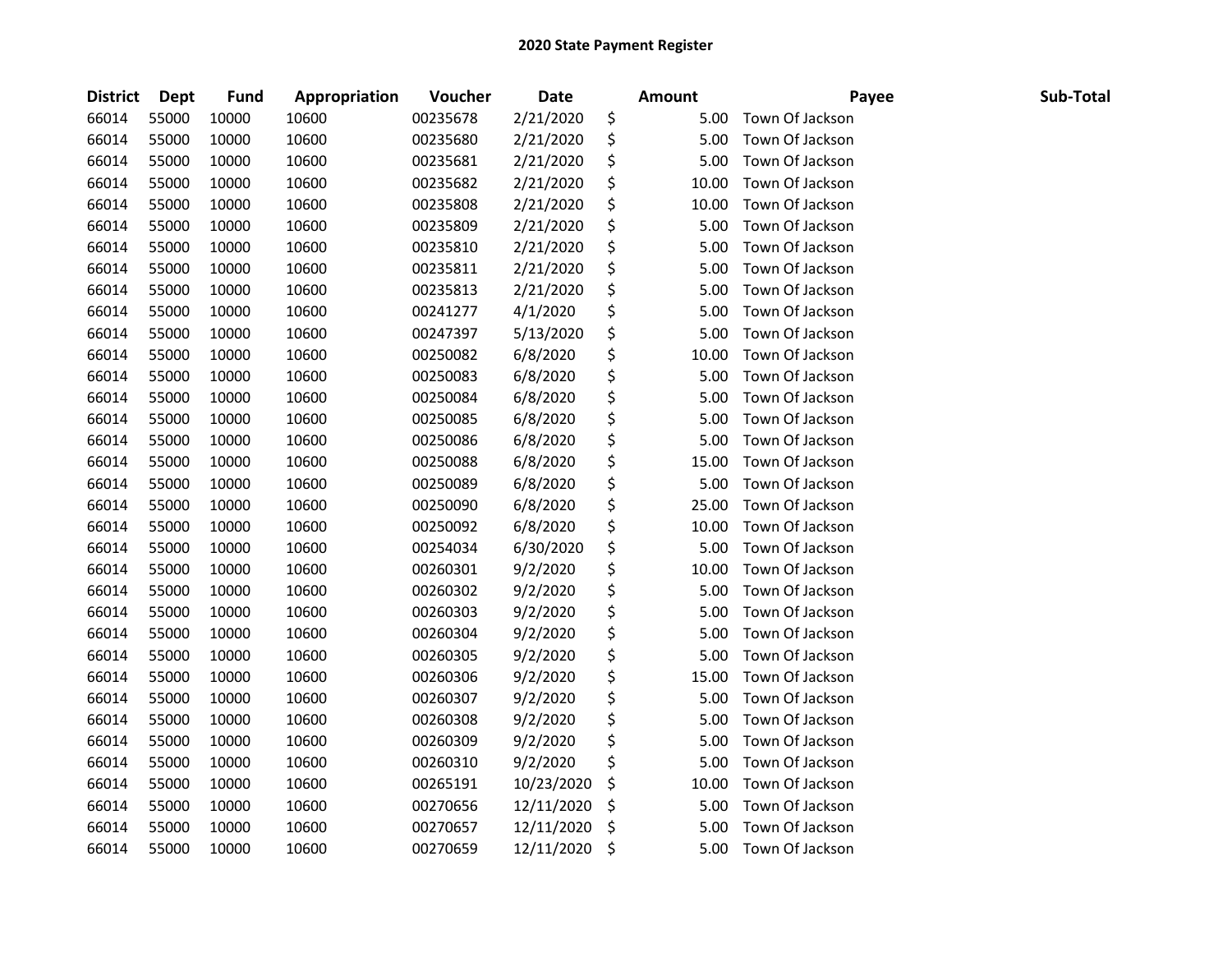# 2020 State Payment Register

| District | Dept | Fund | Appropriation | Voucher | Date | Amount | Payee | Sub-Total |
|---|---|---|---|---|---|---|---|---|
| 66014 | 55000 | 10000 | 10600 | 00235678 | 2/21/2020 | $ 5.00 | Town Of Jackson | |
| 66014 | 55000 | 10000 | 10600 | 00235680 | 2/21/2020 | $ 5.00 | Town Of Jackson | |
| 66014 | 55000 | 10000 | 10600 | 00235681 | 2/21/2020 | $ 5.00 | Town Of Jackson | |
| 66014 | 55000 | 10000 | 10600 | 00235682 | 2/21/2020 | $ 10.00 | Town Of Jackson | |
| 66014 | 55000 | 10000 | 10600 | 00235808 | 2/21/2020 | $ 10.00 | Town Of Jackson | |
| 66014 | 55000 | 10000 | 10600 | 00235809 | 2/21/2020 | $ 5.00 | Town Of Jackson | |
| 66014 | 55000 | 10000 | 10600 | 00235810 | 2/21/2020 | $ 5.00 | Town Of Jackson | |
| 66014 | 55000 | 10000 | 10600 | 00235811 | 2/21/2020 | $ 5.00 | Town Of Jackson | |
| 66014 | 55000 | 10000 | 10600 | 00235813 | 2/21/2020 | $ 5.00 | Town Of Jackson | |
| 66014 | 55000 | 10000 | 10600 | 00241277 | 4/1/2020 | $ 5.00 | Town Of Jackson | |
| 66014 | 55000 | 10000 | 10600 | 00247397 | 5/13/2020 | $ 5.00 | Town Of Jackson | |
| 66014 | 55000 | 10000 | 10600 | 00250082 | 6/8/2020 | $ 10.00 | Town Of Jackson | |
| 66014 | 55000 | 10000 | 10600 | 00250083 | 6/8/2020 | $ 5.00 | Town Of Jackson | |
| 66014 | 55000 | 10000 | 10600 | 00250084 | 6/8/2020 | $ 5.00 | Town Of Jackson | |
| 66014 | 55000 | 10000 | 10600 | 00250085 | 6/8/2020 | $ 5.00 | Town Of Jackson | |
| 66014 | 55000 | 10000 | 10600 | 00250086 | 6/8/2020 | $ 5.00 | Town Of Jackson | |
| 66014 | 55000 | 10000 | 10600 | 00250088 | 6/8/2020 | $ 15.00 | Town Of Jackson | |
| 66014 | 55000 | 10000 | 10600 | 00250089 | 6/8/2020 | $ 5.00 | Town Of Jackson | |
| 66014 | 55000 | 10000 | 10600 | 00250090 | 6/8/2020 | $ 25.00 | Town Of Jackson | |
| 66014 | 55000 | 10000 | 10600 | 00250092 | 6/8/2020 | $ 10.00 | Town Of Jackson | |
| 66014 | 55000 | 10000 | 10600 | 00254034 | 6/30/2020 | $ 5.00 | Town Of Jackson | |
| 66014 | 55000 | 10000 | 10600 | 00260301 | 9/2/2020 | $ 10.00 | Town Of Jackson | |
| 66014 | 55000 | 10000 | 10600 | 00260302 | 9/2/2020 | $ 5.00 | Town Of Jackson | |
| 66014 | 55000 | 10000 | 10600 | 00260303 | 9/2/2020 | $ 5.00 | Town Of Jackson | |
| 66014 | 55000 | 10000 | 10600 | 00260304 | 9/2/2020 | $ 5.00 | Town Of Jackson | |
| 66014 | 55000 | 10000 | 10600 | 00260305 | 9/2/2020 | $ 5.00 | Town Of Jackson | |
| 66014 | 55000 | 10000 | 10600 | 00260306 | 9/2/2020 | $ 15.00 | Town Of Jackson | |
| 66014 | 55000 | 10000 | 10600 | 00260307 | 9/2/2020 | $ 5.00 | Town Of Jackson | |
| 66014 | 55000 | 10000 | 10600 | 00260308 | 9/2/2020 | $ 5.00 | Town Of Jackson | |
| 66014 | 55000 | 10000 | 10600 | 00260309 | 9/2/2020 | $ 5.00 | Town Of Jackson | |
| 66014 | 55000 | 10000 | 10600 | 00260310 | 9/2/2020 | $ 5.00 | Town Of Jackson | |
| 66014 | 55000 | 10000 | 10600 | 00265191 | 10/23/2020 | $ 10.00 | Town Of Jackson | |
| 66014 | 55000 | 10000 | 10600 | 00270656 | 12/11/2020 | $ 5.00 | Town Of Jackson | |
| 66014 | 55000 | 10000 | 10600 | 00270657 | 12/11/2020 | $ 5.00 | Town Of Jackson | |
| 66014 | 55000 | 10000 | 10600 | 00270659 | 12/11/2020 | $ 5.00 | Town Of Jackson | |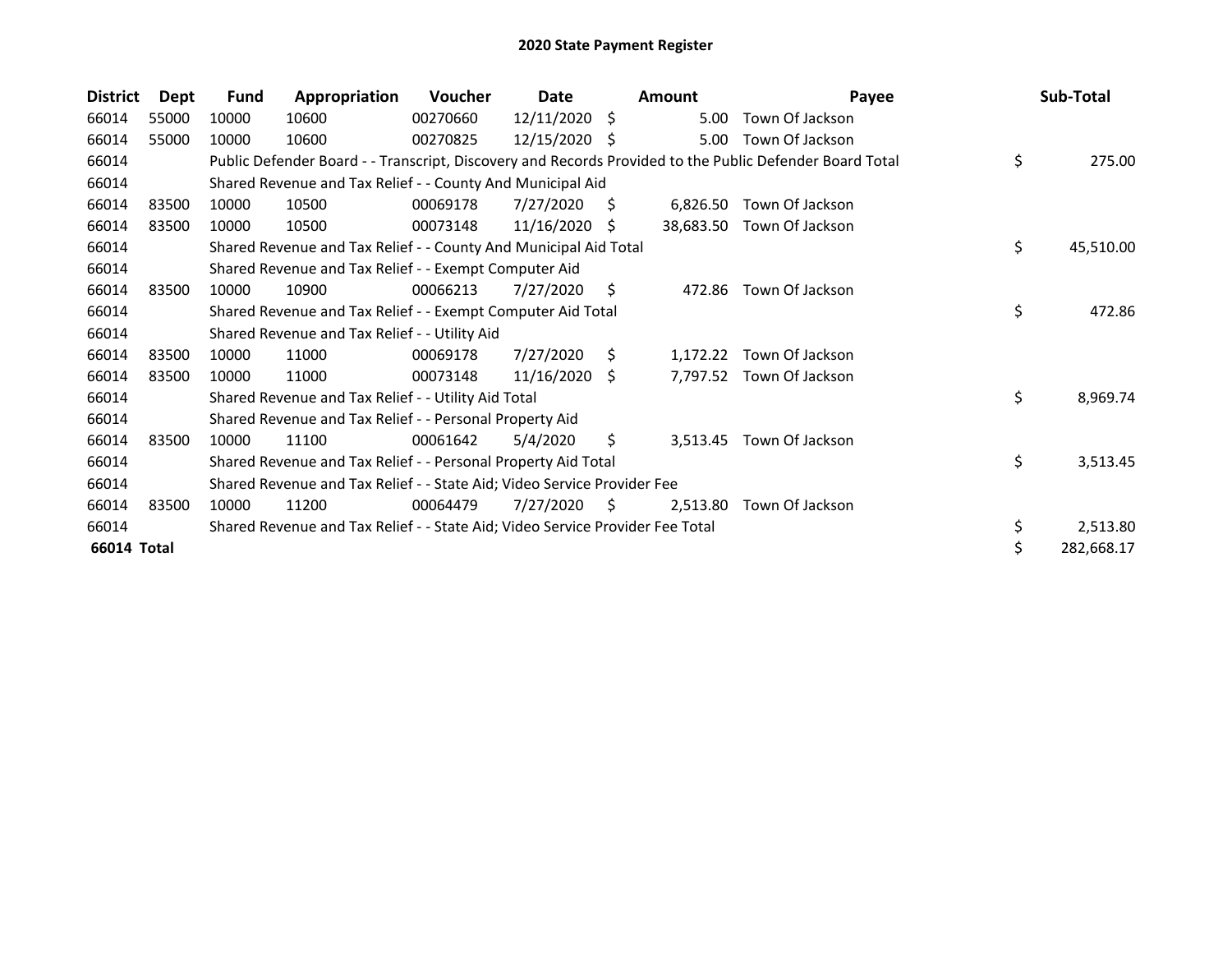# 2020 State Payment Register

| District | Dept | Fund | Appropriation | Voucher | Date | Amount | Payee | Sub-Total |
|---|---|---|---|---|---|---|---|---|
| 66014 | 55000 | 10000 | 10600 | 00270660 | 12/11/2020 | $ 5.00 | Town Of Jackson | |
| 66014 | 55000 | 10000 | 10600 | 00270825 | 12/15/2020 | $ 5.00 | Town Of Jackson | |
| 66014 | | Public Defender Board - - Transcript, Discovery and Records Provided to the Public Defender Board Total | | | | | | $ 275.00 |
| 66014 | | Shared Revenue and Tax Relief - - County And Municipal Aid | | | | | | |
| 66014 | 83500 | 10000 | 10500 | 00069178 | 7/27/2020 | $ 6,826.50 | Town Of Jackson | |
| 66014 | 83500 | 10000 | 10500 | 00073148 | 11/16/2020 | $ 38,683.50 | Town Of Jackson | |
| 66014 | | Shared Revenue and Tax Relief - - County And Municipal Aid Total | | | | | | $ 45,510.00 |
| 66014 | | Shared Revenue and Tax Relief - - Exempt Computer Aid | | | | | | |
| 66014 | 83500 | 10000 | 10900 | 00066213 | 7/27/2020 | $ 472.86 | Town Of Jackson | |
| 66014 | | Shared Revenue and Tax Relief - - Exempt Computer Aid Total | | | | | | $ 472.86 |
| 66014 | | Shared Revenue and Tax Relief - - Utility Aid | | | | | | |
| 66014 | 83500 | 10000 | 11000 | 00069178 | 7/27/2020 | $ 1,172.22 | Town Of Jackson | |
| 66014 | 83500 | 10000 | 11000 | 00073148 | 11/16/2020 | $ 7,797.52 | Town Of Jackson | |
| 66014 | | Shared Revenue and Tax Relief - - Utility Aid Total | | | | | | $ 8,969.74 |
| 66014 | | Shared Revenue and Tax Relief - - Personal Property Aid | | | | | | |
| 66014 | 83500 | 10000 | 11100 | 00061642 | 5/4/2020 | $ 3,513.45 | Town Of Jackson | |
| 66014 | | Shared Revenue and Tax Relief - - Personal Property Aid Total | | | | | | $ 3,513.45 |
| 66014 | | Shared Revenue and Tax Relief - - State Aid; Video Service Provider Fee | | | | | | |
| 66014 | 83500 | 10000 | 11200 | 00064479 | 7/27/2020 | $ 2,513.80 | Town Of Jackson | |
| 66014 | | Shared Revenue and Tax Relief - - State Aid; Video Service Provider Fee Total | | | | | | $ 2,513.80 |
| **66014 Total** | | | | | | | | $ 282,668.17 |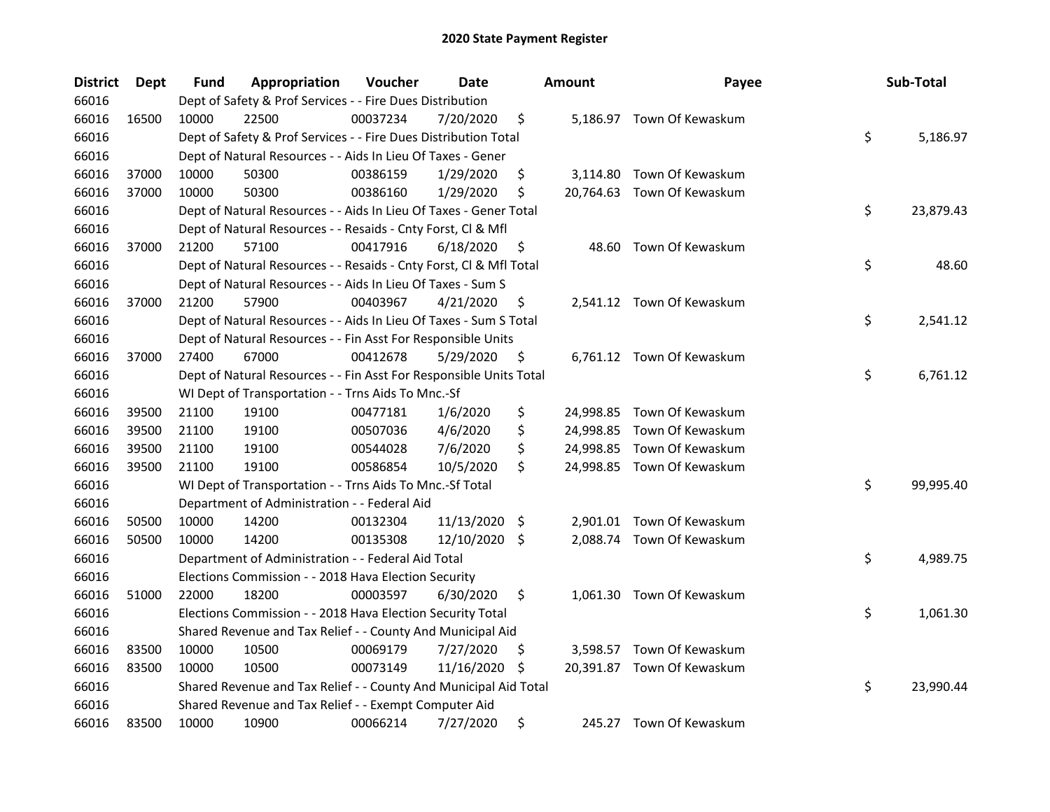# 2020 State Payment Register

| District | Dept | Fund | Appropriation | Voucher | Date | Amount | Payee | Sub-Total |
|---|---|---|---|---|---|---|---|---|
| 66016 | | Dept of Safety & Prof Services - - Fire Dues Distribution | | | | | | |
| 66016 | 16500 | 10000 | 22500 | 00037234 | 7/20/2020 | $ 5,186.97 | Town Of Kewaskum | |
| 66016 | | Dept of Safety & Prof Services - - Fire Dues Distribution Total | | | | | | $ 5,186.97 |
| 66016 | | Dept of Natural Resources - - Aids In Lieu Of Taxes - Gener | | | | | | |
| 66016 | 37000 | 10000 | 50300 | 00386159 | 1/29/2020 | $ 3,114.80 | Town Of Kewaskum | |
| 66016 | 37000 | 10000 | 50300 | 00386160 | 1/29/2020 | $ 20,764.63 | Town Of Kewaskum | |
| 66016 | | Dept of Natural Resources - - Aids In Lieu Of Taxes - Gener Total | | | | | | $ 23,879.43 |
| 66016 | | Dept of Natural Resources - - Resaids - Cnty Forst, Cl & Mfl | | | | | | |
| 66016 | 37000 | 21200 | 57100 | 00417916 | 6/18/2020 | $ 48.60 | Town Of Kewaskum | |
| 66016 | | Dept of Natural Resources - - Resaids - Cnty Forst, Cl & Mfl Total | | | | | | $ 48.60 |
| 66016 | | Dept of Natural Resources - - Aids In Lieu Of Taxes - Sum S | | | | | | |
| 66016 | 37000 | 21200 | 57900 | 00403967 | 4/21/2020 | $ 2,541.12 | Town Of Kewaskum | |
| 66016 | | Dept of Natural Resources - - Aids In Lieu Of Taxes - Sum S Total | | | | | | $ 2,541.12 |
| 66016 | | Dept of Natural Resources - - Fin Asst For Responsible Units | | | | | | |
| 66016 | 37000 | 27400 | 67000 | 00412678 | 5/29/2020 | $ 6,761.12 | Town Of Kewaskum | |
| 66016 | | Dept of Natural Resources - - Fin Asst For Responsible Units Total | | | | | | $ 6,761.12 |
| 66016 | | WI Dept of Transportation - - Trns Aids To Mnc.-Sf | | | | | | |
| 66016 | 39500 | 21100 | 19100 | 00477181 | 1/6/2020 | $ 24,998.85 | Town Of Kewaskum | |
| 66016 | 39500 | 21100 | 19100 | 00507036 | 4/6/2020 | $ 24,998.85 | Town Of Kewaskum | |
| 66016 | 39500 | 21100 | 19100 | 00544028 | 7/6/2020 | $ 24,998.85 | Town Of Kewaskum | |
| 66016 | 39500 | 21100 | 19100 | 00586854 | 10/5/2020 | $ 24,998.85 | Town Of Kewaskum | |
| 66016 | | WI Dept of Transportation - - Trns Aids To Mnc.-Sf Total | | | | | | $ 99,995.40 |
| 66016 | | Department of Administration - - Federal Aid | | | | | | |
| 66016 | 50500 | 10000 | 14200 | 00132304 | 11/13/2020 | $ 2,901.01 | Town Of Kewaskum | |
| 66016 | 50500 | 10000 | 14200 | 00135308 | 12/10/2020 | $ 2,088.74 | Town Of Kewaskum | |
| 66016 | | Department of Administration - - Federal Aid Total | | | | | | $ 4,989.75 |
| 66016 | | Elections Commission - - 2018 Hava Election Security | | | | | | |
| 66016 | 51000 | 22000 | 18200 | 00003597 | 6/30/2020 | $ 1,061.30 | Town Of Kewaskum | |
| 66016 | | Elections Commission - - 2018 Hava Election Security Total | | | | | | $ 1,061.30 |
| 66016 | | Shared Revenue and Tax Relief - - County And Municipal Aid | | | | | | |
| 66016 | 83500 | 10000 | 10500 | 00069179 | 7/27/2020 | $ 3,598.57 | Town Of Kewaskum | |
| 66016 | 83500 | 10000 | 10500 | 00073149 | 11/16/2020 | $ 20,391.87 | Town Of Kewaskum | |
| 66016 | | Shared Revenue and Tax Relief - - County And Municipal Aid Total | | | | | | $ 23,990.44 |
| 66016 | | Shared Revenue and Tax Relief - - Exempt Computer Aid | | | | | | |
| 66016 | 83500 | 10000 | 10900 | 00066214 | 7/27/2020 | $ 245.27 | Town Of Kewaskum | |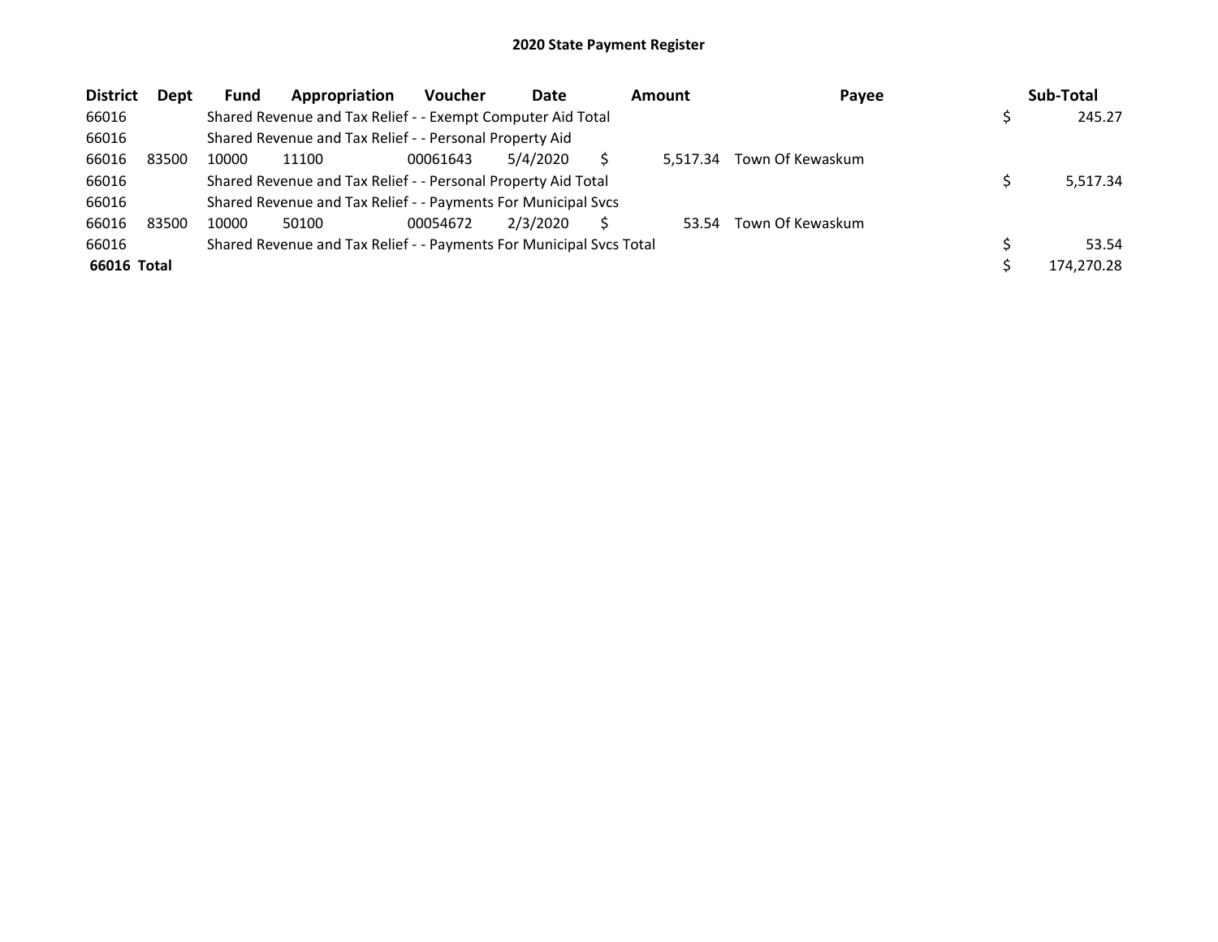# 2020 State Payment Register

| District | Dept | Fund | Appropriation | Voucher | Date | Amount | Payee | Sub-Total |
|---|---|---|---|---|---|---|---|---|
| 66016 | | Shared Revenue and Tax Relief - - Exempt Computer Aid Total | | | | | | $ 245.27 |
| 66016 | | Shared Revenue and Tax Relief - - Personal Property Aid | | | | | | |
| 66016 | 83500 | 10000 | 11100 | 00061643 | 5/4/2020 | $ 5,517.34 | Town Of Kewaskum | |
| 66016 | | Shared Revenue and Tax Relief - - Personal Property Aid Total | | | | | | $ 5,517.34 |
| 66016 | | Shared Revenue and Tax Relief - - Payments For Municipal Svcs | | | | | | |
| 66016 | 83500 | 10000 | 50100 | 00054672 | 2/3/2020 | $ 53.54 | Town Of Kewaskum | |
| 66016 | | Shared Revenue and Tax Relief - - Payments For Municipal Svcs Total | | | | | | $ 53.54 |
| **66016 Total** | | | | | | | | $ 174,270.28 |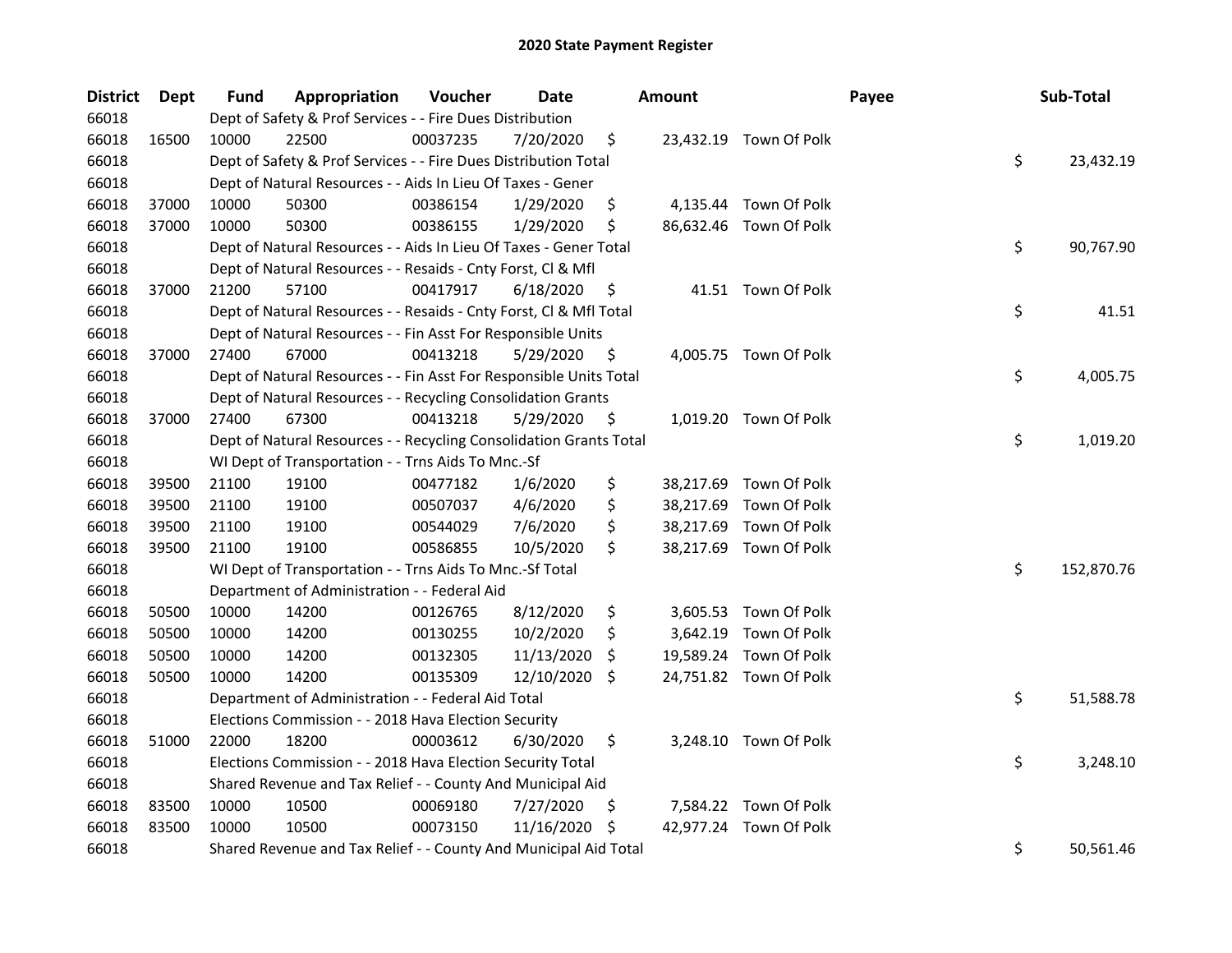# 2020 State Payment Register

| District | Dept | Fund | Appropriation | Voucher | Date | Amount | Payee | Sub-Total |
|---|---|---|---|---|---|---|---|---|
| 66018 | | Dept of Safety & Prof Services - - Fire Dues Distribution | | | | | | |
| 66018 | 16500 | 10000 | 22500 | 00037235 | 7/20/2020 | $ 23,432.19 | Town Of Polk | |
| 66018 | | Dept of Safety & Prof Services - - Fire Dues Distribution Total | | | | | | $ 23,432.19 |
| 66018 | | Dept of Natural Resources - - Aids In Lieu Of Taxes - Gener | | | | | | |
| 66018 | 37000 | 10000 | 50300 | 00386154 | 1/29/2020 | $ 4,135.44 | Town Of Polk | |
| 66018 | 37000 | 10000 | 50300 | 00386155 | 1/29/2020 | $ 86,632.46 | Town Of Polk | |
| 66018 | | Dept of Natural Resources - - Aids In Lieu Of Taxes - Gener Total | | | | | | $ 90,767.90 |
| 66018 | | Dept of Natural Resources - - Resaids - Cnty Forst, Cl & Mfl | | | | | | |
| 66018 | 37000 | 21200 | 57100 | 00417917 | 6/18/2020 | $ 41.51 | Town Of Polk | |
| 66018 | | Dept of Natural Resources - - Resaids - Cnty Forst, Cl & Mfl Total | | | | | | $ 41.51 |
| 66018 | | Dept of Natural Resources - - Fin Asst For Responsible Units | | | | | | |
| 66018 | 37000 | 27400 | 67000 | 00413218 | 5/29/2020 | $ 4,005.75 | Town Of Polk | |
| 66018 | | Dept of Natural Resources - - Fin Asst For Responsible Units Total | | | | | | $ 4,005.75 |
| 66018 | | Dept of Natural Resources - - Recycling Consolidation Grants | | | | | | |
| 66018 | 37000 | 27400 | 67300 | 00413218 | 5/29/2020 | $ 1,019.20 | Town Of Polk | |
| 66018 | | Dept of Natural Resources - - Recycling Consolidation Grants Total | | | | | | $ 1,019.20 |
| 66018 | | WI Dept of Transportation - - Trns Aids To Mnc.-Sf | | | | | | |
| 66018 | 39500 | 21100 | 19100 | 00477182 | 1/6/2020 | $ 38,217.69 | Town Of Polk | |
| 66018 | 39500 | 21100 | 19100 | 00507037 | 4/6/2020 | $ 38,217.69 | Town Of Polk | |
| 66018 | 39500 | 21100 | 19100 | 00544029 | 7/6/2020 | $ 38,217.69 | Town Of Polk | |
| 66018 | 39500 | 21100 | 19100 | 00586855 | 10/5/2020 | $ 38,217.69 | Town Of Polk | |
| 66018 | | WI Dept of Transportation - - Trns Aids To Mnc.-Sf Total | | | | | | $ 152,870.76 |
| 66018 | | Department of Administration - - Federal Aid | | | | | | |
| 66018 | 50500 | 10000 | 14200 | 00126765 | 8/12/2020 | $ 3,605.53 | Town Of Polk | |
| 66018 | 50500 | 10000 | 14200 | 00130255 | 10/2/2020 | $ 3,642.19 | Town Of Polk | |
| 66018 | 50500 | 10000 | 14200 | 00132305 | 11/13/2020 | $ 19,589.24 | Town Of Polk | |
| 66018 | 50500 | 10000 | 14200 | 00135309 | 12/10/2020 | $ 24,751.82 | Town Of Polk | |
| 66018 | | Department of Administration - - Federal Aid Total | | | | | | $ 51,588.78 |
| 66018 | | Elections Commission - - 2018 Hava Election Security | | | | | | |
| 66018 | 51000 | 22000 | 18200 | 00003612 | 6/30/2020 | $ 3,248.10 | Town Of Polk | |
| 66018 | | Elections Commission - - 2018 Hava Election Security Total | | | | | | $ 3,248.10 |
| 66018 | | Shared Revenue and Tax Relief - - County And Municipal Aid | | | | | | |
| 66018 | 83500 | 10000 | 10500 | 00069180 | 7/27/2020 | $ 7,584.22 | Town Of Polk | |
| 66018 | 83500 | 10000 | 10500 | 00073150 | 11/16/2020 | $ 42,977.24 | Town Of Polk | |
| 66018 | | Shared Revenue and Tax Relief - - County And Municipal Aid Total | | | | | | $ 50,561.46 |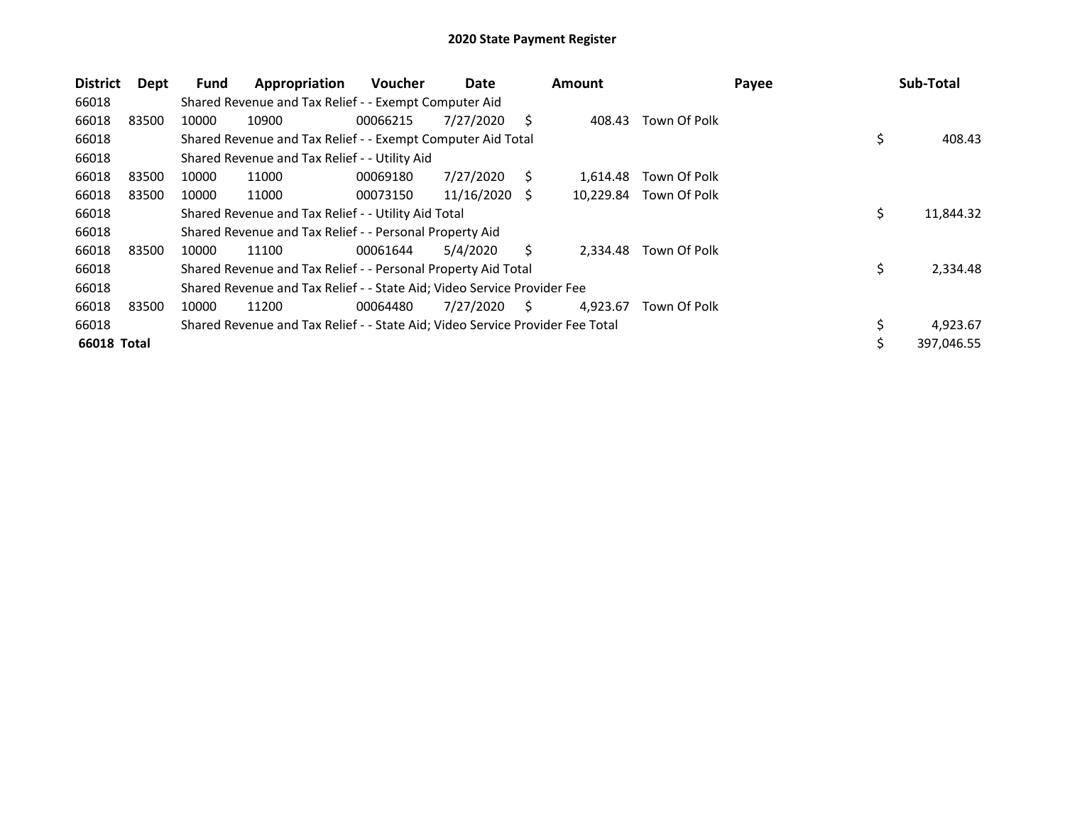# 2020 State Payment Register

| District | Dept | Fund | Appropriation | Voucher | Date | Amount | Payee | Sub-Total |
|---|---|---|---|---|---|---|---|---|
| 66018 | | Shared Revenue and Tax Relief - - Exempt Computer Aid | | | | | | |
| 66018 | 83500 | 10000 | 10900 | 00066215 | 7/27/2020 | $ 408.43 | Town Of Polk | |
| 66018 | | Shared Revenue and Tax Relief - - Exempt Computer Aid Total | | | | | | $ 408.43 |
| 66018 | | Shared Revenue and Tax Relief - - Utility Aid | | | | | | |
| 66018 | 83500 | 10000 | 11000 | 00069180 | 7/27/2020 | $ 1,614.48 | Town Of Polk | |
| 66018 | 83500 | 10000 | 11000 | 00073150 | 11/16/2020 | $ 10,229.84 | Town Of Polk | |
| 66018 | | Shared Revenue and Tax Relief - - Utility Aid Total | | | | | | $ 11,844.32 |
| 66018 | | Shared Revenue and Tax Relief - - Personal Property Aid | | | | | | |
| 66018 | 83500 | 10000 | 11100 | 00061644 | 5/4/2020 | $ 2,334.48 | Town Of Polk | |
| 66018 | | Shared Revenue and Tax Relief - - Personal Property Aid Total | | | | | | $ 2,334.48 |
| 66018 | | Shared Revenue and Tax Relief - - State Aid; Video Service Provider Fee | | | | | | |
| 66018 | 83500 | 10000 | 11200 | 00064480 | 7/27/2020 | $ 4,923.67 | Town Of Polk | |
| 66018 | | Shared Revenue and Tax Relief - - State Aid; Video Service Provider Fee Total | | | | | | $ 4,923.67 |
| **66018 Total** | | | | | | | | $ 397,046.55 |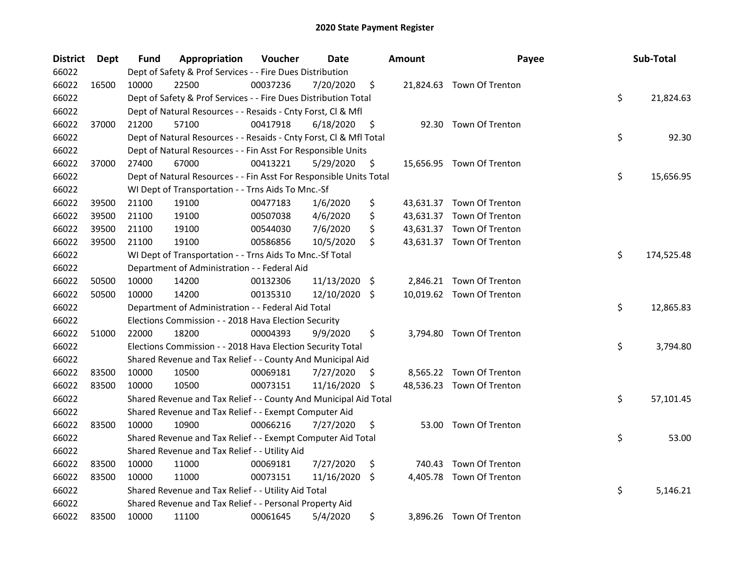# 2020 State Payment Register

| District | Dept | Fund | Appropriation | Voucher | Date | Amount | Payee | Sub-Total |
|---|---|---|---|---|---|---|---|---|
| 66022 | | Dept of Safety & Prof Services - - Fire Dues Distribution | | | | | | |
| 66022 | 16500 | 10000 | 22500 | 00037236 | 7/20/2020 | $ 21,824.63 | Town Of Trenton | |
| 66022 | | Dept of Safety & Prof Services - - Fire Dues Distribution Total | | | | | | $ 21,824.63 |
| 66022 | | Dept of Natural Resources - - Resaids - Cnty Forst, Cl & Mfl | | | | | | |
| 66022 | 37000 | 21200 | 57100 | 00417918 | 6/18/2020 | $ 92.30 | Town Of Trenton | |
| 66022 | | Dept of Natural Resources - - Resaids - Cnty Forst, Cl & Mfl Total | | | | | | $ 92.30 |
| 66022 | | Dept of Natural Resources - - Fin Asst For Responsible Units | | | | | | |
| 66022 | 37000 | 27400 | 67000 | 00413221 | 5/29/2020 | $ 15,656.95 | Town Of Trenton | |
| 66022 | | Dept of Natural Resources - - Fin Asst For Responsible Units Total | | | | | | $ 15,656.95 |
| 66022 | | WI Dept of Transportation - - Trns Aids To Mnc.-Sf | | | | | | |
| 66022 | 39500 | 21100 | 19100 | 00477183 | 1/6/2020 | $ 43,631.37 | Town Of Trenton | |
| 66022 | 39500 | 21100 | 19100 | 00507038 | 4/6/2020 | $ 43,631.37 | Town Of Trenton | |
| 66022 | 39500 | 21100 | 19100 | 00544030 | 7/6/2020 | $ 43,631.37 | Town Of Trenton | |
| 66022 | 39500 | 21100 | 19100 | 00586856 | 10/5/2020 | $ 43,631.37 | Town Of Trenton | |
| 66022 | | WI Dept of Transportation - - Trns Aids To Mnc.-Sf Total | | | | | | $ 174,525.48 |
| 66022 | | Department of Administration - - Federal Aid | | | | | | |
| 66022 | 50500 | 10000 | 14200 | 00132306 | 11/13/2020 | $ 2,846.21 | Town Of Trenton | |
| 66022 | 50500 | 10000 | 14200 | 00135310 | 12/10/2020 | $ 10,019.62 | Town Of Trenton | |
| 66022 | | Department of Administration - - Federal Aid Total | | | | | | $ 12,865.83 |
| 66022 | | Elections Commission - - 2018 Hava Election Security | | | | | | |
| 66022 | 51000 | 22000 | 18200 | 00004393 | 9/9/2020 | $ 3,794.80 | Town Of Trenton | |
| 66022 | | Elections Commission - - 2018 Hava Election Security Total | | | | | | $ 3,794.80 |
| 66022 | | Shared Revenue and Tax Relief - - County And Municipal Aid | | | | | | |
| 66022 | 83500 | 10000 | 10500 | 00069181 | 7/27/2020 | $ 8,565.22 | Town Of Trenton | |
| 66022 | 83500 | 10000 | 10500 | 00073151 | 11/16/2020 | $ 48,536.23 | Town Of Trenton | |
| 66022 | | Shared Revenue and Tax Relief - - County And Municipal Aid Total | | | | | | $ 57,101.45 |
| 66022 | | Shared Revenue and Tax Relief - - Exempt Computer Aid | | | | | | |
| 66022 | 83500 | 10000 | 10900 | 00066216 | 7/27/2020 | $ 53.00 | Town Of Trenton | |
| 66022 | | Shared Revenue and Tax Relief - - Exempt Computer Aid Total | | | | | | $ 53.00 |
| 66022 | | Shared Revenue and Tax Relief - - Utility Aid | | | | | | |
| 66022 | 83500 | 10000 | 11000 | 00069181 | 7/27/2020 | $ 740.43 | Town Of Trenton | |
| 66022 | 83500 | 10000 | 11000 | 00073151 | 11/16/2020 | $ 4,405.78 | Town Of Trenton | |
| 66022 | | Shared Revenue and Tax Relief - - Utility Aid Total | | | | | | $ 5,146.21 |
| 66022 | | Shared Revenue and Tax Relief - - Personal Property Aid | | | | | | |
| 66022 | 83500 | 10000 | 11100 | 00061645 | 5/4/2020 | $ 3,896.26 | Town Of Trenton | |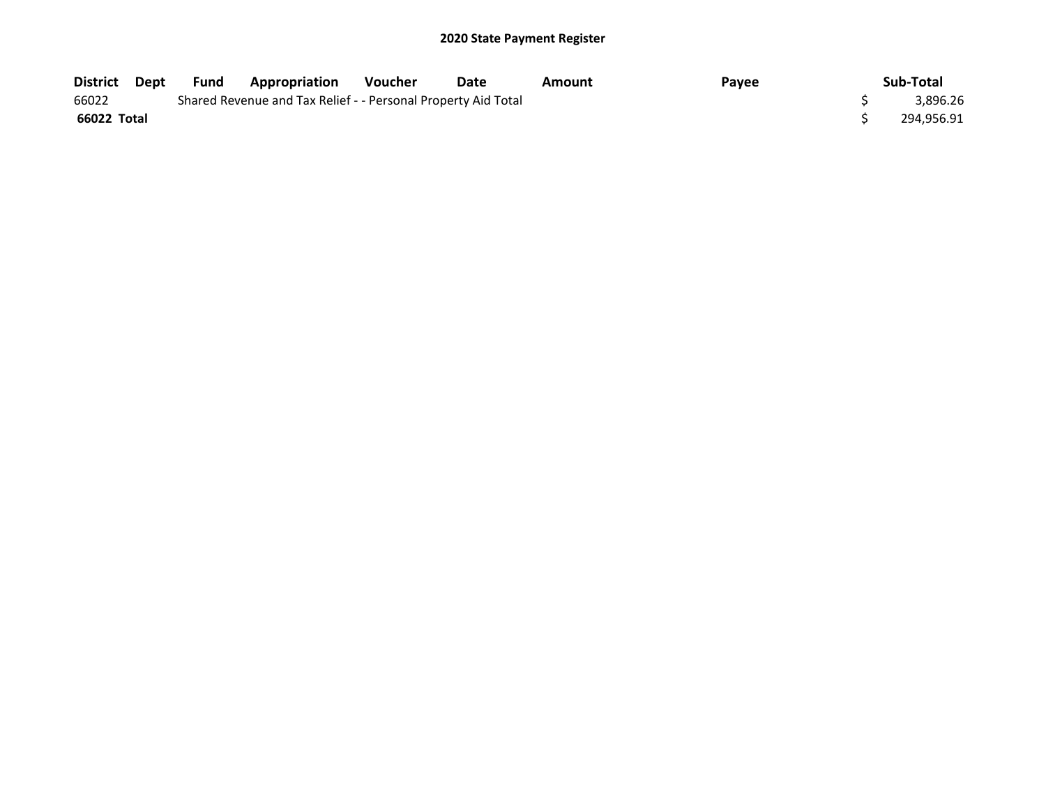# 2020 State Payment Register

| District | Dept | Fund | Appropriation | Voucher | Date | Amount | Payee | Sub-Total |
|---|---|---|---|---|---|---|---|---|
| 66022 | | Shared Revenue and Tax Relief - - Personal Property Aid Total | | | | | | $ 3,896.26 |
| **66022 Total** | | | | | | | | $ 294,956.91 |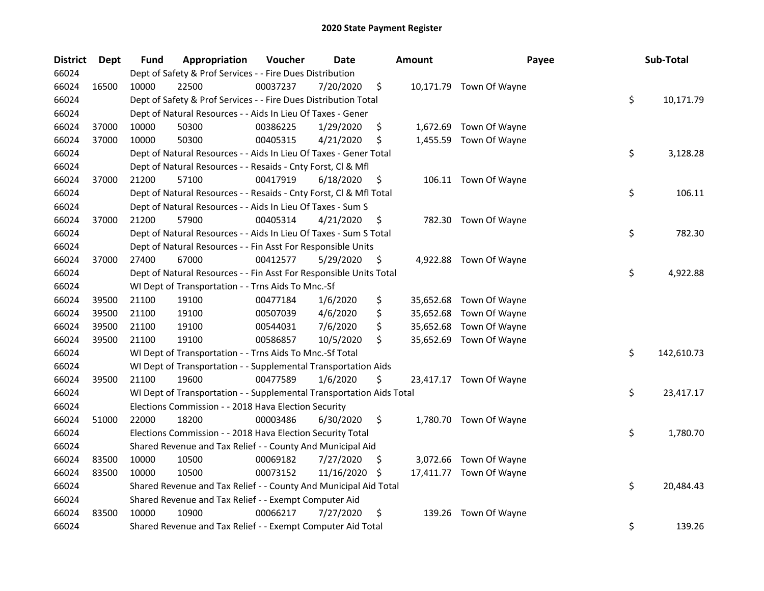# 2020 State Payment Register

| District | Dept | Fund | Appropriation | Voucher | Date | Amount | Payee | Sub-Total |
|---|---|---|---|---|---|---|---|---|
| 66024 | | Dept of Safety & Prof Services - - Fire Dues Distribution | | | | | | |
| 66024 | 16500 | 10000 | 22500 | 00037237 | 7/20/2020 | $ 10,171.79 | Town Of Wayne | |
| 66024 | | Dept of Safety & Prof Services - - Fire Dues Distribution Total | | | | | | $ 10,171.79 |
| 66024 | | Dept of Natural Resources - - Aids In Lieu Of Taxes - Gener | | | | | | |
| 66024 | 37000 | 10000 | 50300 | 00386225 | 1/29/2020 | $ 1,672.69 | Town Of Wayne | |
| 66024 | 37000 | 10000 | 50300 | 00405315 | 4/21/2020 | $ 1,455.59 | Town Of Wayne | |
| 66024 | | Dept of Natural Resources - - Aids In Lieu Of Taxes - Gener Total | | | | | | $ 3,128.28 |
| 66024 | | Dept of Natural Resources - - Resaids - Cnty Forst, Cl & Mfl | | | | | | |
| 66024 | 37000 | 21200 | 57100 | 00417919 | 6/18/2020 | $ 106.11 | Town Of Wayne | |
| 66024 | | Dept of Natural Resources - - Resaids - Cnty Forst, Cl & Mfl Total | | | | | | $ 106.11 |
| 66024 | | Dept of Natural Resources - - Aids In Lieu Of Taxes - Sum S | | | | | | |
| 66024 | 37000 | 21200 | 57900 | 00405314 | 4/21/2020 | $ 782.30 | Town Of Wayne | |
| 66024 | | Dept of Natural Resources - - Aids In Lieu Of Taxes - Sum S Total | | | | | | $ 782.30 |
| 66024 | | Dept of Natural Resources - - Fin Asst For Responsible Units | | | | | | |
| 66024 | 37000 | 27400 | 67000 | 00412577 | 5/29/2020 | $ 4,922.88 | Town Of Wayne | |
| 66024 | | Dept of Natural Resources - - Fin Asst For Responsible Units Total | | | | | | $ 4,922.88 |
| 66024 | | WI Dept of Transportation - - Trns Aids To Mnc.-Sf | | | | | | |
| 66024 | 39500 | 21100 | 19100 | 00477184 | 1/6/2020 | $ 35,652.68 | Town Of Wayne | |
| 66024 | 39500 | 21100 | 19100 | 00507039 | 4/6/2020 | $ 35,652.68 | Town Of Wayne | |
| 66024 | 39500 | 21100 | 19100 | 00544031 | 7/6/2020 | $ 35,652.68 | Town Of Wayne | |
| 66024 | 39500 | 21100 | 19100 | 00586857 | 10/5/2020 | $ 35,652.69 | Town Of Wayne | |
| 66024 | | WI Dept of Transportation - - Trns Aids To Mnc.-Sf Total | | | | | | $ 142,610.73 |
| 66024 | | WI Dept of Transportation - - Supplemental Transportation Aids | | | | | | |
| 66024 | 39500 | 21100 | 19600 | 00477589 | 1/6/2020 | $ 23,417.17 | Town Of Wayne | |
| 66024 | | WI Dept of Transportation - - Supplemental Transportation Aids Total | | | | | | $ 23,417.17 |
| 66024 | | Elections Commission - - 2018 Hava Election Security | | | | | | |
| 66024 | 51000 | 22000 | 18200 | 00003486 | 6/30/2020 | $ 1,780.70 | Town Of Wayne | |
| 66024 | | Elections Commission - - 2018 Hava Election Security Total | | | | | | $ 1,780.70 |
| 66024 | | Shared Revenue and Tax Relief - - County And Municipal Aid | | | | | | |
| 66024 | 83500 | 10000 | 10500 | 00069182 | 7/27/2020 | $ 3,072.66 | Town Of Wayne | |
| 66024 | 83500 | 10000 | 10500 | 00073152 | 11/16/2020 | $ 17,411.77 | Town Of Wayne | |
| 66024 | | Shared Revenue and Tax Relief - - County And Municipal Aid Total | | | | | | $ 20,484.43 |
| 66024 | | Shared Revenue and Tax Relief - - Exempt Computer Aid | | | | | | |
| 66024 | 83500 | 10000 | 10900 | 00066217 | 7/27/2020 | $ 139.26 | Town Of Wayne | |
| 66024 | | Shared Revenue and Tax Relief - - Exempt Computer Aid Total | | | | | | $ 139.26 |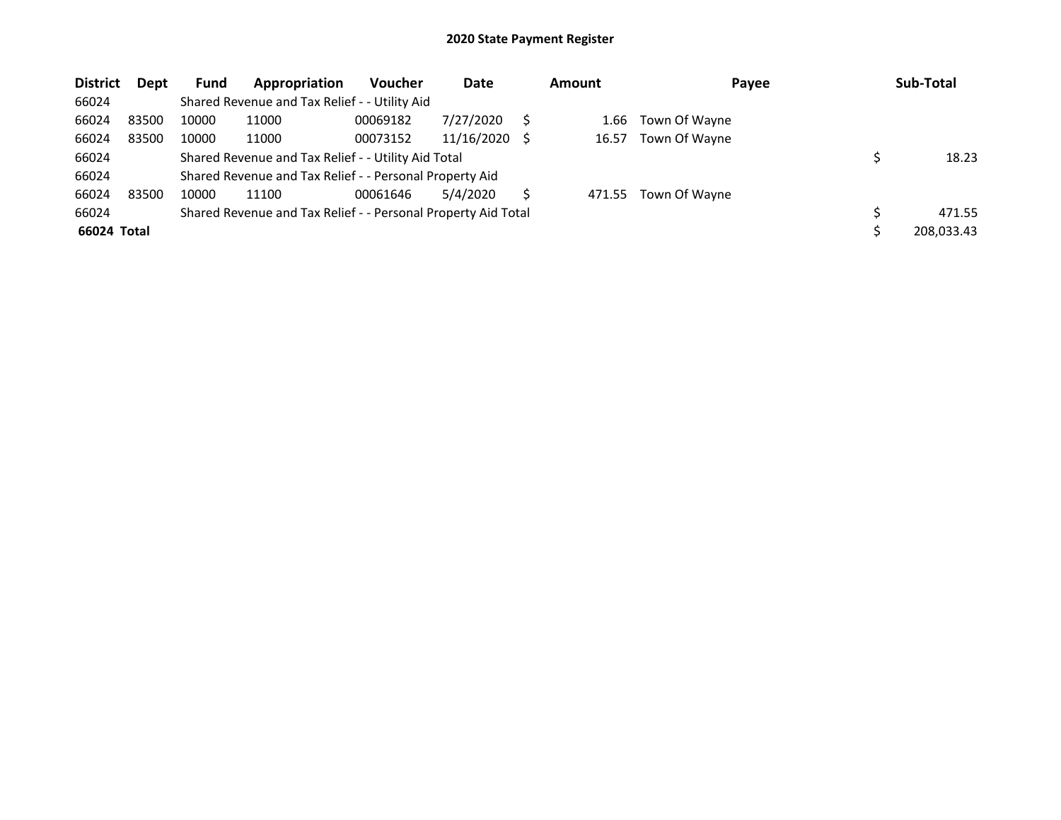# 2020 State Payment Register

| District | Dept | Fund | Appropriation | Voucher | Date | Amount | Payee | Sub-Total |
|---|---|---|---|---|---|---|---|---|
| 66024 | | Shared Revenue and Tax Relief - - Utility Aid | | | | | | |
| 66024 | 83500 | 10000 | 11000 | 00069182 | 7/27/2020 | $ 1.66 | Town Of Wayne | |
| 66024 | 83500 | 10000 | 11000 | 00073152 | 11/16/2020 | $ 16.57 | Town Of Wayne | |
| 66024 | | Shared Revenue and Tax Relief - - Utility Aid Total | | | | | | $ 18.23 |
| 66024 | | Shared Revenue and Tax Relief - - Personal Property Aid | | | | | | |
| 66024 | 83500 | 10000 | 11100 | 00061646 | 5/4/2020 | $ 471.55 | Town Of Wayne | |
| 66024 | | Shared Revenue and Tax Relief - - Personal Property Aid Total | | | | | | $ 471.55 |
| **66024 Total** | | | | | | | | $ 208,033.43 |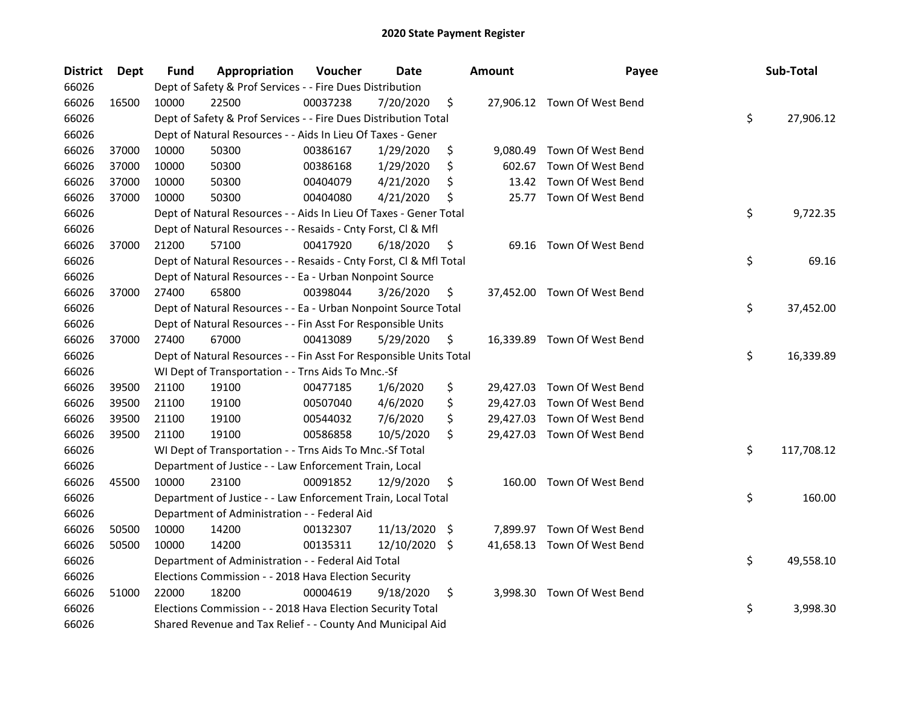# 2020 State Payment Register

| District | Dept | Fund | Appropriation | Voucher | Date | Amount | Payee | Sub-Total |
|---|---|---|---|---|---|---|---|---|
| 66026 | | Dept of Safety & Prof Services - - Fire Dues Distribution | | | | | | |
| 66026 | 16500 | 10000 | 22500 | 00037238 | 7/20/2020 | $ 27,906.12 | Town Of West Bend | |
| 66026 | | Dept of Safety & Prof Services - - Fire Dues Distribution Total | | | | | | $ 27,906.12 |
| 66026 | | Dept of Natural Resources - - Aids In Lieu Of Taxes - Gener | | | | | | |
| 66026 | 37000 | 10000 | 50300 | 00386167 | 1/29/2020 | $ 9,080.49 | Town Of West Bend | |
| 66026 | 37000 | 10000 | 50300 | 00386168 | 1/29/2020 | $ 602.67 | Town Of West Bend | |
| 66026 | 37000 | 10000 | 50300 | 00404079 | 4/21/2020 | $ 13.42 | Town Of West Bend | |
| 66026 | 37000 | 10000 | 50300 | 00404080 | 4/21/2020 | $ 25.77 | Town Of West Bend | |
| 66026 | | Dept of Natural Resources - - Aids In Lieu Of Taxes - Gener Total | | | | | | $ 9,722.35 |
| 66026 | | Dept of Natural Resources - - Resaids - Cnty Forst, Cl & Mfl | | | | | | |
| 66026 | 37000 | 21200 | 57100 | 00417920 | 6/18/2020 | $ 69.16 | Town Of West Bend | |
| 66026 | | Dept of Natural Resources - - Resaids - Cnty Forst, Cl & Mfl Total | | | | | | $ 69.16 |
| 66026 | | Dept of Natural Resources - - Ea - Urban Nonpoint Source | | | | | | |
| 66026 | 37000 | 27400 | 65800 | 00398044 | 3/26/2020 | $ 37,452.00 | Town Of West Bend | |
| 66026 | | Dept of Natural Resources - - Ea - Urban Nonpoint Source Total | | | | | | $ 37,452.00 |
| 66026 | | Dept of Natural Resources - - Fin Asst For Responsible Units | | | | | | |
| 66026 | 37000 | 27400 | 67000 | 00413089 | 5/29/2020 | $ 16,339.89 | Town Of West Bend | |
| 66026 | | Dept of Natural Resources - - Fin Asst For Responsible Units Total | | | | | | $ 16,339.89 |
| 66026 | | WI Dept of Transportation - - Trns Aids To Mnc.-Sf | | | | | | |
| 66026 | 39500 | 21100 | 19100 | 00477185 | 1/6/2020 | $ 29,427.03 | Town Of West Bend | |
| 66026 | 39500 | 21100 | 19100 | 00507040 | 4/6/2020 | $ 29,427.03 | Town Of West Bend | |
| 66026 | 39500 | 21100 | 19100 | 00544032 | 7/6/2020 | $ 29,427.03 | Town Of West Bend | |
| 66026 | 39500 | 21100 | 19100 | 00586858 | 10/5/2020 | $ 29,427.03 | Town Of West Bend | |
| 66026 | | WI Dept of Transportation - - Trns Aids To Mnc.-Sf Total | | | | | | $ 117,708.12 |
| 66026 | | Department of Justice - - Law Enforcement Train, Local | | | | | | |
| 66026 | 45500 | 10000 | 23100 | 00091852 | 12/9/2020 | $ 160.00 | Town Of West Bend | |
| 66026 | | Department of Justice - - Law Enforcement Train, Local Total | | | | | | $ 160.00 |
| 66026 | | Department of Administration - - Federal Aid | | | | | | |
| 66026 | 50500 | 10000 | 14200 | 00132307 | 11/13/2020 | $ 7,899.97 | Town Of West Bend | |
| 66026 | 50500 | 10000 | 14200 | 00135311 | 12/10/2020 | $ 41,658.13 | Town Of West Bend | |
| 66026 | | Department of Administration - - Federal Aid Total | | | | | | $ 49,558.10 |
| 66026 | | Elections Commission - - 2018 Hava Election Security | | | | | | |
| 66026 | 51000 | 22000 | 18200 | 00004619 | 9/18/2020 | $ 3,998.30 | Town Of West Bend | |
| 66026 | | Elections Commission - - 2018 Hava Election Security Total | | | | | | $ 3,998.30 |
| 66026 | | Shared Revenue and Tax Relief - - County And Municipal Aid | | | | | | |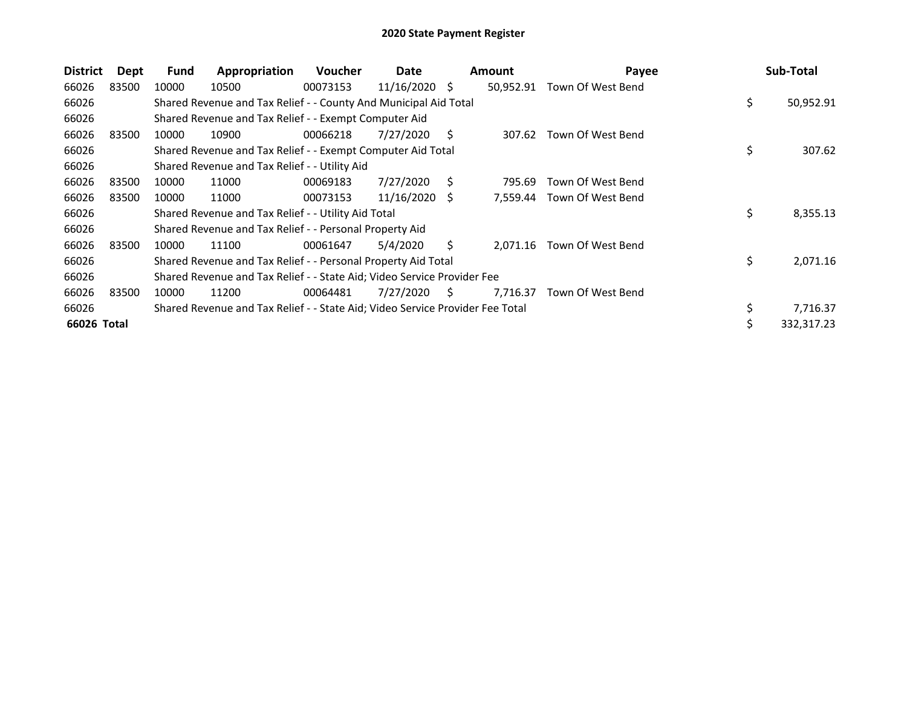# 2020 State Payment Register

| District | Dept | Fund | Appropriation | Voucher | Date | Amount | Payee | Sub-Total |
|---|---|---|---|---|---|---|---|---|
| 66026 | 83500 | 10000 | 10500 | 00073153 | 11/16/2020 | $ 50,952.91 | Town Of West Bend | |
| 66026 | | Shared Revenue and Tax Relief - - County And Municipal Aid Total | | | | | | $ 50,952.91 |
| 66026 | | Shared Revenue and Tax Relief - - Exempt Computer Aid | | | | | | |
| 66026 | 83500 | 10000 | 10900 | 00066218 | 7/27/2020 | $ 307.62 | Town Of West Bend | |
| 66026 | | Shared Revenue and Tax Relief - - Exempt Computer Aid Total | | | | | | $ 307.62 |
| 66026 | | Shared Revenue and Tax Relief - - Utility Aid | | | | | | |
| 66026 | 83500 | 10000 | 11000 | 00069183 | 7/27/2020 | $ 795.69 | Town Of West Bend | |
| 66026 | 83500 | 10000 | 11000 | 00073153 | 11/16/2020 | $ 7,559.44 | Town Of West Bend | |
| 66026 | | Shared Revenue and Tax Relief - - Utility Aid Total | | | | | | $ 8,355.13 |
| 66026 | | Shared Revenue and Tax Relief - - Personal Property Aid | | | | | | |
| 66026 | 83500 | 10000 | 11100 | 00061647 | 5/4/2020 | $ 2,071.16 | Town Of West Bend | |
| 66026 | | Shared Revenue and Tax Relief - - Personal Property Aid Total | | | | | | $ 2,071.16 |
| 66026 | | Shared Revenue and Tax Relief - - State Aid; Video Service Provider Fee | | | | | | |
| 66026 | 83500 | 10000 | 11200 | 00064481 | 7/27/2020 | $ 7,716.37 | Town Of West Bend | |
| 66026 | | Shared Revenue and Tax Relief - - State Aid; Video Service Provider Fee Total | | | | | | $ 7,716.37 |
| **66026 Total** | | | | | | | | $ 332,317.23 |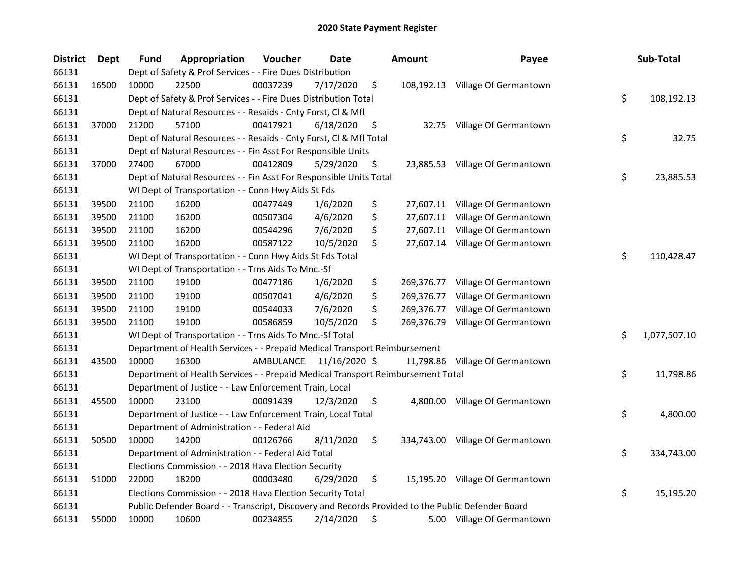# 2020 State Payment Register

| District | Dept | Fund | Appropriation | Voucher | Date | Amount | Payee | Sub-Total |
|---|---|---|---|---|---|---|---|---|
| 66131 | | Dept of Safety & Prof Services - - Fire Dues Distribution | | | | | | |
| 66131 | 16500 | 10000 | 22500 | 00037239 | 7/17/2020 | $ 108,192.13 | Village Of Germantown | |
| 66131 | | Dept of Safety & Prof Services - - Fire Dues Distribution Total | | | | | | $ 108,192.13 |
| 66131 | | Dept of Natural Resources - - Resaids - Cnty Forst, Cl & Mfl | | | | | | |
| 66131 | 37000 | 21200 | 57100 | 00417921 | 6/18/2020 | $ 32.75 | Village Of Germantown | |
| 66131 | | Dept of Natural Resources - - Resaids - Cnty Forst, Cl & Mfl Total | | | | | | $ 32.75 |
| 66131 | | Dept of Natural Resources - - Fin Asst For Responsible Units | | | | | | |
| 66131 | 37000 | 27400 | 67000 | 00412809 | 5/29/2020 | $ 23,885.53 | Village Of Germantown | |
| 66131 | | Dept of Natural Resources - - Fin Asst For Responsible Units Total | | | | | | $ 23,885.53 |
| 66131 | | WI Dept of Transportation - - Conn Hwy Aids St Fds | | | | | | |
| 66131 | 39500 | 21100 | 16200 | 00477449 | 1/6/2020 | $ 27,607.11 | Village Of Germantown | |
| 66131 | 39500 | 21100 | 16200 | 00507304 | 4/6/2020 | $ 27,607.11 | Village Of Germantown | |
| 66131 | 39500 | 21100 | 16200 | 00544296 | 7/6/2020 | $ 27,607.11 | Village Of Germantown | |
| 66131 | 39500 | 21100 | 16200 | 00587122 | 10/5/2020 | $ 27,607.14 | Village Of Germantown | |
| 66131 | | WI Dept of Transportation - - Conn Hwy Aids St Fds Total | | | | | | $ 110,428.47 |
| 66131 | | WI Dept of Transportation - - Trns Aids To Mnc.-Sf | | | | | | |
| 66131 | 39500 | 21100 | 19100 | 00477186 | 1/6/2020 | $ 269,376.77 | Village Of Germantown | |
| 66131 | 39500 | 21100 | 19100 | 00507041 | 4/6/2020 | $ 269,376.77 | Village Of Germantown | |
| 66131 | 39500 | 21100 | 19100 | 00544033 | 7/6/2020 | $ 269,376.77 | Village Of Germantown | |
| 66131 | 39500 | 21100 | 19100 | 00586859 | 10/5/2020 | $ 269,376.79 | Village Of Germantown | |
| 66131 | | WI Dept of Transportation - - Trns Aids To Mnc.-Sf Total | | | | | | $ 1,077,507.10 |
| 66131 | | Department of Health Services - - Prepaid Medical Transport Reimbursement | | | | | | |
| 66131 | 43500 | 10000 | 16300 | AMBULANCE | 11/16/2020 | $ 11,798.86 | Village Of Germantown | |
| 66131 | | Department of Health Services - - Prepaid Medical Transport Reimbursement Total | | | | | | $ 11,798.86 |
| 66131 | | Department of Justice - - Law Enforcement Train, Local | | | | | | |
| 66131 | 45500 | 10000 | 23100 | 00091439 | 12/3/2020 | $ 4,800.00 | Village Of Germantown | |
| 66131 | | Department of Justice - - Law Enforcement Train, Local Total | | | | | | $ 4,800.00 |
| 66131 | | Department of Administration - - Federal Aid | | | | | | |
| 66131 | 50500 | 10000 | 14200 | 00126766 | 8/11/2020 | $ 334,743.00 | Village Of Germantown | |
| 66131 | | Department of Administration - - Federal Aid Total | | | | | | $ 334,743.00 |
| 66131 | | Elections Commission - - 2018 Hava Election Security | | | | | | |
| 66131 | 51000 | 22000 | 18200 | 00003480 | 6/29/2020 | $ 15,195.20 | Village Of Germantown | |
| 66131 | | Elections Commission - - 2018 Hava Election Security Total | | | | | | $ 15,195.20 |
| 66131 | | Public Defender Board - - Transcript, Discovery and Records Provided to the Public Defender Board | | | | | | |
| 66131 | 55000 | 10000 | 10600 | 00234855 | 2/14/2020 | $ 5.00 | Village Of Germantown | |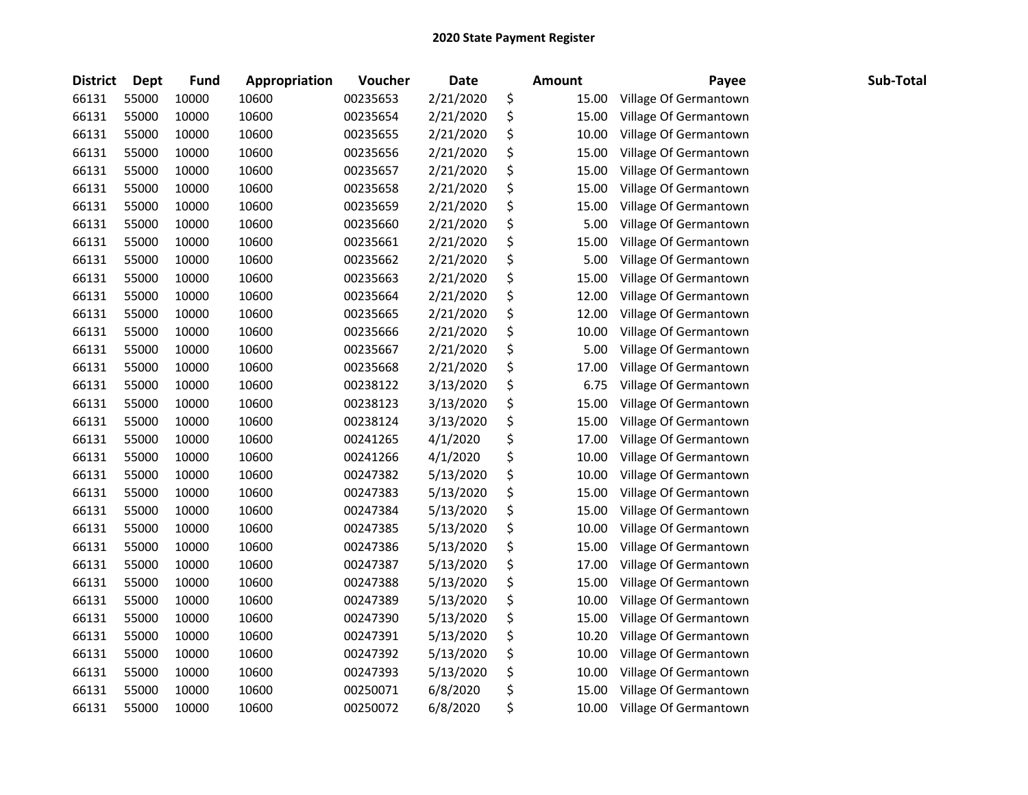# 2020 State Payment Register

| District | Dept | Fund | Appropriation | Voucher | Date | Amount | Payee | Sub-Total |
|---|---|---|---|---|---|---|---|---|
| 66131 | 55000 | 10000 | 10600 | 00235653 | 2/21/2020 | $ 15.00 | Village Of Germantown | |
| 66131 | 55000 | 10000 | 10600 | 00235654 | 2/21/2020 | $ 15.00 | Village Of Germantown | |
| 66131 | 55000 | 10000 | 10600 | 00235655 | 2/21/2020 | $ 10.00 | Village Of Germantown | |
| 66131 | 55000 | 10000 | 10600 | 00235656 | 2/21/2020 | $ 15.00 | Village Of Germantown | |
| 66131 | 55000 | 10000 | 10600 | 00235657 | 2/21/2020 | $ 15.00 | Village Of Germantown | |
| 66131 | 55000 | 10000 | 10600 | 00235658 | 2/21/2020 | $ 15.00 | Village Of Germantown | |
| 66131 | 55000 | 10000 | 10600 | 00235659 | 2/21/2020 | $ 15.00 | Village Of Germantown | |
| 66131 | 55000 | 10000 | 10600 | 00235660 | 2/21/2020 | $ 5.00 | Village Of Germantown | |
| 66131 | 55000 | 10000 | 10600 | 00235661 | 2/21/2020 | $ 15.00 | Village Of Germantown | |
| 66131 | 55000 | 10000 | 10600 | 00235662 | 2/21/2020 | $ 5.00 | Village Of Germantown | |
| 66131 | 55000 | 10000 | 10600 | 00235663 | 2/21/2020 | $ 15.00 | Village Of Germantown | |
| 66131 | 55000 | 10000 | 10600 | 00235664 | 2/21/2020 | $ 12.00 | Village Of Germantown | |
| 66131 | 55000 | 10000 | 10600 | 00235665 | 2/21/2020 | $ 12.00 | Village Of Germantown | |
| 66131 | 55000 | 10000 | 10600 | 00235666 | 2/21/2020 | $ 10.00 | Village Of Germantown | |
| 66131 | 55000 | 10000 | 10600 | 00235667 | 2/21/2020 | $ 5.00 | Village Of Germantown | |
| 66131 | 55000 | 10000 | 10600 | 00235668 | 2/21/2020 | $ 17.00 | Village Of Germantown | |
| 66131 | 55000 | 10000 | 10600 | 00238122 | 3/13/2020 | $ 6.75 | Village Of Germantown | |
| 66131 | 55000 | 10000 | 10600 | 00238123 | 3/13/2020 | $ 15.00 | Village Of Germantown | |
| 66131 | 55000 | 10000 | 10600 | 00238124 | 3/13/2020 | $ 15.00 | Village Of Germantown | |
| 66131 | 55000 | 10000 | 10600 | 00241265 | 4/1/2020 | $ 17.00 | Village Of Germantown | |
| 66131 | 55000 | 10000 | 10600 | 00241266 | 4/1/2020 | $ 10.00 | Village Of Germantown | |
| 66131 | 55000 | 10000 | 10600 | 00247382 | 5/13/2020 | $ 10.00 | Village Of Germantown | |
| 66131 | 55000 | 10000 | 10600 | 00247383 | 5/13/2020 | $ 15.00 | Village Of Germantown | |
| 66131 | 55000 | 10000 | 10600 | 00247384 | 5/13/2020 | $ 15.00 | Village Of Germantown | |
| 66131 | 55000 | 10000 | 10600 | 00247385 | 5/13/2020 | $ 10.00 | Village Of Germantown | |
| 66131 | 55000 | 10000 | 10600 | 00247386 | 5/13/2020 | $ 15.00 | Village Of Germantown | |
| 66131 | 55000 | 10000 | 10600 | 00247387 | 5/13/2020 | $ 17.00 | Village Of Germantown | |
| 66131 | 55000 | 10000 | 10600 | 00247388 | 5/13/2020 | $ 15.00 | Village Of Germantown | |
| 66131 | 55000 | 10000 | 10600 | 00247389 | 5/13/2020 | $ 10.00 | Village Of Germantown | |
| 66131 | 55000 | 10000 | 10600 | 00247390 | 5/13/2020 | $ 15.00 | Village Of Germantown | |
| 66131 | 55000 | 10000 | 10600 | 00247391 | 5/13/2020 | $ 10.20 | Village Of Germantown | |
| 66131 | 55000 | 10000 | 10600 | 00247392 | 5/13/2020 | $ 10.00 | Village Of Germantown | |
| 66131 | 55000 | 10000 | 10600 | 00247393 | 5/13/2020 | $ 10.00 | Village Of Germantown | |
| 66131 | 55000 | 10000 | 10600 | 00250071 | 6/8/2020 | $ 15.00 | Village Of Germantown | |
| 66131 | 55000 | 10000 | 10600 | 00250072 | 6/8/2020 | $ 10.00 | Village Of Germantown | |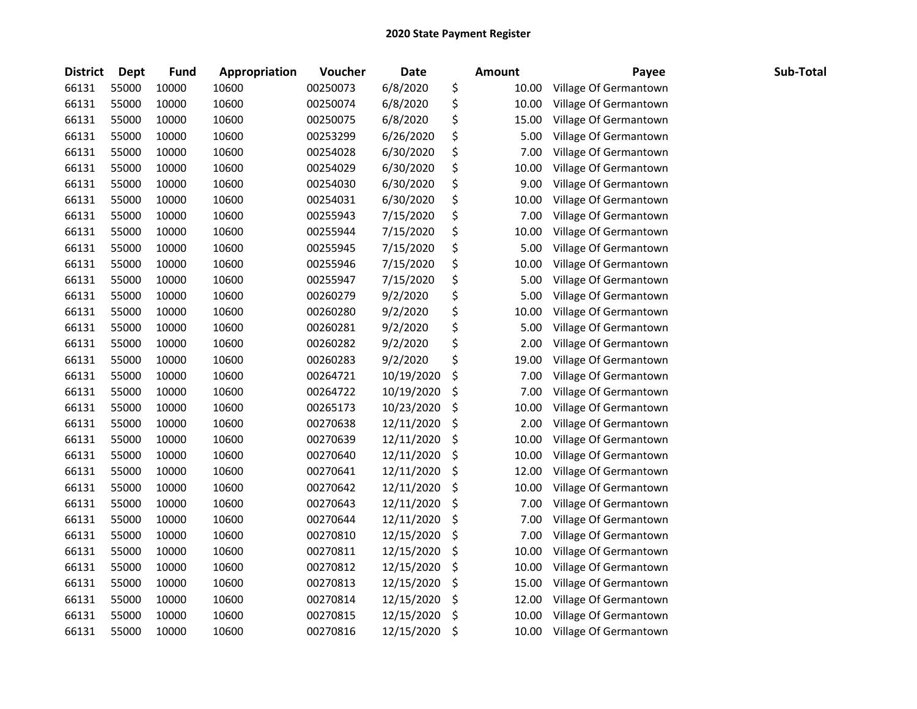# 2020 State Payment Register

| District | Dept | Fund | Appropriation | Voucher | Date | Amount | Payee | Sub-Total |
|---|---|---|---|---|---|---|---|---|
| 66131 | 55000 | 10000 | 10600 | 00250073 | 6/8/2020 | $ 10.00 | Village Of Germantown | |
| 66131 | 55000 | 10000 | 10600 | 00250074 | 6/8/2020 | $ 10.00 | Village Of Germantown | |
| 66131 | 55000 | 10000 | 10600 | 00250075 | 6/8/2020 | $ 15.00 | Village Of Germantown | |
| 66131 | 55000 | 10000 | 10600 | 00253299 | 6/26/2020 | $ 5.00 | Village Of Germantown | |
| 66131 | 55000 | 10000 | 10600 | 00254028 | 6/30/2020 | $ 7.00 | Village Of Germantown | |
| 66131 | 55000 | 10000 | 10600 | 00254029 | 6/30/2020 | $ 10.00 | Village Of Germantown | |
| 66131 | 55000 | 10000 | 10600 | 00254030 | 6/30/2020 | $ 9.00 | Village Of Germantown | |
| 66131 | 55000 | 10000 | 10600 | 00254031 | 6/30/2020 | $ 10.00 | Village Of Germantown | |
| 66131 | 55000 | 10000 | 10600 | 00255943 | 7/15/2020 | $ 7.00 | Village Of Germantown | |
| 66131 | 55000 | 10000 | 10600 | 00255944 | 7/15/2020 | $ 10.00 | Village Of Germantown | |
| 66131 | 55000 | 10000 | 10600 | 00255945 | 7/15/2020 | $ 5.00 | Village Of Germantown | |
| 66131 | 55000 | 10000 | 10600 | 00255946 | 7/15/2020 | $ 10.00 | Village Of Germantown | |
| 66131 | 55000 | 10000 | 10600 | 00255947 | 7/15/2020 | $ 5.00 | Village Of Germantown | |
| 66131 | 55000 | 10000 | 10600 | 00260279 | 9/2/2020 | $ 5.00 | Village Of Germantown | |
| 66131 | 55000 | 10000 | 10600 | 00260280 | 9/2/2020 | $ 10.00 | Village Of Germantown | |
| 66131 | 55000 | 10000 | 10600 | 00260281 | 9/2/2020 | $ 5.00 | Village Of Germantown | |
| 66131 | 55000 | 10000 | 10600 | 00260282 | 9/2/2020 | $ 2.00 | Village Of Germantown | |
| 66131 | 55000 | 10000 | 10600 | 00260283 | 9/2/2020 | $ 19.00 | Village Of Germantown | |
| 66131 | 55000 | 10000 | 10600 | 00264721 | 10/19/2020 | $ 7.00 | Village Of Germantown | |
| 66131 | 55000 | 10000 | 10600 | 00264722 | 10/19/2020 | $ 7.00 | Village Of Germantown | |
| 66131 | 55000 | 10000 | 10600 | 00265173 | 10/23/2020 | $ 10.00 | Village Of Germantown | |
| 66131 | 55000 | 10000 | 10600 | 00270638 | 12/11/2020 | $ 2.00 | Village Of Germantown | |
| 66131 | 55000 | 10000 | 10600 | 00270639 | 12/11/2020 | $ 10.00 | Village Of Germantown | |
| 66131 | 55000 | 10000 | 10600 | 00270640 | 12/11/2020 | $ 10.00 | Village Of Germantown | |
| 66131 | 55000 | 10000 | 10600 | 00270641 | 12/11/2020 | $ 12.00 | Village Of Germantown | |
| 66131 | 55000 | 10000 | 10600 | 00270642 | 12/11/2020 | $ 10.00 | Village Of Germantown | |
| 66131 | 55000 | 10000 | 10600 | 00270643 | 12/11/2020 | $ 7.00 | Village Of Germantown | |
| 66131 | 55000 | 10000 | 10600 | 00270644 | 12/11/2020 | $ 7.00 | Village Of Germantown | |
| 66131 | 55000 | 10000 | 10600 | 00270810 | 12/15/2020 | $ 7.00 | Village Of Germantown | |
| 66131 | 55000 | 10000 | 10600 | 00270811 | 12/15/2020 | $ 10.00 | Village Of Germantown | |
| 66131 | 55000 | 10000 | 10600 | 00270812 | 12/15/2020 | $ 10.00 | Village Of Germantown | |
| 66131 | 55000 | 10000 | 10600 | 00270813 | 12/15/2020 | $ 15.00 | Village Of Germantown | |
| 66131 | 55000 | 10000 | 10600 | 00270814 | 12/15/2020 | $ 12.00 | Village Of Germantown | |
| 66131 | 55000 | 10000 | 10600 | 00270815 | 12/15/2020 | $ 10.00 | Village Of Germantown | |
| 66131 | 55000 | 10000 | 10600 | 00270816 | 12/15/2020 | $ 10.00 | Village Of Germantown | |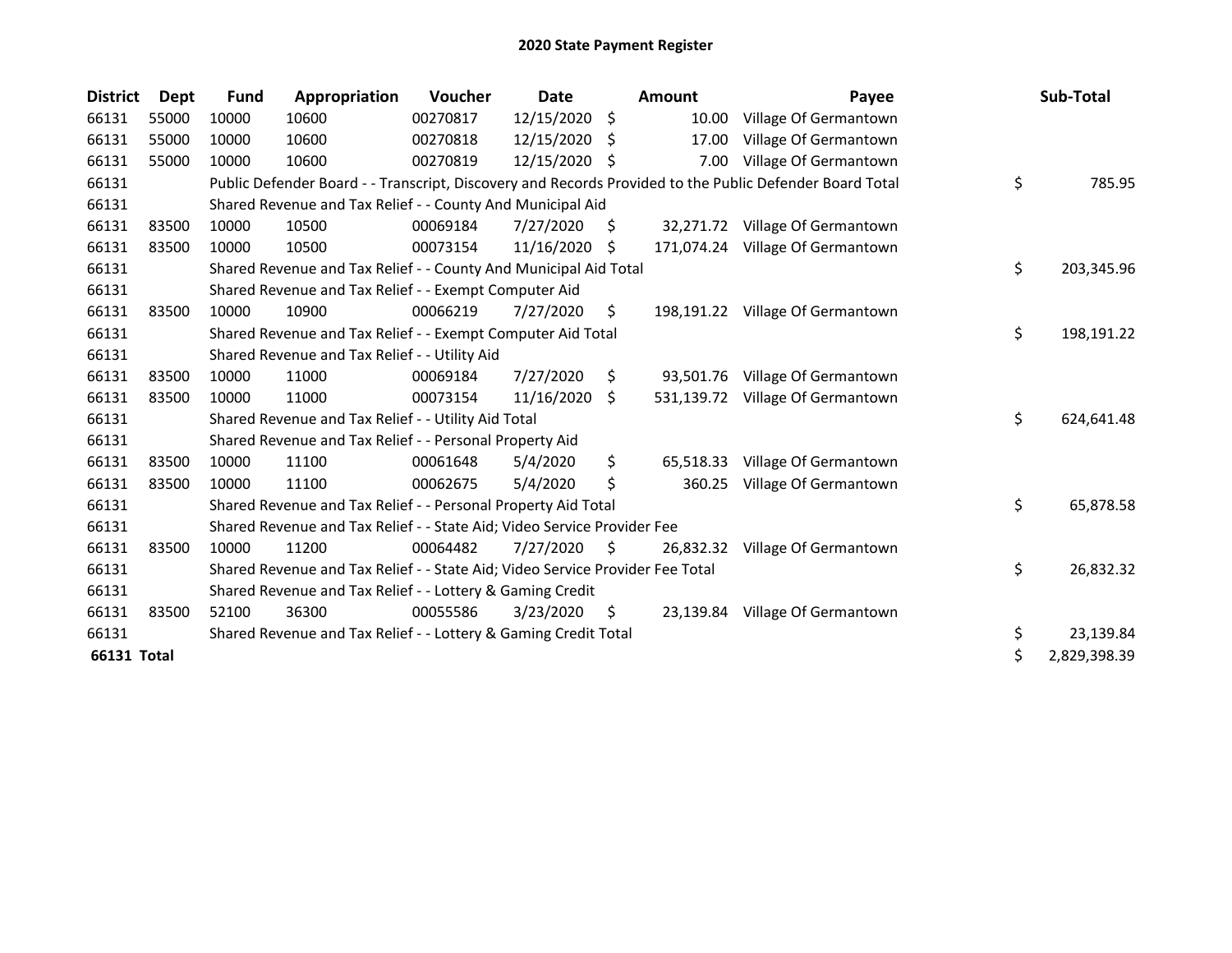# 2020 State Payment Register

| District | Dept | Fund | Appropriation | Voucher | Date | Amount | Payee | Sub-Total |
|---|---|---|---|---|---|---|---|---|
| 66131 | 55000 | 10000 | 10600 | 00270817 | 12/15/2020 | $ 10.00 | Village Of Germantown | |
| 66131 | 55000 | 10000 | 10600 | 00270818 | 12/15/2020 | $ 17.00 | Village Of Germantown | |
| 66131 | 55000 | 10000 | 10600 | 00270819 | 12/15/2020 | $ 7.00 | Village Of Germantown | |
| 66131 | | Public Defender Board - - Transcript, Discovery and Records Provided to the Public Defender Board Total | | | | | | $ 785.95 |
| 66131 | | Shared Revenue and Tax Relief - - County And Municipal Aid | | | | | | |
| 66131 | 83500 | 10000 | 10500 | 00069184 | 7/27/2020 | $ 32,271.72 | Village Of Germantown | |
| 66131 | 83500 | 10000 | 10500 | 00073154 | 11/16/2020 | $ 171,074.24 | Village Of Germantown | |
| 66131 | | Shared Revenue and Tax Relief - - County And Municipal Aid Total | | | | | | $ 203,345.96 |
| 66131 | | Shared Revenue and Tax Relief - - Exempt Computer Aid | | | | | | |
| 66131 | 83500 | 10000 | 10900 | 00066219 | 7/27/2020 | $ 198,191.22 | Village Of Germantown | |
| 66131 | | Shared Revenue and Tax Relief - - Exempt Computer Aid Total | | | | | | $ 198,191.22 |
| 66131 | | Shared Revenue and Tax Relief - - Utility Aid | | | | | | |
| 66131 | 83500 | 10000 | 11000 | 00069184 | 7/27/2020 | $ 93,501.76 | Village Of Germantown | |
| 66131 | 83500 | 10000 | 11000 | 00073154 | 11/16/2020 | $ 531,139.72 | Village Of Germantown | |
| 66131 | | Shared Revenue and Tax Relief - - Utility Aid Total | | | | | | $ 624,641.48 |
| 66131 | | Shared Revenue and Tax Relief - - Personal Property Aid | | | | | | |
| 66131 | 83500 | 10000 | 11100 | 00061648 | 5/4/2020 | $ 65,518.33 | Village Of Germantown | |
| 66131 | 83500 | 10000 | 11100 | 00062675 | 5/4/2020 | $ 360.25 | Village Of Germantown | |
| 66131 | | Shared Revenue and Tax Relief - - Personal Property Aid Total | | | | | | $ 65,878.58 |
| 66131 | | Shared Revenue and Tax Relief - - State Aid; Video Service Provider Fee | | | | | | |
| 66131 | 83500 | 10000 | 11200 | 00064482 | 7/27/2020 | $ 26,832.32 | Village Of Germantown | |
| 66131 | | Shared Revenue and Tax Relief - - State Aid; Video Service Provider Fee Total | | | | | | $ 26,832.32 |
| 66131 | | Shared Revenue and Tax Relief - - Lottery & Gaming Credit | | | | | | |
| 66131 | 83500 | 52100 | 36300 | 00055586 | 3/23/2020 | $ 23,139.84 | Village Of Germantown | |
| 66131 | | Shared Revenue and Tax Relief - - Lottery & Gaming Credit Total | | | | | | $ 23,139.84 |
| **66131 Total** | | | | | | | | $ 2,829,398.39 |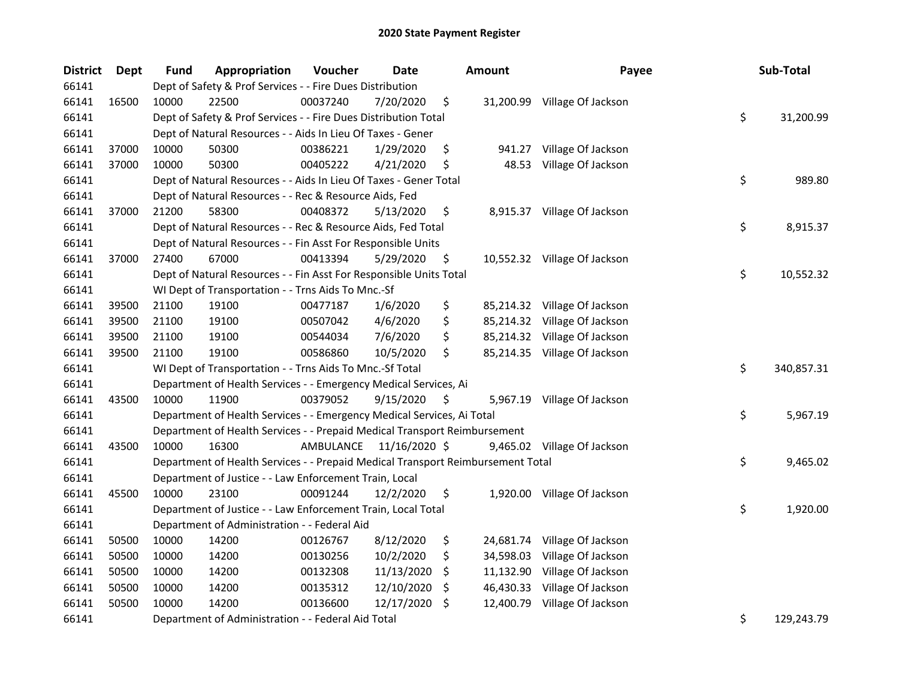# 2020 State Payment Register

| District | Dept | Fund | Appropriation | Voucher | Date | Amount | Payee | Sub-Total |
|---|---|---|---|---|---|---|---|---|
| 66141 | | Dept of Safety & Prof Services - - Fire Dues Distribution | | | | | | |
| 66141 | 16500 | 10000 | 22500 | 00037240 | 7/20/2020 | $ 31,200.99 | Village Of Jackson | |
| 66141 | | Dept of Safety & Prof Services - - Fire Dues Distribution Total | | | | | | $ 31,200.99 |
| 66141 | | Dept of Natural Resources - - Aids In Lieu Of Taxes - Gener | | | | | | |
| 66141 | 37000 | 10000 | 50300 | 00386221 | 1/29/2020 | $ 941.27 | Village Of Jackson | |
| 66141 | 37000 | 10000 | 50300 | 00405222 | 4/21/2020 | $ 48.53 | Village Of Jackson | |
| 66141 | | Dept of Natural Resources - - Aids In Lieu Of Taxes - Gener Total | | | | | | $ 989.80 |
| 66141 | | Dept of Natural Resources - - Rec & Resource Aids, Fed | | | | | | |
| 66141 | 37000 | 21200 | 58300 | 00408372 | 5/13/2020 | $ 8,915.37 | Village Of Jackson | |
| 66141 | | Dept of Natural Resources - - Rec & Resource Aids, Fed Total | | | | | | $ 8,915.37 |
| 66141 | | Dept of Natural Resources - - Fin Asst For Responsible Units | | | | | | |
| 66141 | 37000 | 27400 | 67000 | 00413394 | 5/29/2020 | $ 10,552.32 | Village Of Jackson | |
| 66141 | | Dept of Natural Resources - - Fin Asst For Responsible Units Total | | | | | | $ 10,552.32 |
| 66141 | | WI Dept of Transportation - - Trns Aids To Mnc.-Sf | | | | | | |
| 66141 | 39500 | 21100 | 19100 | 00477187 | 1/6/2020 | $ 85,214.32 | Village Of Jackson | |
| 66141 | 39500 | 21100 | 19100 | 00507042 | 4/6/2020 | $ 85,214.32 | Village Of Jackson | |
| 66141 | 39500 | 21100 | 19100 | 00544034 | 7/6/2020 | $ 85,214.32 | Village Of Jackson | |
| 66141 | 39500 | 21100 | 19100 | 00586860 | 10/5/2020 | $ 85,214.35 | Village Of Jackson | |
| 66141 | | WI Dept of Transportation - - Trns Aids To Mnc.-Sf Total | | | | | | $ 340,857.31 |
| 66141 | | Department of Health Services - - Emergency Medical Services, Ai | | | | | | |
| 66141 | 43500 | 10000 | 11900 | 00379052 | 9/15/2020 | $ 5,967.19 | Village Of Jackson | |
| 66141 | | Department of Health Services - - Emergency Medical Services, Ai Total | | | | | | $ 5,967.19 |
| 66141 | | Department of Health Services - - Prepaid Medical Transport Reimbursement | | | | | | |
| 66141 | 43500 | 10000 | 16300 | AMBULANCE | 11/16/2020 | $ 9,465.02 | Village Of Jackson | |
| 66141 | | Department of Health Services - - Prepaid Medical Transport Reimbursement Total | | | | | | $ 9,465.02 |
| 66141 | | Department of Justice - - Law Enforcement Train, Local | | | | | | |
| 66141 | 45500 | 10000 | 23100 | 00091244 | 12/2/2020 | $ 1,920.00 | Village Of Jackson | |
| 66141 | | Department of Justice - - Law Enforcement Train, Local Total | | | | | | $ 1,920.00 |
| 66141 | | Department of Administration - - Federal Aid | | | | | | |
| 66141 | 50500 | 10000 | 14200 | 00126767 | 8/12/2020 | $ 24,681.74 | Village Of Jackson | |
| 66141 | 50500 | 10000 | 14200 | 00130256 | 10/2/2020 | $ 34,598.03 | Village Of Jackson | |
| 66141 | 50500 | 10000 | 14200 | 00132308 | 11/13/2020 | $ 11,132.90 | Village Of Jackson | |
| 66141 | 50500 | 10000 | 14200 | 00135312 | 12/10/2020 | $ 46,430.33 | Village Of Jackson | |
| 66141 | 50500 | 10000 | 14200 | 00136600 | 12/17/2020 | $ 12,400.79 | Village Of Jackson | |
| 66141 | | Department of Administration - - Federal Aid Total | | | | | | $ 129,243.79 |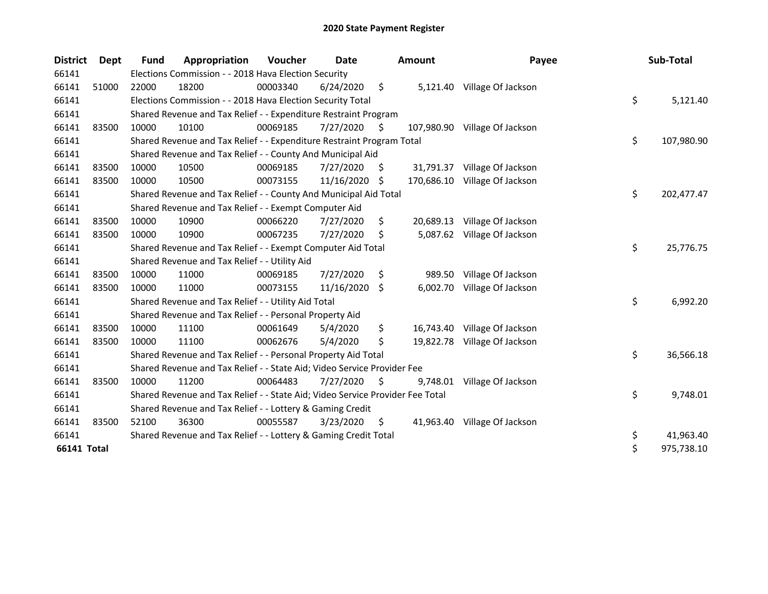# 2020 State Payment Register

| District | Dept | Fund | Appropriation | Voucher | Date | Amount | Payee | Sub-Total |
|---|---|---|---|---|---|---|---|---|
| 66141 | | Elections Commission - - 2018 Hava Election Security | | | | | | |
| 66141 | 51000 | 22000 | 18200 | 00003340 | 6/24/2020 | $ 5,121.40 | Village Of Jackson | |
| 66141 | | Elections Commission - - 2018 Hava Election Security Total | | | | | | $ 5,121.40 |
| 66141 | | Shared Revenue and Tax Relief - - Expenditure Restraint Program | | | | | | |
| 66141 | 83500 | 10000 | 10100 | 00069185 | 7/27/2020 | $ 107,980.90 | Village Of Jackson | |
| 66141 | | Shared Revenue and Tax Relief - - Expenditure Restraint Program Total | | | | | | $ 107,980.90 |
| 66141 | | Shared Revenue and Tax Relief - - County And Municipal Aid | | | | | | |
| 66141 | 83500 | 10000 | 10500 | 00069185 | 7/27/2020 | $ 31,791.37 | Village Of Jackson | |
| 66141 | 83500 | 10000 | 10500 | 00073155 | 11/16/2020 | $ 170,686.10 | Village Of Jackson | |
| 66141 | | Shared Revenue and Tax Relief - - County And Municipal Aid Total | | | | | | $ 202,477.47 |
| 66141 | | Shared Revenue and Tax Relief - - Exempt Computer Aid | | | | | | |
| 66141 | 83500 | 10000 | 10900 | 00066220 | 7/27/2020 | $ 20,689.13 | Village Of Jackson | |
| 66141 | 83500 | 10000 | 10900 | 00067235 | 7/27/2020 | $ 5,087.62 | Village Of Jackson | |
| 66141 | | Shared Revenue and Tax Relief - - Exempt Computer Aid Total | | | | | | $ 25,776.75 |
| 66141 | | Shared Revenue and Tax Relief - - Utility Aid | | | | | | |
| 66141 | 83500 | 10000 | 11000 | 00069185 | 7/27/2020 | $ 989.50 | Village Of Jackson | |
| 66141 | 83500 | 10000 | 11000 | 00073155 | 11/16/2020 | $ 6,002.70 | Village Of Jackson | |
| 66141 | | Shared Revenue and Tax Relief - - Utility Aid Total | | | | | | $ 6,992.20 |
| 66141 | | Shared Revenue and Tax Relief - - Personal Property Aid | | | | | | |
| 66141 | 83500 | 10000 | 11100 | 00061649 | 5/4/2020 | $ 16,743.40 | Village Of Jackson | |
| 66141 | 83500 | 10000 | 11100 | 00062676 | 5/4/2020 | $ 19,822.78 | Village Of Jackson | |
| 66141 | | Shared Revenue and Tax Relief - - Personal Property Aid Total | | | | | | $ 36,566.18 |
| 66141 | | Shared Revenue and Tax Relief - - State Aid; Video Service Provider Fee | | | | | | |
| 66141 | 83500 | 10000 | 11200 | 00064483 | 7/27/2020 | $ 9,748.01 | Village Of Jackson | |
| 66141 | | Shared Revenue and Tax Relief - - State Aid; Video Service Provider Fee Total | | | | | | $ 9,748.01 |
| 66141 | | Shared Revenue and Tax Relief - - Lottery & Gaming Credit | | | | | | |
| 66141 | 83500 | 52100 | 36300 | 00055587 | 3/23/2020 | $ 41,963.40 | Village Of Jackson | |
| 66141 | | Shared Revenue and Tax Relief - - Lottery & Gaming Credit Total | | | | | | $ 41,963.40 |
| **66141 Total** | | | | | | | | $ 975,738.10 |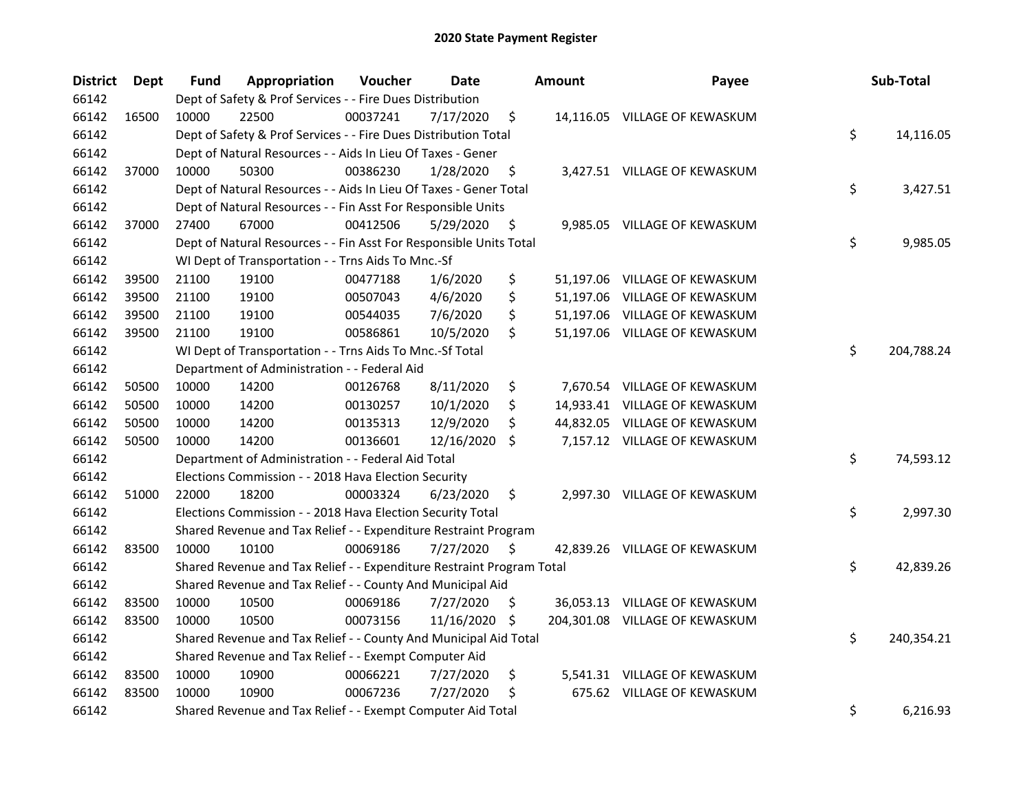# 2020 State Payment Register

| District | Dept | Fund | Appropriation | Voucher | Date | Amount | Payee | Sub-Total |
|---|---|---|---|---|---|---|---|---|
| 66142 | | Dept of Safety & Prof Services - - Fire Dues Distribution | | | | | | |
| 66142 | 16500 | 10000 | 22500 | 00037241 | 7/17/2020 | $ 14,116.05 | VILLAGE OF KEWASKUM | |
| 66142 | | Dept of Safety & Prof Services - - Fire Dues Distribution Total | | | | | | $ 14,116.05 |
| 66142 | | Dept of Natural Resources - - Aids In Lieu Of Taxes - Gener | | | | | | |
| 66142 | 37000 | 10000 | 50300 | 00386230 | 1/28/2020 | $ 3,427.51 | VILLAGE OF KEWASKUM | |
| 66142 | | Dept of Natural Resources - - Aids In Lieu Of Taxes - Gener Total | | | | | | $ 3,427.51 |
| 66142 | | Dept of Natural Resources - - Fin Asst For Responsible Units | | | | | | |
| 66142 | 37000 | 27400 | 67000 | 00412506 | 5/29/2020 | $ 9,985.05 | VILLAGE OF KEWASKUM | |
| 66142 | | Dept of Natural Resources - - Fin Asst For Responsible Units Total | | | | | | $ 9,985.05 |
| 66142 | | WI Dept of Transportation - - Trns Aids To Mnc.-Sf | | | | | | |
| 66142 | 39500 | 21100 | 19100 | 00477188 | 1/6/2020 | $ 51,197.06 | VILLAGE OF KEWASKUM | |
| 66142 | 39500 | 21100 | 19100 | 00507043 | 4/6/2020 | $ 51,197.06 | VILLAGE OF KEWASKUM | |
| 66142 | 39500 | 21100 | 19100 | 00544035 | 7/6/2020 | $ 51,197.06 | VILLAGE OF KEWASKUM | |
| 66142 | 39500 | 21100 | 19100 | 00586861 | 10/5/2020 | $ 51,197.06 | VILLAGE OF KEWASKUM | |
| 66142 | | WI Dept of Transportation - - Trns Aids To Mnc.-Sf Total | | | | | | $ 204,788.24 |
| 66142 | | Department of Administration - - Federal Aid | | | | | | |
| 66142 | 50500 | 10000 | 14200 | 00126768 | 8/11/2020 | $ 7,670.54 | VILLAGE OF KEWASKUM | |
| 66142 | 50500 | 10000 | 14200 | 00130257 | 10/1/2020 | $ 14,933.41 | VILLAGE OF KEWASKUM | |
| 66142 | 50500 | 10000 | 14200 | 00135313 | 12/9/2020 | $ 44,832.05 | VILLAGE OF KEWASKUM | |
| 66142 | 50500 | 10000 | 14200 | 00136601 | 12/16/2020 | $ 7,157.12 | VILLAGE OF KEWASKUM | |
| 66142 | | Department of Administration - - Federal Aid Total | | | | | | $ 74,593.12 |
| 66142 | | Elections Commission - - 2018 Hava Election Security | | | | | | |
| 66142 | 51000 | 22000 | 18200 | 00003324 | 6/23/2020 | $ 2,997.30 | VILLAGE OF KEWASKUM | |
| 66142 | | Elections Commission - - 2018 Hava Election Security Total | | | | | | $ 2,997.30 |
| 66142 | | Shared Revenue and Tax Relief - - Expenditure Restraint Program | | | | | | |
| 66142 | 83500 | 10000 | 10100 | 00069186 | 7/27/2020 | $ 42,839.26 | VILLAGE OF KEWASKUM | |
| 66142 | | Shared Revenue and Tax Relief - - Expenditure Restraint Program Total | | | | | | $ 42,839.26 |
| 66142 | | Shared Revenue and Tax Relief - - County And Municipal Aid | | | | | | |
| 66142 | 83500 | 10000 | 10500 | 00069186 | 7/27/2020 | $ 36,053.13 | VILLAGE OF KEWASKUM | |
| 66142 | 83500 | 10000 | 10500 | 00073156 | 11/16/2020 | $ 204,301.08 | VILLAGE OF KEWASKUM | |
| 66142 | | Shared Revenue and Tax Relief - - County And Municipal Aid Total | | | | | | $ 240,354.21 |
| 66142 | | Shared Revenue and Tax Relief - - Exempt Computer Aid | | | | | | |
| 66142 | 83500 | 10000 | 10900 | 00066221 | 7/27/2020 | $ 5,541.31 | VILLAGE OF KEWASKUM | |
| 66142 | 83500 | 10000 | 10900 | 00067236 | 7/27/2020 | $ 675.62 | VILLAGE OF KEWASKUM | |
| 66142 | | Shared Revenue and Tax Relief - - Exempt Computer Aid Total | | | | | | $ 6,216.93 |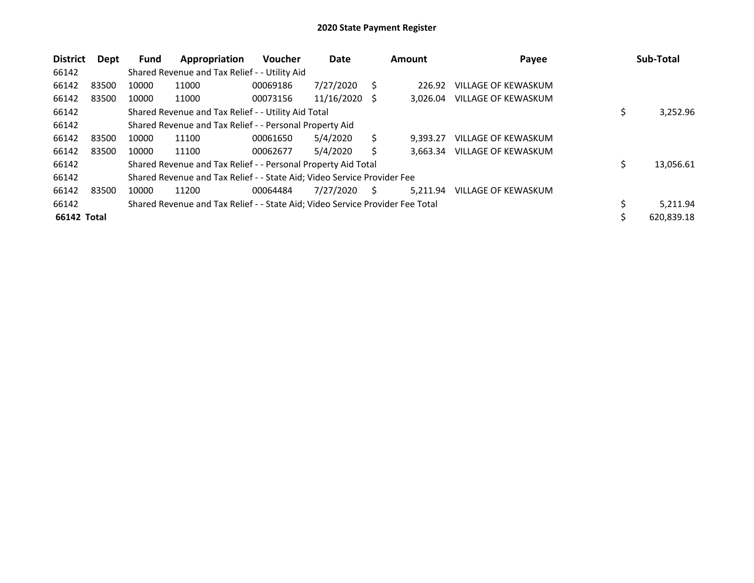# 2020 State Payment Register

| District | Dept | Fund | Appropriation | Voucher | Date | Amount | Payee | Sub-Total |
|---|---|---|---|---|---|---|---|---|
| 66142 | | Shared Revenue and Tax Relief - - Utility Aid | | | | | | |
| 66142 | 83500 | 10000 | 11000 | 00069186 | 7/27/2020 | $ 226.92 | VILLAGE OF KEWASKUM | |
| 66142 | 83500 | 10000 | 11000 | 00073156 | 11/16/2020 | $ 3,026.04 | VILLAGE OF KEWASKUM | |
| 66142 | | Shared Revenue and Tax Relief - - Utility Aid Total | | | | | | $ 3,252.96 |
| 66142 | | Shared Revenue and Tax Relief - - Personal Property Aid | | | | | | |
| 66142 | 83500 | 10000 | 11100 | 00061650 | 5/4/2020 | $ 9,393.27 | VILLAGE OF KEWASKUM | |
| 66142 | 83500 | 10000 | 11100 | 00062677 | 5/4/2020 | $ 3,663.34 | VILLAGE OF KEWASKUM | |
| 66142 | | Shared Revenue and Tax Relief - - Personal Property Aid Total | | | | | | $ 13,056.61 |
| 66142 | | Shared Revenue and Tax Relief - - State Aid; Video Service Provider Fee | | | | | | |
| 66142 | 83500 | 10000 | 11200 | 00064484 | 7/27/2020 | $ 5,211.94 | VILLAGE OF KEWASKUM | |
| 66142 | | Shared Revenue and Tax Relief - - State Aid; Video Service Provider Fee Total | | | | | | $ 5,211.94 |
| **66142 Total** | | | | | | | | $ 620,839.18 |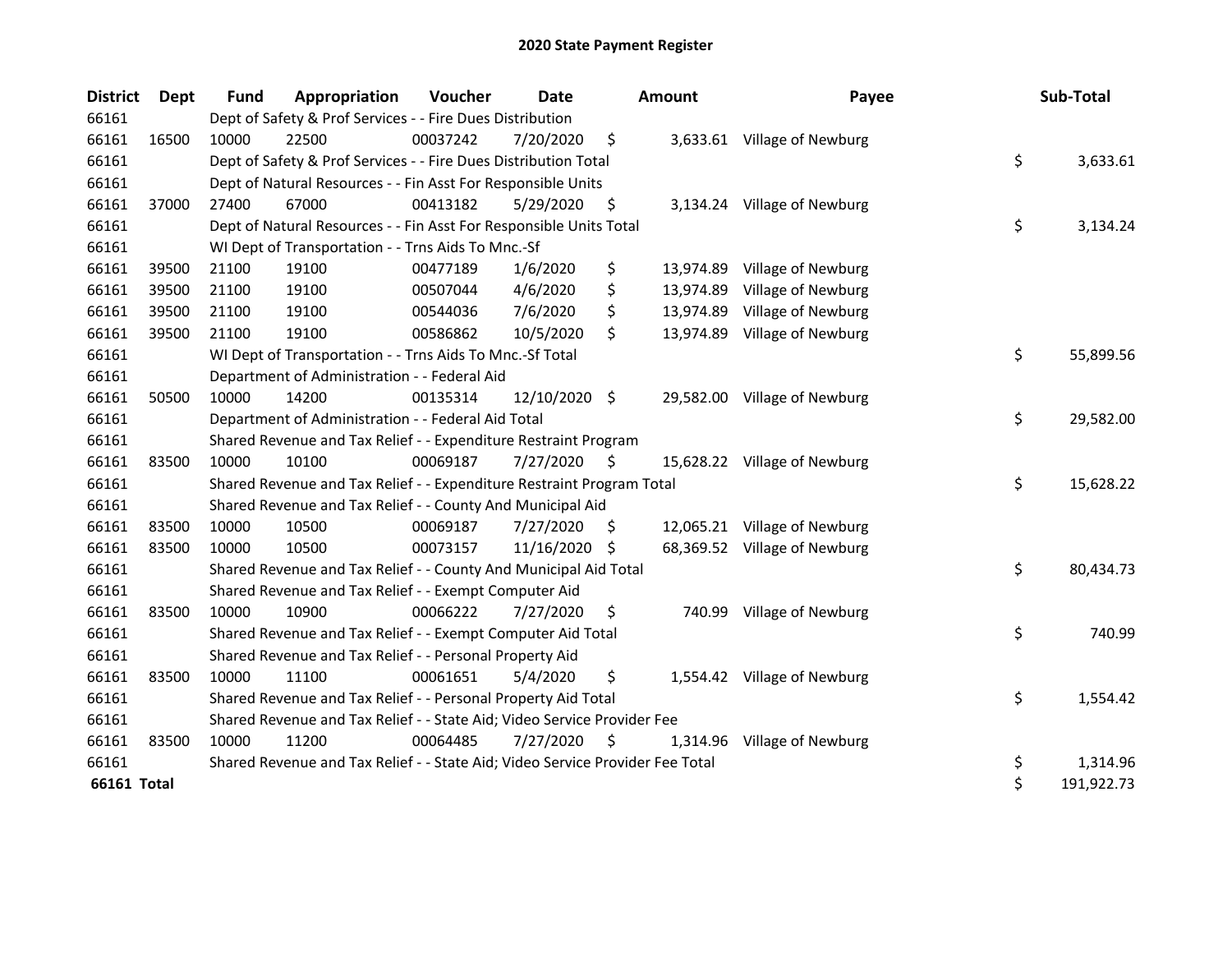# 2020 State Payment Register

| District | Dept | Fund | Appropriation | Voucher | Date | Amount | Payee | Sub-Total |
|---|---|---|---|---|---|---|---|---|
| 66161 | | Dept of Safety & Prof Services - - Fire Dues Distribution | | | | | | |
| 66161 | 16500 | 10000 | 22500 | 00037242 | 7/20/2020 | $ 3,633.61 | Village of Newburg | |
| 66161 | | Dept of Safety & Prof Services - - Fire Dues Distribution Total | | | | | | $ 3,633.61 |
| 66161 | | Dept of Natural Resources - - Fin Asst For Responsible Units | | | | | | |
| 66161 | 37000 | 27400 | 67000 | 00413182 | 5/29/2020 | $ 3,134.24 | Village of Newburg | |
| 66161 | | Dept of Natural Resources - - Fin Asst For Responsible Units Total | | | | | | $ 3,134.24 |
| 66161 | | WI Dept of Transportation - - Trns Aids To Mnc.-Sf | | | | | | |
| 66161 | 39500 | 21100 | 19100 | 00477189 | 1/6/2020 | $ 13,974.89 | Village of Newburg | |
| 66161 | 39500 | 21100 | 19100 | 00507044 | 4/6/2020 | $ 13,974.89 | Village of Newburg | |
| 66161 | 39500 | 21100 | 19100 | 00544036 | 7/6/2020 | $ 13,974.89 | Village of Newburg | |
| 66161 | 39500 | 21100 | 19100 | 00586862 | 10/5/2020 | $ 13,974.89 | Village of Newburg | |
| 66161 | | WI Dept of Transportation - - Trns Aids To Mnc.-Sf Total | | | | | | $ 55,899.56 |
| 66161 | | Department of Administration - - Federal Aid | | | | | | |
| 66161 | 50500 | 10000 | 14200 | 00135314 | 12/10/2020 | $ 29,582.00 | Village of Newburg | |
| 66161 | | Department of Administration - - Federal Aid Total | | | | | | $ 29,582.00 |
| 66161 | | Shared Revenue and Tax Relief - - Expenditure Restraint Program | | | | | | |
| 66161 | 83500 | 10000 | 10100 | 00069187 | 7/27/2020 | $ 15,628.22 | Village of Newburg | |
| 66161 | | Shared Revenue and Tax Relief - - Expenditure Restraint Program Total | | | | | | $ 15,628.22 |
| 66161 | | Shared Revenue and Tax Relief - - County And Municipal Aid | | | | | | |
| 66161 | 83500 | 10000 | 10500 | 00069187 | 7/27/2020 | $ 12,065.21 | Village of Newburg | |
| 66161 | 83500 | 10000 | 10500 | 00073157 | 11/16/2020 | $ 68,369.52 | Village of Newburg | |
| 66161 | | Shared Revenue and Tax Relief - - County And Municipal Aid Total | | | | | | $ 80,434.73 |
| 66161 | | Shared Revenue and Tax Relief - - Exempt Computer Aid | | | | | | |
| 66161 | 83500 | 10000 | 10900 | 00066222 | 7/27/2020 | $ 740.99 | Village of Newburg | |
| 66161 | | Shared Revenue and Tax Relief - - Exempt Computer Aid Total | | | | | | $ 740.99 |
| 66161 | | Shared Revenue and Tax Relief - - Personal Property Aid | | | | | | |
| 66161 | 83500 | 10000 | 11100 | 00061651 | 5/4/2020 | $ 1,554.42 | Village of Newburg | |
| 66161 | | Shared Revenue and Tax Relief - - Personal Property Aid Total | | | | | | $ 1,554.42 |
| 66161 | | Shared Revenue and Tax Relief - - State Aid; Video Service Provider Fee | | | | | | |
| 66161 | 83500 | 10000 | 11200 | 00064485 | 7/27/2020 | $ 1,314.96 | Village of Newburg | |
| 66161 | | Shared Revenue and Tax Relief - - State Aid; Video Service Provider Fee Total | | | | | | $ 1,314.96 |
| **66161 Total** | | | | | | | | $ 191,922.73 |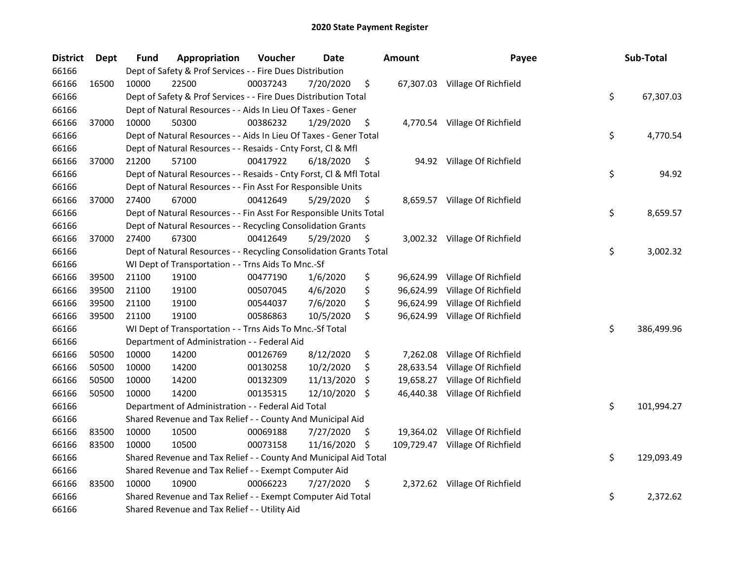# 2020 State Payment Register

| District | Dept | Fund | Appropriation | Voucher | Date | Amount | Payee | Sub-Total |
|---|---|---|---|---|---|---|---|---|
| 66166 | | Dept of Safety & Prof Services - - Fire Dues Distribution | | | | | | |
| 66166 | 16500 | 10000 | 22500 | 00037243 | 7/20/2020 | $ 67,307.03 | Village Of Richfield | |
| 66166 | | Dept of Safety & Prof Services - - Fire Dues Distribution Total | | | | | | $ 67,307.03 |
| 66166 | | Dept of Natural Resources - - Aids In Lieu Of Taxes - Gener | | | | | | |
| 66166 | 37000 | 10000 | 50300 | 00386232 | 1/29/2020 | $ 4,770.54 | Village Of Richfield | |
| 66166 | | Dept of Natural Resources - - Aids In Lieu Of Taxes - Gener Total | | | | | | $ 4,770.54 |
| 66166 | | Dept of Natural Resources - - Resaids - Cnty Forst, Cl & Mfl | | | | | | |
| 66166 | 37000 | 21200 | 57100 | 00417922 | 6/18/2020 | $ 94.92 | Village Of Richfield | |
| 66166 | | Dept of Natural Resources - - Resaids - Cnty Forst, Cl & Mfl Total | | | | | | $ 94.92 |
| 66166 | | Dept of Natural Resources - - Fin Asst For Responsible Units | | | | | | |
| 66166 | 37000 | 27400 | 67000 | 00412649 | 5/29/2020 | $ 8,659.57 | Village Of Richfield | |
| 66166 | | Dept of Natural Resources - - Fin Asst For Responsible Units Total | | | | | | $ 8,659.57 |
| 66166 | | Dept of Natural Resources - - Recycling Consolidation Grants | | | | | | |
| 66166 | 37000 | 27400 | 67300 | 00412649 | 5/29/2020 | $ 3,002.32 | Village Of Richfield | |
| 66166 | | Dept of Natural Resources - - Recycling Consolidation Grants Total | | | | | | $ 3,002.32 |
| 66166 | | WI Dept of Transportation - - Trns Aids To Mnc.-Sf | | | | | | |
| 66166 | 39500 | 21100 | 19100 | 00477190 | 1/6/2020 | $ 96,624.99 | Village Of Richfield | |
| 66166 | 39500 | 21100 | 19100 | 00507045 | 4/6/2020 | $ 96,624.99 | Village Of Richfield | |
| 66166 | 39500 | 21100 | 19100 | 00544037 | 7/6/2020 | $ 96,624.99 | Village Of Richfield | |
| 66166 | 39500 | 21100 | 19100 | 00586863 | 10/5/2020 | $ 96,624.99 | Village Of Richfield | |
| 66166 | | WI Dept of Transportation - - Trns Aids To Mnc.-Sf Total | | | | | | $ 386,499.96 |
| 66166 | | Department of Administration - - Federal Aid | | | | | | |
| 66166 | 50500 | 10000 | 14200 | 00126769 | 8/12/2020 | $ 7,262.08 | Village Of Richfield | |
| 66166 | 50500 | 10000 | 14200 | 00130258 | 10/2/2020 | $ 28,633.54 | Village Of Richfield | |
| 66166 | 50500 | 10000 | 14200 | 00132309 | 11/13/2020 | $ 19,658.27 | Village Of Richfield | |
| 66166 | 50500 | 10000 | 14200 | 00135315 | 12/10/2020 | $ 46,440.38 | Village Of Richfield | |
| 66166 | | Department of Administration - - Federal Aid Total | | | | | | $ 101,994.27 |
| 66166 | | Shared Revenue and Tax Relief - - County And Municipal Aid | | | | | | |
| 66166 | 83500 | 10000 | 10500 | 00069188 | 7/27/2020 | $ 19,364.02 | Village Of Richfield | |
| 66166 | 83500 | 10000 | 10500 | 00073158 | 11/16/2020 | $ 109,729.47 | Village Of Richfield | |
| 66166 | | Shared Revenue and Tax Relief - - County And Municipal Aid Total | | | | | | $ 129,093.49 |
| 66166 | | Shared Revenue and Tax Relief - - Exempt Computer Aid | | | | | | |
| 66166 | 83500 | 10000 | 10900 | 00066223 | 7/27/2020 | $ 2,372.62 | Village Of Richfield | |
| 66166 | | Shared Revenue and Tax Relief - - Exempt Computer Aid Total | | | | | | $ 2,372.62 |
| 66166 | | Shared Revenue and Tax Relief - - Utility Aid | | | | | | |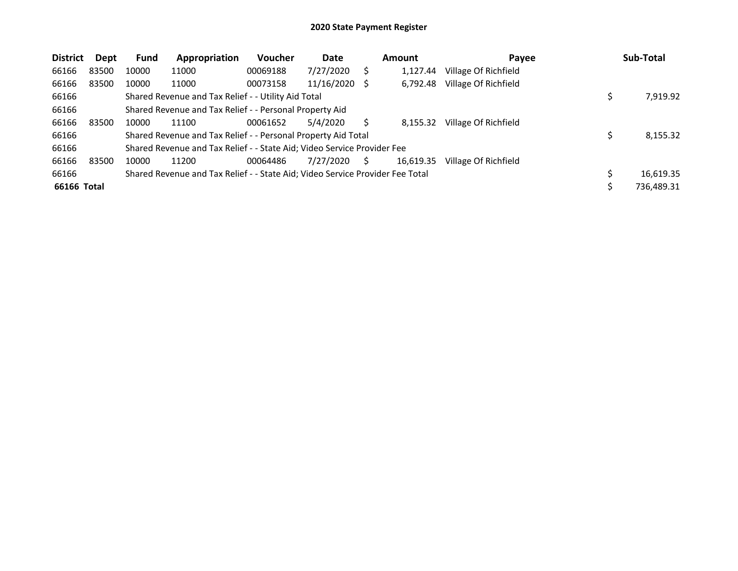## 2020 State Payment Register

| District | Dept | Fund | Appropriation | Voucher | Date | Amount | Payee | Sub-Total |
|---|---|---|---|---|---|---|---|---|
| 66166 | 83500 | 10000 | 11000 | 00069188 | 7/27/2020 | $ 1,127.44 | Village Of Richfield | |
| 66166 | 83500 | 10000 | 11000 | 00073158 | 11/16/2020 | $ 6,792.48 | Village Of Richfield | |
| 66166 | | Shared Revenue and Tax Relief - - Utility Aid Total | | | | | | $ 7,919.92 |
| 66166 | | Shared Revenue and Tax Relief - - Personal Property Aid | | | | | | |
| 66166 | 83500 | 10000 | 11100 | 00061652 | 5/4/2020 | $ 8,155.32 | Village Of Richfield | |
| 66166 | | Shared Revenue and Tax Relief - - Personal Property Aid Total | | | | | | $ 8,155.32 |
| 66166 | | Shared Revenue and Tax Relief - - State Aid; Video Service Provider Fee | | | | | | |
| 66166 | 83500 | 10000 | 11200 | 00064486 | 7/27/2020 | $ 16,619.35 | Village Of Richfield | |
| 66166 | | Shared Revenue and Tax Relief - - State Aid; Video Service Provider Fee Total | | | | | | $ 16,619.35 |
| **66166 Total** | | | | | | | | $ 736,489.31 |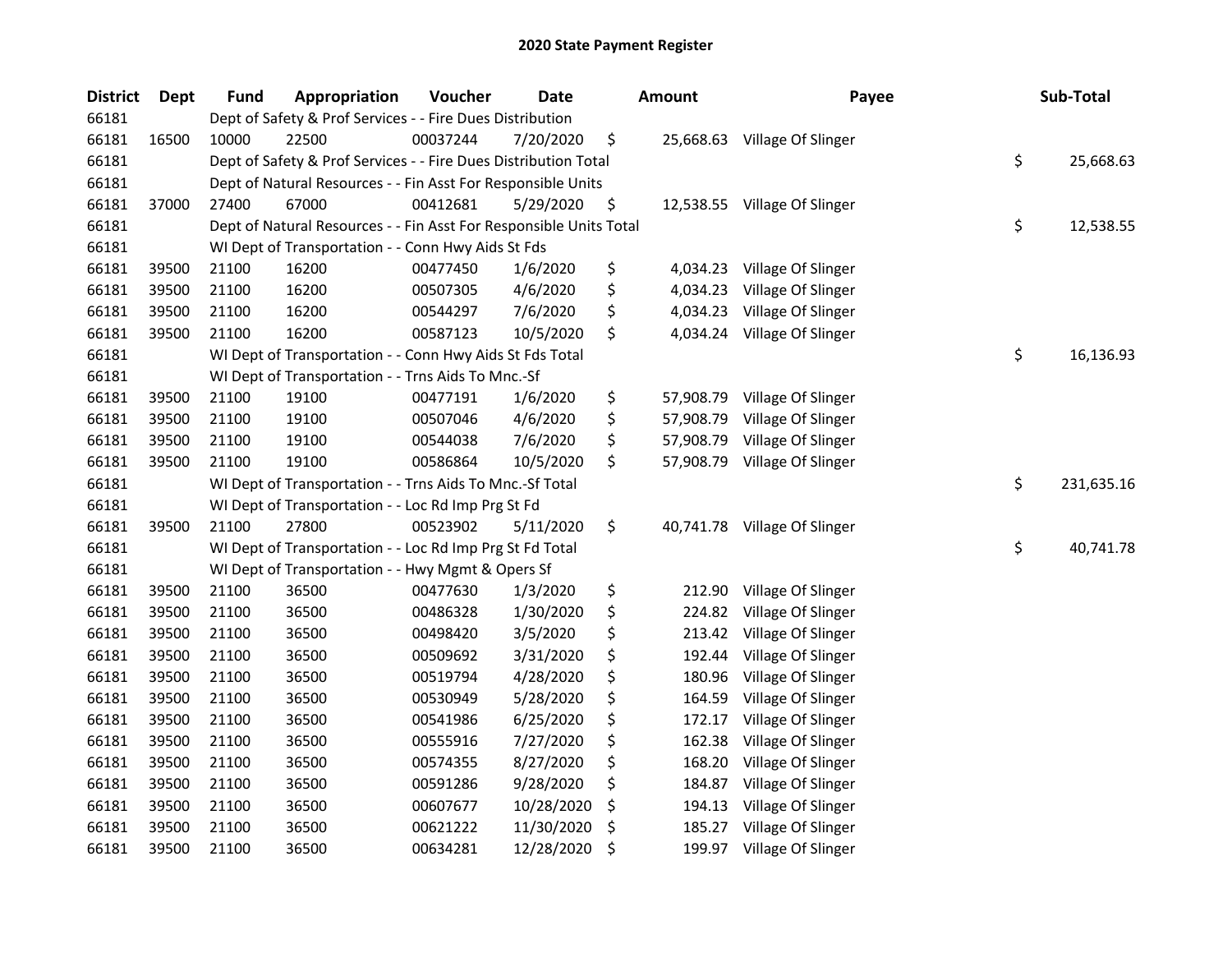# 2020 State Payment Register

| District | Dept | Fund | Appropriation | Voucher | Date | Amount | Payee | Sub-Total |
|---|---|---|---|---|---|---|---|---|
| 66181 | | Dept of Safety & Prof Services - - Fire Dues Distribution | | | | | | |
| 66181 | 16500 | 10000 | 22500 | 00037244 | 7/20/2020 | $ 25,668.63 | Village Of Slinger | |
| 66181 | | Dept of Safety & Prof Services - - Fire Dues Distribution Total | | | | | | $ 25,668.63 |
| 66181 | | Dept of Natural Resources - - Fin Asst For Responsible Units | | | | | | |
| 66181 | 37000 | 27400 | 67000 | 00412681 | 5/29/2020 | $ 12,538.55 | Village Of Slinger | |
| 66181 | | Dept of Natural Resources - - Fin Asst For Responsible Units Total | | | | | | $ 12,538.55 |
| 66181 | | WI Dept of Transportation - - Conn Hwy Aids St Fds | | | | | | |
| 66181 | 39500 | 21100 | 16200 | 00477450 | 1/6/2020 | $ 4,034.23 | Village Of Slinger | |
| 66181 | 39500 | 21100 | 16200 | 00507305 | 4/6/2020 | $ 4,034.23 | Village Of Slinger | |
| 66181 | 39500 | 21100 | 16200 | 00544297 | 7/6/2020 | $ 4,034.23 | Village Of Slinger | |
| 66181 | 39500 | 21100 | 16200 | 00587123 | 10/5/2020 | $ 4,034.24 | Village Of Slinger | |
| 66181 | | WI Dept of Transportation - - Conn Hwy Aids St Fds Total | | | | | | $ 16,136.93 |
| 66181 | | WI Dept of Transportation - - Trns Aids To Mnc.-Sf | | | | | | |
| 66181 | 39500 | 21100 | 19100 | 00477191 | 1/6/2020 | $ 57,908.79 | Village Of Slinger | |
| 66181 | 39500 | 21100 | 19100 | 00507046 | 4/6/2020 | $ 57,908.79 | Village Of Slinger | |
| 66181 | 39500 | 21100 | 19100 | 00544038 | 7/6/2020 | $ 57,908.79 | Village Of Slinger | |
| 66181 | 39500 | 21100 | 19100 | 00586864 | 10/5/2020 | $ 57,908.79 | Village Of Slinger | |
| 66181 | | WI Dept of Transportation - - Trns Aids To Mnc.-Sf Total | | | | | | $ 231,635.16 |
| 66181 | | WI Dept of Transportation - - Loc Rd Imp Prg St Fd | | | | | | |
| 66181 | 39500 | 21100 | 27800 | 00523902 | 5/11/2020 | $ 40,741.78 | Village Of Slinger | |
| 66181 | | WI Dept of Transportation - - Loc Rd Imp Prg St Fd Total | | | | | | $ 40,741.78 |
| 66181 | | WI Dept of Transportation - - Hwy Mgmt & Opers Sf | | | | | | |
| 66181 | 39500 | 21100 | 36500 | 00477630 | 1/3/2020 | $ 212.90 | Village Of Slinger | |
| 66181 | 39500 | 21100 | 36500 | 00486328 | 1/30/2020 | $ 224.82 | Village Of Slinger | |
| 66181 | 39500 | 21100 | 36500 | 00498420 | 3/5/2020 | $ 213.42 | Village Of Slinger | |
| 66181 | 39500 | 21100 | 36500 | 00509692 | 3/31/2020 | $ 192.44 | Village Of Slinger | |
| 66181 | 39500 | 21100 | 36500 | 00519794 | 4/28/2020 | $ 180.96 | Village Of Slinger | |
| 66181 | 39500 | 21100 | 36500 | 00530949 | 5/28/2020 | $ 164.59 | Village Of Slinger | |
| 66181 | 39500 | 21100 | 36500 | 00541986 | 6/25/2020 | $ 172.17 | Village Of Slinger | |
| 66181 | 39500 | 21100 | 36500 | 00555916 | 7/27/2020 | $ 162.38 | Village Of Slinger | |
| 66181 | 39500 | 21100 | 36500 | 00574355 | 8/27/2020 | $ 168.20 | Village Of Slinger | |
| 66181 | 39500 | 21100 | 36500 | 00591286 | 9/28/2020 | $ 184.87 | Village Of Slinger | |
| 66181 | 39500 | 21100 | 36500 | 00607677 | 10/28/2020 | $ 194.13 | Village Of Slinger | |
| 66181 | 39500 | 21100 | 36500 | 00621222 | 11/30/2020 | $ 185.27 | Village Of Slinger | |
| 66181 | 39500 | 21100 | 36500 | 00634281 | 12/28/2020 | $ 199.97 | Village Of Slinger | |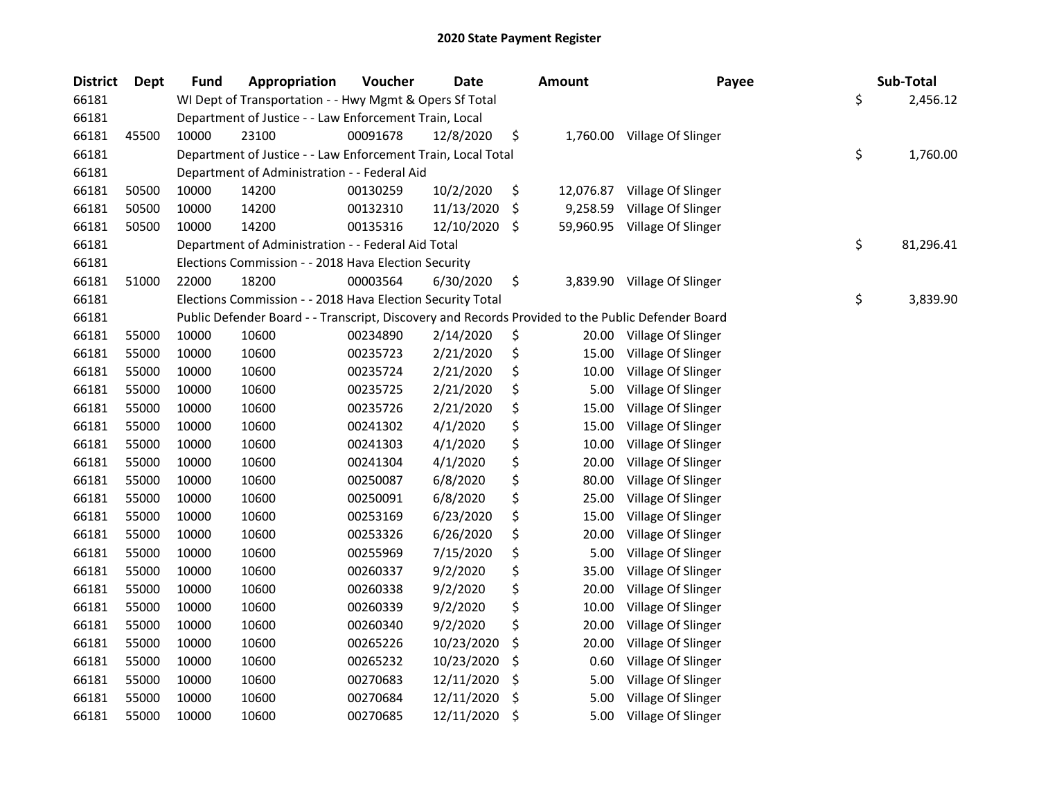# 2020 State Payment Register

| District | Dept | Fund | Appropriation | Voucher | Date | Amount | Payee | Sub-Total |
|---|---|---|---|---|---|---|---|---|
| 66181 | | WI Dept of Transportation - - Hwy Mgmt & Opers Sf Total | | | | | | $ 2,456.12 |
| 66181 | | Department of Justice - - Law Enforcement Train, Local | | | | | | |
| 66181 | 45500 | 10000 | 23100 | 00091678 | 12/8/2020 | $ 1,760.00 | Village Of Slinger | |
| 66181 | | Department of Justice - - Law Enforcement Train, Local Total | | | | | | $ 1,760.00 |
| 66181 | | Department of Administration - - Federal Aid | | | | | | |
| 66181 | 50500 | 10000 | 14200 | 00130259 | 10/2/2020 | $ 12,076.87 | Village Of Slinger | |
| 66181 | 50500 | 10000 | 14200 | 00132310 | 11/13/2020 | $ 9,258.59 | Village Of Slinger | |
| 66181 | 50500 | 10000 | 14200 | 00135316 | 12/10/2020 | $ 59,960.95 | Village Of Slinger | |
| 66181 | | Department of Administration - - Federal Aid Total | | | | | | $ 81,296.41 |
| 66181 | | Elections Commission - - 2018 Hava Election Security | | | | | | |
| 66181 | 51000 | 22000 | 18200 | 00003564 | 6/30/2020 | $ 3,839.90 | Village Of Slinger | |
| 66181 | | Elections Commission - - 2018 Hava Election Security Total | | | | | | $ 3,839.90 |
| 66181 | | Public Defender Board - - Transcript, Discovery and Records Provided to the Public Defender Board | | | | | | |
| 66181 | 55000 | 10000 | 10600 | 00234890 | 2/14/2020 | $ 20.00 | Village Of Slinger | |
| 66181 | 55000 | 10000 | 10600 | 00235723 | 2/21/2020 | $ 15.00 | Village Of Slinger | |
| 66181 | 55000 | 10000 | 10600 | 00235724 | 2/21/2020 | $ 10.00 | Village Of Slinger | |
| 66181 | 55000 | 10000 | 10600 | 00235725 | 2/21/2020 | $ 5.00 | Village Of Slinger | |
| 66181 | 55000 | 10000 | 10600 | 00235726 | 2/21/2020 | $ 15.00 | Village Of Slinger | |
| 66181 | 55000 | 10000 | 10600 | 00241302 | 4/1/2020 | $ 15.00 | Village Of Slinger | |
| 66181 | 55000 | 10000 | 10600 | 00241303 | 4/1/2020 | $ 10.00 | Village Of Slinger | |
| 66181 | 55000 | 10000 | 10600 | 00241304 | 4/1/2020 | $ 20.00 | Village Of Slinger | |
| 66181 | 55000 | 10000 | 10600 | 00250087 | 6/8/2020 | $ 80.00 | Village Of Slinger | |
| 66181 | 55000 | 10000 | 10600 | 00250091 | 6/8/2020 | $ 25.00 | Village Of Slinger | |
| 66181 | 55000 | 10000 | 10600 | 00253169 | 6/23/2020 | $ 15.00 | Village Of Slinger | |
| 66181 | 55000 | 10000 | 10600 | 00253326 | 6/26/2020 | $ 20.00 | Village Of Slinger | |
| 66181 | 55000 | 10000 | 10600 | 00255969 | 7/15/2020 | $ 5.00 | Village Of Slinger | |
| 66181 | 55000 | 10000 | 10600 | 00260337 | 9/2/2020 | $ 35.00 | Village Of Slinger | |
| 66181 | 55000 | 10000 | 10600 | 00260338 | 9/2/2020 | $ 20.00 | Village Of Slinger | |
| 66181 | 55000 | 10000 | 10600 | 00260339 | 9/2/2020 | $ 10.00 | Village Of Slinger | |
| 66181 | 55000 | 10000 | 10600 | 00260340 | 9/2/2020 | $ 20.00 | Village Of Slinger | |
| 66181 | 55000 | 10000 | 10600 | 00265226 | 10/23/2020 | $ 20.00 | Village Of Slinger | |
| 66181 | 55000 | 10000 | 10600 | 00265232 | 10/23/2020 | $ 0.60 | Village Of Slinger | |
| 66181 | 55000 | 10000 | 10600 | 00270683 | 12/11/2020 | $ 5.00 | Village Of Slinger | |
| 66181 | 55000 | 10000 | 10600 | 00270684 | 12/11/2020 | $ 5.00 | Village Of Slinger | |
| 66181 | 55000 | 10000 | 10600 | 00270685 | 12/11/2020 | $ 5.00 | Village Of Slinger | |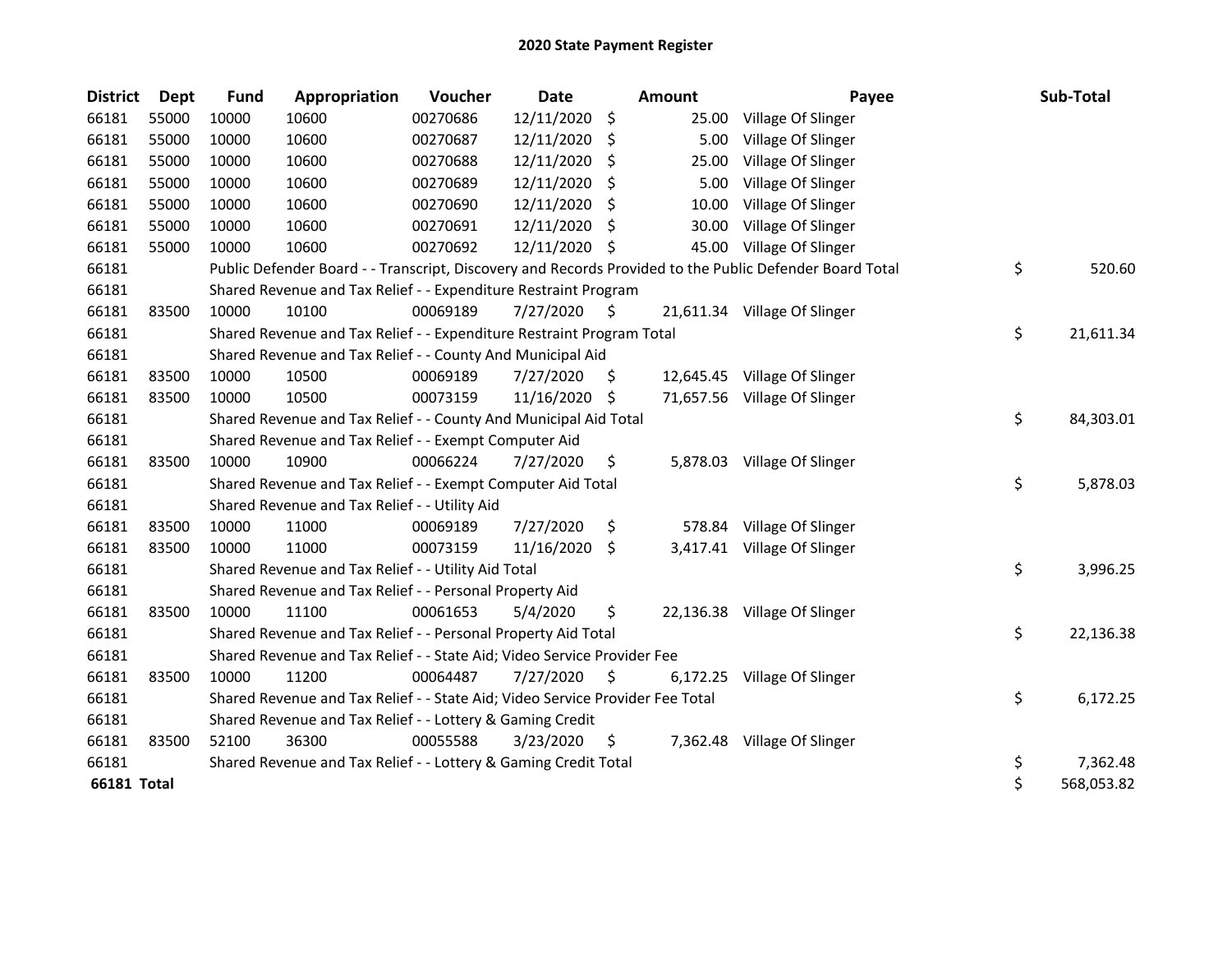# 2020 State Payment Register

| District | Dept | Fund | Appropriation | Voucher | Date | Amount | Payee | Sub-Total |
|---|---|---|---|---|---|---|---|---|
| 66181 | 55000 | 10000 | 10600 | 00270686 | 12/11/2020 | $ 25.00 | Village Of Slinger | |
| 66181 | 55000 | 10000 | 10600 | 00270687 | 12/11/2020 | $ 5.00 | Village Of Slinger | |
| 66181 | 55000 | 10000 | 10600 | 00270688 | 12/11/2020 | $ 25.00 | Village Of Slinger | |
| 66181 | 55000 | 10000 | 10600 | 00270689 | 12/11/2020 | $ 5.00 | Village Of Slinger | |
| 66181 | 55000 | 10000 | 10600 | 00270690 | 12/11/2020 | $ 10.00 | Village Of Slinger | |
| 66181 | 55000 | 10000 | 10600 | 00270691 | 12/11/2020 | $ 30.00 | Village Of Slinger | |
| 66181 | 55000 | 10000 | 10600 | 00270692 | 12/11/2020 | $ 45.00 | Village Of Slinger | |
| 66181 | | Public Defender Board - - Transcript, Discovery and Records Provided to the Public Defender Board Total | | | | | | $ 520.60 |
| 66181 | | Shared Revenue and Tax Relief - - Expenditure Restraint Program | | | | | | |
| 66181 | 83500 | 10000 | 10100 | 00069189 | 7/27/2020 | $ 21,611.34 | Village Of Slinger | |
| 66181 | | Shared Revenue and Tax Relief - - Expenditure Restraint Program Total | | | | | | $ 21,611.34 |
| 66181 | | Shared Revenue and Tax Relief - - County And Municipal Aid | | | | | | |
| 66181 | 83500 | 10000 | 10500 | 00069189 | 7/27/2020 | $ 12,645.45 | Village Of Slinger | |
| 66181 | 83500 | 10000 | 10500 | 00073159 | 11/16/2020 | $ 71,657.56 | Village Of Slinger | |
| 66181 | | Shared Revenue and Tax Relief - - County And Municipal Aid Total | | | | | | $ 84,303.01 |
| 66181 | | Shared Revenue and Tax Relief - - Exempt Computer Aid | | | | | | |
| 66181 | 83500 | 10000 | 10900 | 00066224 | 7/27/2020 | $ 5,878.03 | Village Of Slinger | |
| 66181 | | Shared Revenue and Tax Relief - - Exempt Computer Aid Total | | | | | | $ 5,878.03 |
| 66181 | | Shared Revenue and Tax Relief - - Utility Aid | | | | | | |
| 66181 | 83500 | 10000 | 11000 | 00069189 | 7/27/2020 | $ 578.84 | Village Of Slinger | |
| 66181 | 83500 | 10000 | 11000 | 00073159 | 11/16/2020 | $ 3,417.41 | Village Of Slinger | |
| 66181 | | Shared Revenue and Tax Relief - - Utility Aid Total | | | | | | $ 3,996.25 |
| 66181 | | Shared Revenue and Tax Relief - - Personal Property Aid | | | | | | |
| 66181 | 83500 | 10000 | 11100 | 00061653 | 5/4/2020 | $ 22,136.38 | Village Of Slinger | |
| 66181 | | Shared Revenue and Tax Relief - - Personal Property Aid Total | | | | | | $ 22,136.38 |
| 66181 | | Shared Revenue and Tax Relief - - State Aid; Video Service Provider Fee | | | | | | |
| 66181 | 83500 | 10000 | 11200 | 00064487 | 7/27/2020 | $ 6,172.25 | Village Of Slinger | |
| 66181 | | Shared Revenue and Tax Relief - - State Aid; Video Service Provider Fee Total | | | | | | $ 6,172.25 |
| 66181 | | Shared Revenue and Tax Relief - - Lottery & Gaming Credit | | | | | | |
| 66181 | 83500 | 52100 | 36300 | 00055588 | 3/23/2020 | $ 7,362.48 | Village Of Slinger | |
| 66181 | | Shared Revenue and Tax Relief - - Lottery & Gaming Credit Total | | | | | | $ 7,362.48 |
| **66181 Total** | | | | | | | | $ 568,053.82 |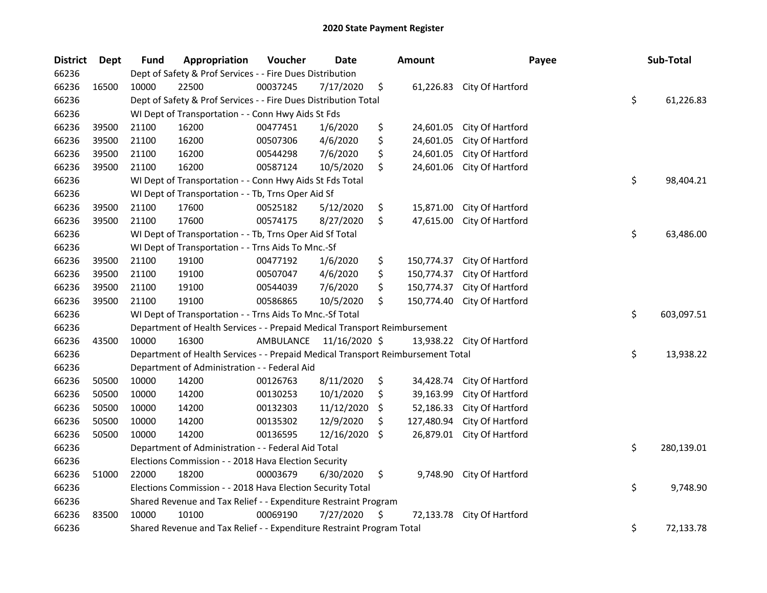# 2020 State Payment Register

| District | Dept | Fund | Appropriation | Voucher | Date | Amount | Payee | Sub-Total |
|---|---|---|---|---|---|---|---|---|
| 66236 | | Dept of Safety & Prof Services - - Fire Dues Distribution | | | | | | |
| 66236 | 16500 | 10000 | 22500 | 00037245 | 7/17/2020 | $ 61,226.83 | City Of Hartford | |
| 66236 | | Dept of Safety & Prof Services - - Fire Dues Distribution Total | | | | | | $ 61,226.83 |
| 66236 | | WI Dept of Transportation - - Conn Hwy Aids St Fds | | | | | | |
| 66236 | 39500 | 21100 | 16200 | 00477451 | 1/6/2020 | $ 24,601.05 | City Of Hartford | |
| 66236 | 39500 | 21100 | 16200 | 00507306 | 4/6/2020 | $ 24,601.05 | City Of Hartford | |
| 66236 | 39500 | 21100 | 16200 | 00544298 | 7/6/2020 | $ 24,601.05 | City Of Hartford | |
| 66236 | 39500 | 21100 | 16200 | 00587124 | 10/5/2020 | $ 24,601.06 | City Of Hartford | |
| 66236 | | WI Dept of Transportation - - Conn Hwy Aids St Fds Total | | | | | | $ 98,404.21 |
| 66236 | | WI Dept of Transportation - - Tb, Trns Oper Aid Sf | | | | | | |
| 66236 | 39500 | 21100 | 17600 | 00525182 | 5/12/2020 | $ 15,871.00 | City Of Hartford | |
| 66236 | 39500 | 21100 | 17600 | 00574175 | 8/27/2020 | $ 47,615.00 | City Of Hartford | |
| 66236 | | WI Dept of Transportation - - Tb, Trns Oper Aid Sf Total | | | | | | $ 63,486.00 |
| 66236 | | WI Dept of Transportation - - Trns Aids To Mnc.-Sf | | | | | | |
| 66236 | 39500 | 21100 | 19100 | 00477192 | 1/6/2020 | $ 150,774.37 | City Of Hartford | |
| 66236 | 39500 | 21100 | 19100 | 00507047 | 4/6/2020 | $ 150,774.37 | City Of Hartford | |
| 66236 | 39500 | 21100 | 19100 | 00544039 | 7/6/2020 | $ 150,774.37 | City Of Hartford | |
| 66236 | 39500 | 21100 | 19100 | 00586865 | 10/5/2020 | $ 150,774.40 | City Of Hartford | |
| 66236 | | WI Dept of Transportation - - Trns Aids To Mnc.-Sf Total | | | | | | $ 603,097.51 |
| 66236 | | Department of Health Services - - Prepaid Medical Transport Reimbursement | | | | | | |
| 66236 | 43500 | 10000 | 16300 | AMBULANCE | 11/16/2020 | $ 13,938.22 | City Of Hartford | |
| 66236 | | Department of Health Services - - Prepaid Medical Transport Reimbursement Total | | | | | | $ 13,938.22 |
| 66236 | | Department of Administration - - Federal Aid | | | | | | |
| 66236 | 50500 | 10000 | 14200 | 00126763 | 8/11/2020 | $ 34,428.74 | City Of Hartford | |
| 66236 | 50500 | 10000 | 14200 | 00130253 | 10/1/2020 | $ 39,163.99 | City Of Hartford | |
| 66236 | 50500 | 10000 | 14200 | 00132303 | 11/12/2020 | $ 52,186.33 | City Of Hartford | |
| 66236 | 50500 | 10000 | 14200 | 00135302 | 12/9/2020 | $ 127,480.94 | City Of Hartford | |
| 66236 | 50500 | 10000 | 14200 | 00136595 | 12/16/2020 | $ 26,879.01 | City Of Hartford | |
| 66236 | | Department of Administration - - Federal Aid Total | | | | | | $ 280,139.01 |
| 66236 | | Elections Commission - - 2018 Hava Election Security | | | | | | |
| 66236 | 51000 | 22000 | 18200 | 00003679 | 6/30/2020 | $ 9,748.90 | City Of Hartford | |
| 66236 | | Elections Commission - - 2018 Hava Election Security Total | | | | | | $ 9,748.90 |
| 66236 | | Shared Revenue and Tax Relief - - Expenditure Restraint Program | | | | | | |
| 66236 | 83500 | 10000 | 10100 | 00069190 | 7/27/2020 | $ 72,133.78 | City Of Hartford | |
| 66236 | | Shared Revenue and Tax Relief - - Expenditure Restraint Program Total | | | | | | $ 72,133.78 |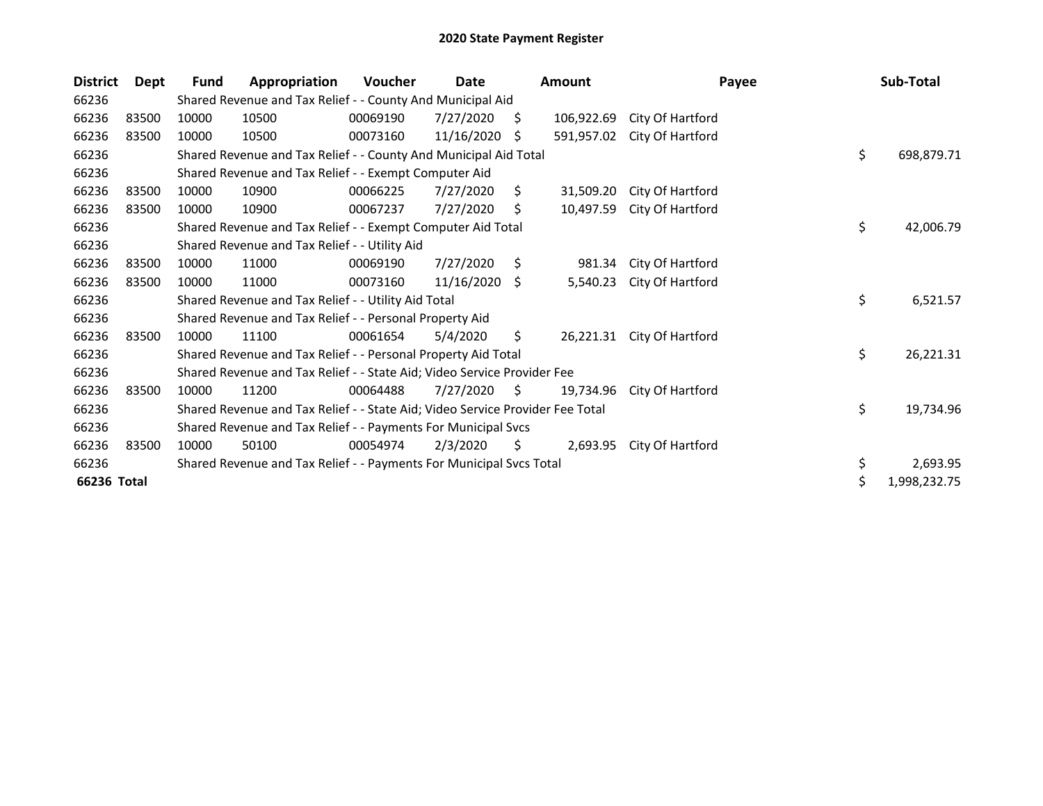## 2020 State Payment Register

| District | Dept | Fund | Appropriation | Voucher | Date | Amount | Payee | Sub-Total |
|---|---|---|---|---|---|---|---|---|
| 66236 | | Shared Revenue and Tax Relief - - County And Municipal Aid | | | | | | |
| 66236 | 83500 | 10000 | 10500 | 00069190 | 7/27/2020 | $ 106,922.69 | City Of Hartford | |
| 66236 | 83500 | 10000 | 10500 | 00073160 | 11/16/2020 | $ 591,957.02 | City Of Hartford | |
| 66236 | | Shared Revenue and Tax Relief - - County And Municipal Aid Total | | | | | | $ 698,879.71 |
| 66236 | | Shared Revenue and Tax Relief - - Exempt Computer Aid | | | | | | |
| 66236 | 83500 | 10000 | 10900 | 00066225 | 7/27/2020 | $ 31,509.20 | City Of Hartford | |
| 66236 | 83500 | 10000 | 10900 | 00067237 | 7/27/2020 | $ 10,497.59 | City Of Hartford | |
| 66236 | | Shared Revenue and Tax Relief - - Exempt Computer Aid Total | | | | | | $ 42,006.79 |
| 66236 | | Shared Revenue and Tax Relief - - Utility Aid | | | | | | |
| 66236 | 83500 | 10000 | 11000 | 00069190 | 7/27/2020 | $ 981.34 | City Of Hartford | |
| 66236 | 83500 | 10000 | 11000 | 00073160 | 11/16/2020 | $ 5,540.23 | City Of Hartford | |
| 66236 | | Shared Revenue and Tax Relief - - Utility Aid Total | | | | | | $ 6,521.57 |
| 66236 | | Shared Revenue and Tax Relief - - Personal Property Aid | | | | | | |
| 66236 | 83500 | 10000 | 11100 | 00061654 | 5/4/2020 | $ 26,221.31 | City Of Hartford | |
| 66236 | | Shared Revenue and Tax Relief - - Personal Property Aid Total | | | | | | $ 26,221.31 |
| 66236 | | Shared Revenue and Tax Relief - - State Aid; Video Service Provider Fee | | | | | | |
| 66236 | 83500 | 10000 | 11200 | 00064488 | 7/27/2020 | $ 19,734.96 | City Of Hartford | |
| 66236 | | Shared Revenue and Tax Relief - - State Aid; Video Service Provider Fee Total | | | | | | $ 19,734.96 |
| 66236 | | Shared Revenue and Tax Relief - - Payments For Municipal Svcs | | | | | | |
| 66236 | 83500 | 10000 | 50100 | 00054974 | 2/3/2020 | $ 2,693.95 | City Of Hartford | |
| 66236 | | Shared Revenue and Tax Relief - - Payments For Municipal Svcs Total | | | | | | $ 2,693.95 |
| **66236 Total** | | | | | | | | $ 1,998,232.75 |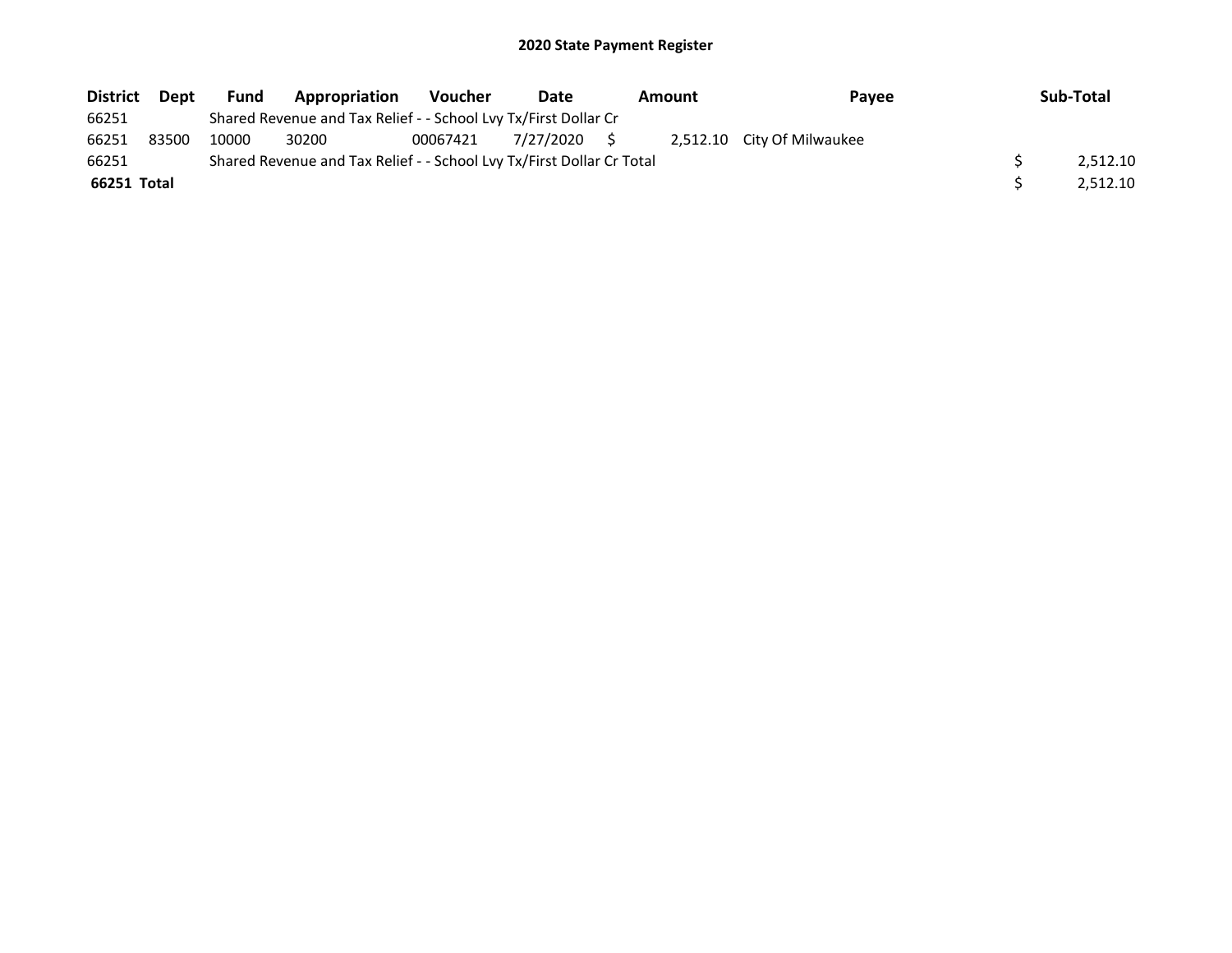## 2020 State Payment Register

| District | Dept | Fund | Appropriation | Voucher | Date | Amount | Payee | Sub-Total |
|---|---|---|---|---|---|---|---|---|
| 66251 | | Shared Revenue and Tax Relief - - School Lvy Tx/First Dollar Cr | | | | | | |
| 66251 | 83500 | 10000 | 30200 | 00067421 | 7/27/2020 | $ 2,512.10 | City Of Milwaukee | |
| 66251 | | Shared Revenue and Tax Relief - - School Lvy Tx/First Dollar Cr Total | | | | | | $ 2,512.10 |
| **66251 Total** | | | | | | | | $ 2,512.10 |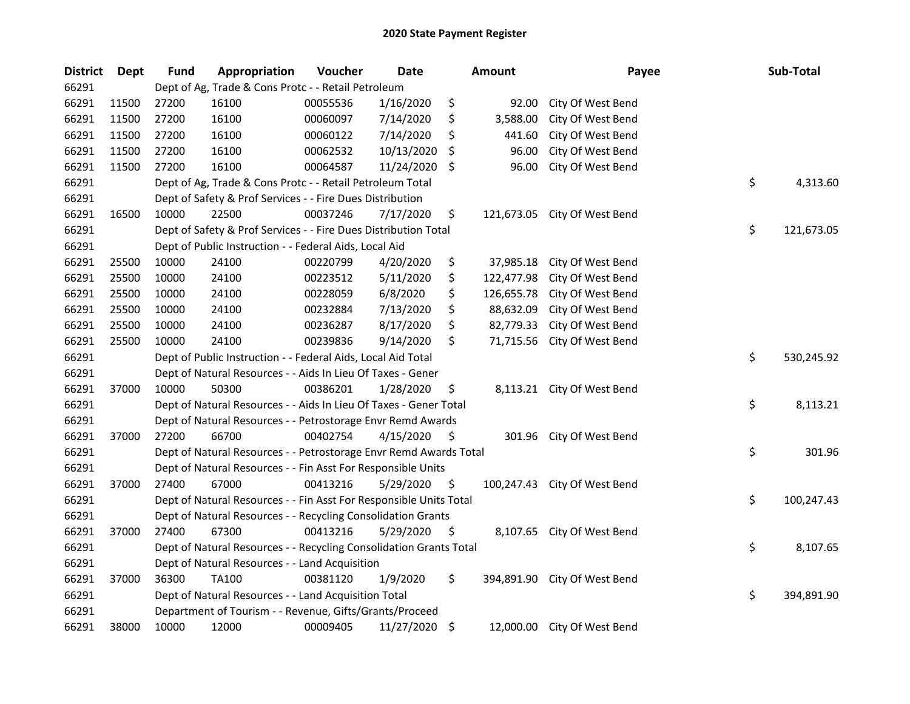# 2020 State Payment Register

| District | Dept | Fund | Appropriation | Voucher | Date | Amount | Payee | Sub-Total |
|---|---|---|---|---|---|---|---|---|
| 66291 | | Dept of Ag, Trade & Cons Protc - - Retail Petroleum | | | | | | |
| 66291 | 11500 | 27200 | 16100 | 00055536 | 1/16/2020 | $ 92.00 | City Of West Bend | |
| 66291 | 11500 | 27200 | 16100 | 00060097 | 7/14/2020 | $ 3,588.00 | City Of West Bend | |
| 66291 | 11500 | 27200 | 16100 | 00060122 | 7/14/2020 | $ 441.60 | City Of West Bend | |
| 66291 | 11500 | 27200 | 16100 | 00062532 | 10/13/2020 | $ 96.00 | City Of West Bend | |
| 66291 | 11500 | 27200 | 16100 | 00064587 | 11/24/2020 | $ 96.00 | City Of West Bend | |
| 66291 | | Dept of Ag, Trade & Cons Protc - - Retail Petroleum Total | | | | | | $ 4,313.60 |
| 66291 | | Dept of Safety & Prof Services - - Fire Dues Distribution | | | | | | |
| 66291 | 16500 | 10000 | 22500 | 00037246 | 7/17/2020 | $ 121,673.05 | City Of West Bend | |
| 66291 | | Dept of Safety & Prof Services - - Fire Dues Distribution Total | | | | | | $ 121,673.05 |
| 66291 | | Dept of Public Instruction - - Federal Aids, Local Aid | | | | | | |
| 66291 | 25500 | 10000 | 24100 | 00220799 | 4/20/2020 | $ 37,985.18 | City Of West Bend | |
| 66291 | 25500 | 10000 | 24100 | 00223512 | 5/11/2020 | $ 122,477.98 | City Of West Bend | |
| 66291 | 25500 | 10000 | 24100 | 00228059 | 6/8/2020 | $ 126,655.78 | City Of West Bend | |
| 66291 | 25500 | 10000 | 24100 | 00232884 | 7/13/2020 | $ 88,632.09 | City Of West Bend | |
| 66291 | 25500 | 10000 | 24100 | 00236287 | 8/17/2020 | $ 82,779.33 | City Of West Bend | |
| 66291 | 25500 | 10000 | 24100 | 00239836 | 9/14/2020 | $ 71,715.56 | City Of West Bend | |
| 66291 | | Dept of Public Instruction - - Federal Aids, Local Aid Total | | | | | | $ 530,245.92 |
| 66291 | | Dept of Natural Resources - - Aids In Lieu Of Taxes - Gener | | | | | | |
| 66291 | 37000 | 10000 | 50300 | 00386201 | 1/28/2020 | $ 8,113.21 | City Of West Bend | |
| 66291 | | Dept of Natural Resources - - Aids In Lieu Of Taxes - Gener Total | | | | | | $ 8,113.21 |
| 66291 | | Dept of Natural Resources - - Petrostorage Envr Remd Awards | | | | | | |
| 66291 | 37000 | 27200 | 66700 | 00402754 | 4/15/2020 | $ 301.96 | City Of West Bend | |
| 66291 | | Dept of Natural Resources - - Petrostorage Envr Remd Awards Total | | | | | | $ 301.96 |
| 66291 | | Dept of Natural Resources - - Fin Asst For Responsible Units | | | | | | |
| 66291 | 37000 | 27400 | 67000 | 00413216 | 5/29/2020 | $ 100,247.43 | City Of West Bend | |
| 66291 | | Dept of Natural Resources - - Fin Asst For Responsible Units Total | | | | | | $ 100,247.43 |
| 66291 | | Dept of Natural Resources - - Recycling Consolidation Grants | | | | | | |
| 66291 | 37000 | 27400 | 67300 | 00413216 | 5/29/2020 | $ 8,107.65 | City Of West Bend | |
| 66291 | | Dept of Natural Resources - - Recycling Consolidation Grants Total | | | | | | $ 8,107.65 |
| 66291 | | Dept of Natural Resources - - Land Acquisition | | | | | | |
| 66291 | 37000 | 36300 | TA100 | 00381120 | 1/9/2020 | $ 394,891.90 | City Of West Bend | |
| 66291 | | Dept of Natural Resources - - Land Acquisition Total | | | | | | $ 394,891.90 |
| 66291 | | Department of Tourism - - Revenue, Gifts/Grants/Proceed | | | | | | |
| 66291 | 38000 | 10000 | 12000 | 00009405 | 11/27/2020 | $ 12,000.00 | City Of West Bend | |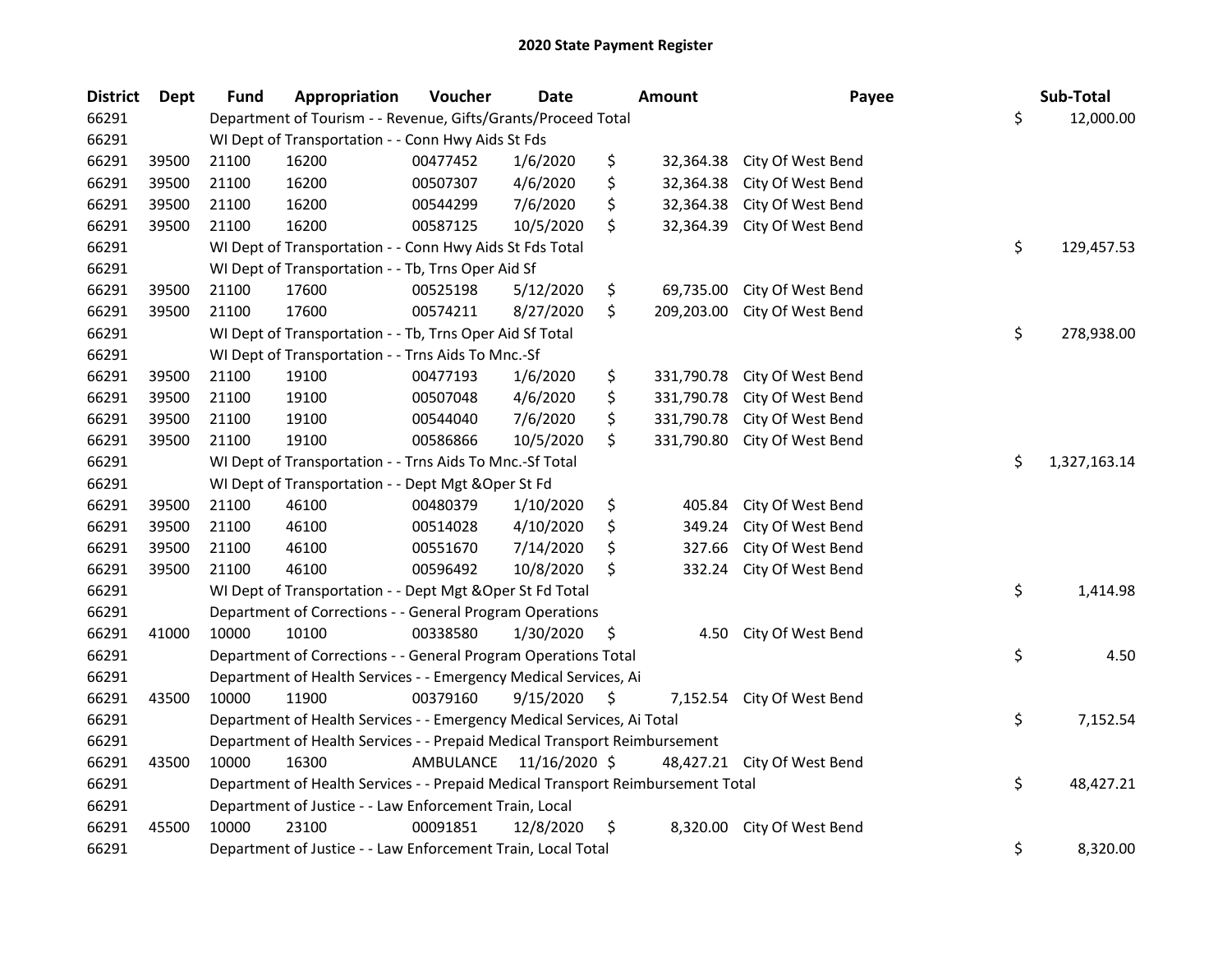# 2020 State Payment Register

| District | Dept | Fund | Appropriation | Voucher | Date | Amount | Payee | Sub-Total |
|---|---|---|---|---|---|---|---|---|
| 66291 | | Department of Tourism - - Revenue, Gifts/Grants/Proceed Total | | | | | | $ 12,000.00 |
| 66291 | | WI Dept of Transportation - - Conn Hwy Aids St Fds | | | | | | |
| 66291 | 39500 | 21100 | 16200 | 00477452 | 1/6/2020 | $ 32,364.38 | City Of West Bend | |
| 66291 | 39500 | 21100 | 16200 | 00507307 | 4/6/2020 | $ 32,364.38 | City Of West Bend | |
| 66291 | 39500 | 21100 | 16200 | 00544299 | 7/6/2020 | $ 32,364.38 | City Of West Bend | |
| 66291 | 39500 | 21100 | 16200 | 00587125 | 10/5/2020 | $ 32,364.39 | City Of West Bend | |
| 66291 | | WI Dept of Transportation - - Conn Hwy Aids St Fds Total | | | | | | $ 129,457.53 |
| 66291 | | WI Dept of Transportation - - Tb, Trns Oper Aid Sf | | | | | | |
| 66291 | 39500 | 21100 | 17600 | 00525198 | 5/12/2020 | $ 69,735.00 | City Of West Bend | |
| 66291 | 39500 | 21100 | 17600 | 00574211 | 8/27/2020 | $ 209,203.00 | City Of West Bend | |
| 66291 | | WI Dept of Transportation - - Tb, Trns Oper Aid Sf Total | | | | | | $ 278,938.00 |
| 66291 | | WI Dept of Transportation - - Trns Aids To Mnc.-Sf | | | | | | |
| 66291 | 39500 | 21100 | 19100 | 00477193 | 1/6/2020 | $ 331,790.78 | City Of West Bend | |
| 66291 | 39500 | 21100 | 19100 | 00507048 | 4/6/2020 | $ 331,790.78 | City Of West Bend | |
| 66291 | 39500 | 21100 | 19100 | 00544040 | 7/6/2020 | $ 331,790.78 | City Of West Bend | |
| 66291 | 39500 | 21100 | 19100 | 00586866 | 10/5/2020 | $ 331,790.80 | City Of West Bend | |
| 66291 | | WI Dept of Transportation - - Trns Aids To Mnc.-Sf Total | | | | | | $ 1,327,163.14 |
| 66291 | | WI Dept of Transportation - - Dept Mgt &Oper St Fd | | | | | | |
| 66291 | 39500 | 21100 | 46100 | 00480379 | 1/10/2020 | $ 405.84 | City Of West Bend | |
| 66291 | 39500 | 21100 | 46100 | 00514028 | 4/10/2020 | $ 349.24 | City Of West Bend | |
| 66291 | 39500 | 21100 | 46100 | 00551670 | 7/14/2020 | $ 327.66 | City Of West Bend | |
| 66291 | 39500 | 21100 | 46100 | 00596492 | 10/8/2020 | $ 332.24 | City Of West Bend | |
| 66291 | | WI Dept of Transportation - - Dept Mgt &Oper St Fd Total | | | | | | $ 1,414.98 |
| 66291 | | Department of Corrections - - General Program Operations | | | | | | |
| 66291 | 41000 | 10000 | 10100 | 00338580 | 1/30/2020 | $ 4.50 | City Of West Bend | |
| 66291 | | Department of Corrections - - General Program Operations Total | | | | | | $ 4.50 |
| 66291 | | Department of Health Services - - Emergency Medical Services, Ai | | | | | | |
| 66291 | 43500 | 10000 | 11900 | 00379160 | 9/15/2020 | $ 7,152.54 | City Of West Bend | |
| 66291 | | Department of Health Services - - Emergency Medical Services, Ai Total | | | | | | $ 7,152.54 |
| 66291 | | Department of Health Services - - Prepaid Medical Transport Reimbursement | | | | | | |
| 66291 | 43500 | 10000 | 16300 | AMBULANCE | 11/16/2020 | $ 48,427.21 | City Of West Bend | |
| 66291 | | Department of Health Services - - Prepaid Medical Transport Reimbursement Total | | | | | | $ 48,427.21 |
| 66291 | | Department of Justice - - Law Enforcement Train, Local | | | | | | |
| 66291 | 45500 | 10000 | 23100 | 00091851 | 12/8/2020 | $ 8,320.00 | City Of West Bend | |
| 66291 | | Department of Justice - - Law Enforcement Train, Local Total | | | | | | $ 8,320.00 |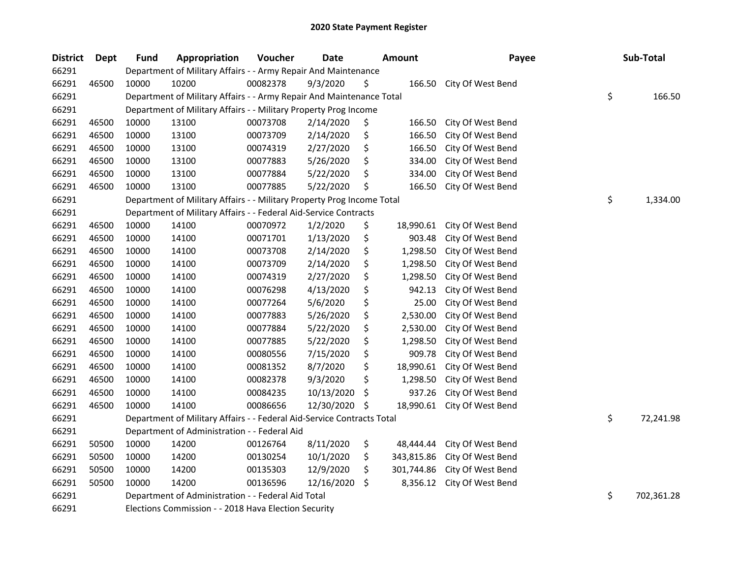# 2020 State Payment Register

| District | Dept | Fund | Appropriation | Voucher | Date | Amount | Payee | Sub-Total |
|---|---|---|---|---|---|---|---|---|
| 66291 | | Department of Military Affairs - - Army Repair And Maintenance | | | | | | |
| 66291 | 46500 | 10000 | 10200 | 00082378 | 9/3/2020 | $ 166.50 | City Of West Bend | |
| 66291 | | Department of Military Affairs - - Army Repair And Maintenance Total | | | | | | $ 166.50 |
| 66291 | | Department of Military Affairs - - Military Property Prog Income | | | | | | |
| 66291 | 46500 | 10000 | 13100 | 00073708 | 2/14/2020 | $ 166.50 | City Of West Bend | |
| 66291 | 46500 | 10000 | 13100 | 00073709 | 2/14/2020 | $ 166.50 | City Of West Bend | |
| 66291 | 46500 | 10000 | 13100 | 00074319 | 2/27/2020 | $ 166.50 | City Of West Bend | |
| 66291 | 46500 | 10000 | 13100 | 00077883 | 5/26/2020 | $ 334.00 | City Of West Bend | |
| 66291 | 46500 | 10000 | 13100 | 00077884 | 5/22/2020 | $ 334.00 | City Of West Bend | |
| 66291 | 46500 | 10000 | 13100 | 00077885 | 5/22/2020 | $ 166.50 | City Of West Bend | |
| 66291 | | Department of Military Affairs - - Military Property Prog Income Total | | | | | | $ 1,334.00 |
| 66291 | | Department of Military Affairs - - Federal Aid-Service Contracts | | | | | | |
| 66291 | 46500 | 10000 | 14100 | 00070972 | 1/2/2020 | $ 18,990.61 | City Of West Bend | |
| 66291 | 46500 | 10000 | 14100 | 00071701 | 1/13/2020 | $ 903.48 | City Of West Bend | |
| 66291 | 46500 | 10000 | 14100 | 00073708 | 2/14/2020 | $ 1,298.50 | City Of West Bend | |
| 66291 | 46500 | 10000 | 14100 | 00073709 | 2/14/2020 | $ 1,298.50 | City Of West Bend | |
| 66291 | 46500 | 10000 | 14100 | 00074319 | 2/27/2020 | $ 1,298.50 | City Of West Bend | |
| 66291 | 46500 | 10000 | 14100 | 00076298 | 4/13/2020 | $ 942.13 | City Of West Bend | |
| 66291 | 46500 | 10000 | 14100 | 00077264 | 5/6/2020 | $ 25.00 | City Of West Bend | |
| 66291 | 46500 | 10000 | 14100 | 00077883 | 5/26/2020 | $ 2,530.00 | City Of West Bend | |
| 66291 | 46500 | 10000 | 14100 | 00077884 | 5/22/2020 | $ 2,530.00 | City Of West Bend | |
| 66291 | 46500 | 10000 | 14100 | 00077885 | 5/22/2020 | $ 1,298.50 | City Of West Bend | |
| 66291 | 46500 | 10000 | 14100 | 00080556 | 7/15/2020 | $ 909.78 | City Of West Bend | |
| 66291 | 46500 | 10000 | 14100 | 00081352 | 8/7/2020 | $ 18,990.61 | City Of West Bend | |
| 66291 | 46500 | 10000 | 14100 | 00082378 | 9/3/2020 | $ 1,298.50 | City Of West Bend | |
| 66291 | 46500 | 10000 | 14100 | 00084235 | 10/13/2020 | $ 937.26 | City Of West Bend | |
| 66291 | 46500 | 10000 | 14100 | 00086656 | 12/30/2020 | $ 18,990.61 | City Of West Bend | |
| 66291 | | Department of Military Affairs - - Federal Aid-Service Contracts Total | | | | | | $ 72,241.98 |
| 66291 | | Department of Administration - - Federal Aid | | | | | | |
| 66291 | 50500 | 10000 | 14200 | 00126764 | 8/11/2020 | $ 48,444.44 | City Of West Bend | |
| 66291 | 50500 | 10000 | 14200 | 00130254 | 10/1/2020 | $ 343,815.86 | City Of West Bend | |
| 66291 | 50500 | 10000 | 14200 | 00135303 | 12/9/2020 | $ 301,744.86 | City Of West Bend | |
| 66291 | 50500 | 10000 | 14200 | 00136596 | 12/16/2020 | $ 8,356.12 | City Of West Bend | |
| 66291 | | Department of Administration - - Federal Aid Total | | | | | | $ 702,361.28 |
| 66291 | | Elections Commission - - 2018 Hava Election Security | | | | | | |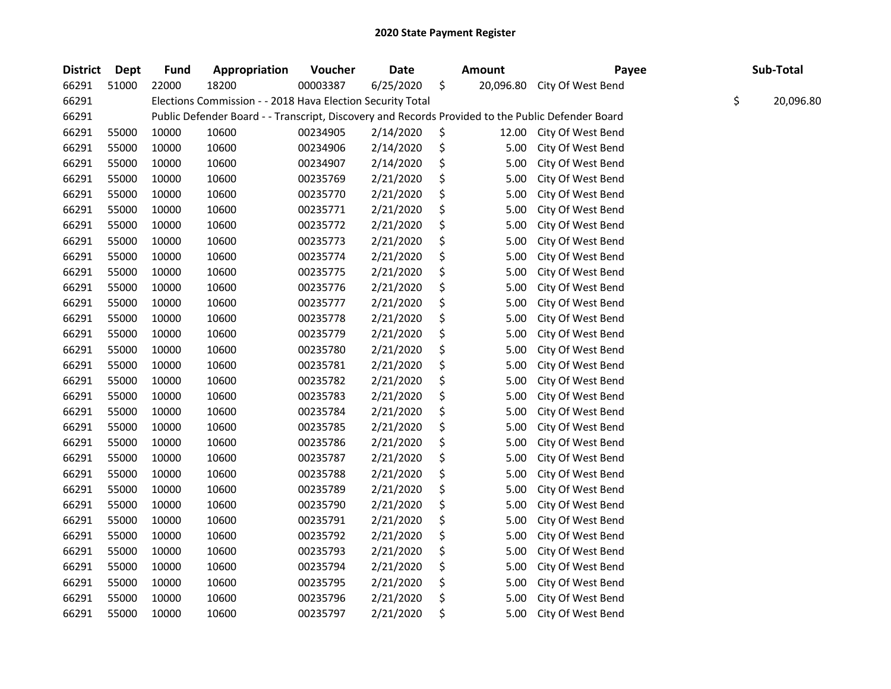# 2020 State Payment Register

| District | Dept | Fund | Appropriation | Voucher | Date | Amount | Payee | Sub-Total |
|---|---|---|---|---|---|---|---|---|
| 66291 | 51000 | 22000 | 18200 | 00003387 | 6/25/2020 | $ 20,096.80 | City Of West Bend | |
| 66291 | | Elections Commission - - 2018 Hava Election Security Total | | | | | | $ 20,096.80 |
| 66291 | | Public Defender Board - - Transcript, Discovery and Records Provided to the Public Defender Board | | | | | | |
| 66291 | 55000 | 10000 | 10600 | 00234905 | 2/14/2020 | $ 12.00 | City Of West Bend | |
| 66291 | 55000 | 10000 | 10600 | 00234906 | 2/14/2020 | $ 5.00 | City Of West Bend | |
| 66291 | 55000 | 10000 | 10600 | 00234907 | 2/14/2020 | $ 5.00 | City Of West Bend | |
| 66291 | 55000 | 10000 | 10600 | 00235769 | 2/21/2020 | $ 5.00 | City Of West Bend | |
| 66291 | 55000 | 10000 | 10600 | 00235770 | 2/21/2020 | $ 5.00 | City Of West Bend | |
| 66291 | 55000 | 10000 | 10600 | 00235771 | 2/21/2020 | $ 5.00 | City Of West Bend | |
| 66291 | 55000 | 10000 | 10600 | 00235772 | 2/21/2020 | $ 5.00 | City Of West Bend | |
| 66291 | 55000 | 10000 | 10600 | 00235773 | 2/21/2020 | $ 5.00 | City Of West Bend | |
| 66291 | 55000 | 10000 | 10600 | 00235774 | 2/21/2020 | $ 5.00 | City Of West Bend | |
| 66291 | 55000 | 10000 | 10600 | 00235775 | 2/21/2020 | $ 5.00 | City Of West Bend | |
| 66291 | 55000 | 10000 | 10600 | 00235776 | 2/21/2020 | $ 5.00 | City Of West Bend | |
| 66291 | 55000 | 10000 | 10600 | 00235777 | 2/21/2020 | $ 5.00 | City Of West Bend | |
| 66291 | 55000 | 10000 | 10600 | 00235778 | 2/21/2020 | $ 5.00 | City Of West Bend | |
| 66291 | 55000 | 10000 | 10600 | 00235779 | 2/21/2020 | $ 5.00 | City Of West Bend | |
| 66291 | 55000 | 10000 | 10600 | 00235780 | 2/21/2020 | $ 5.00 | City Of West Bend | |
| 66291 | 55000 | 10000 | 10600 | 00235781 | 2/21/2020 | $ 5.00 | City Of West Bend | |
| 66291 | 55000 | 10000 | 10600 | 00235782 | 2/21/2020 | $ 5.00 | City Of West Bend | |
| 66291 | 55000 | 10000 | 10600 | 00235783 | 2/21/2020 | $ 5.00 | City Of West Bend | |
| 66291 | 55000 | 10000 | 10600 | 00235784 | 2/21/2020 | $ 5.00 | City Of West Bend | |
| 66291 | 55000 | 10000 | 10600 | 00235785 | 2/21/2020 | $ 5.00 | City Of West Bend | |
| 66291 | 55000 | 10000 | 10600 | 00235786 | 2/21/2020 | $ 5.00 | City Of West Bend | |
| 66291 | 55000 | 10000 | 10600 | 00235787 | 2/21/2020 | $ 5.00 | City Of West Bend | |
| 66291 | 55000 | 10000 | 10600 | 00235788 | 2/21/2020 | $ 5.00 | City Of West Bend | |
| 66291 | 55000 | 10000 | 10600 | 00235789 | 2/21/2020 | $ 5.00 | City Of West Bend | |
| 66291 | 55000 | 10000 | 10600 | 00235790 | 2/21/2020 | $ 5.00 | City Of West Bend | |
| 66291 | 55000 | 10000 | 10600 | 00235791 | 2/21/2020 | $ 5.00 | City Of West Bend | |
| 66291 | 55000 | 10000 | 10600 | 00235792 | 2/21/2020 | $ 5.00 | City Of West Bend | |
| 66291 | 55000 | 10000 | 10600 | 00235793 | 2/21/2020 | $ 5.00 | City Of West Bend | |
| 66291 | 55000 | 10000 | 10600 | 00235794 | 2/21/2020 | $ 5.00 | City Of West Bend | |
| 66291 | 55000 | 10000 | 10600 | 00235795 | 2/21/2020 | $ 5.00 | City Of West Bend | |
| 66291 | 55000 | 10000 | 10600 | 00235796 | 2/21/2020 | $ 5.00 | City Of West Bend | |
| 66291 | 55000 | 10000 | 10600 | 00235797 | 2/21/2020 | $ 5.00 | City Of West Bend | |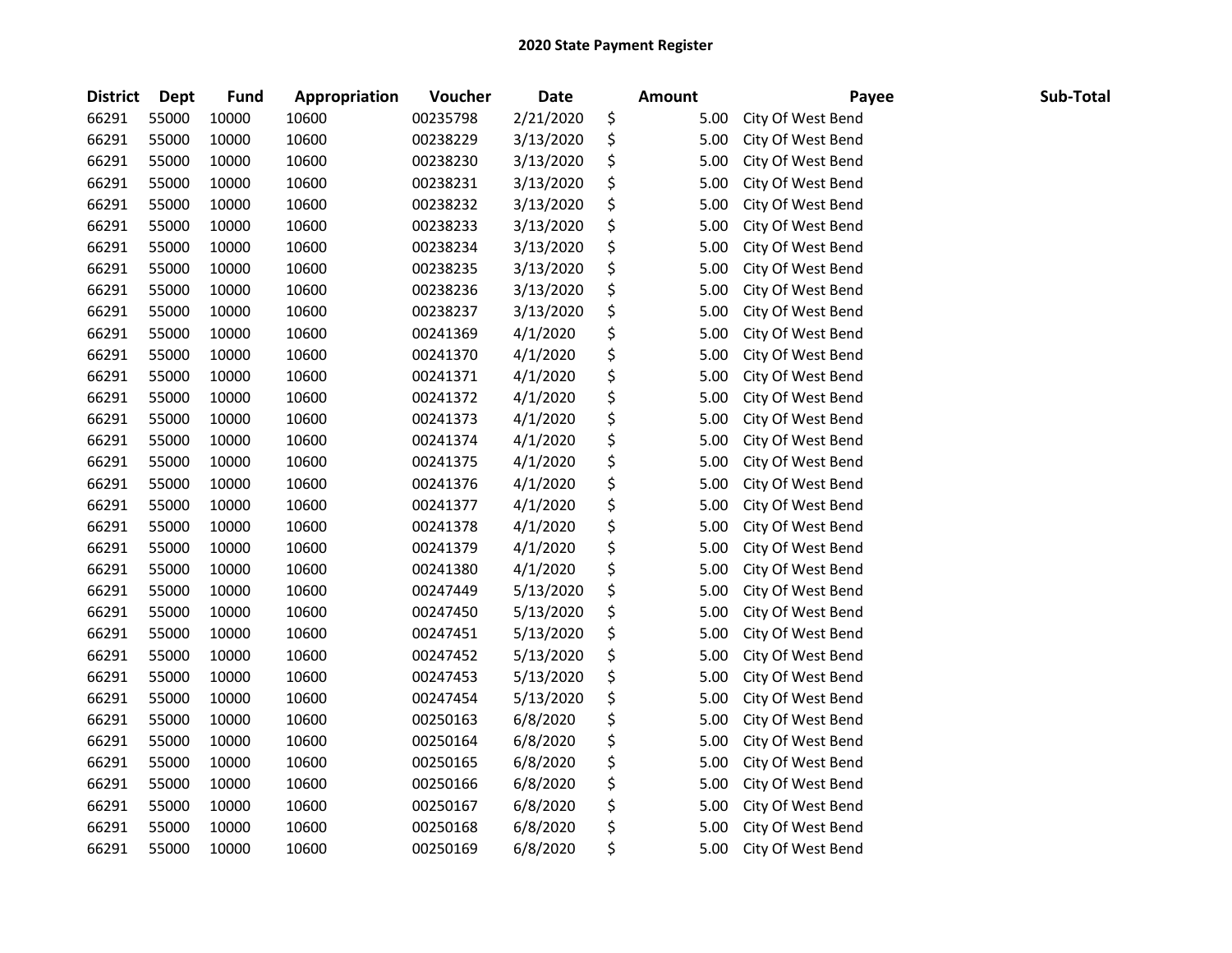# 2020 State Payment Register

| District | Dept | Fund | Appropriation | Voucher | Date | Amount | Payee | Sub-Total |
|---|---|---|---|---|---|---|---|---|
| 66291 | 55000 | 10000 | 10600 | 00235798 | 2/21/2020 | $ 5.00 | City Of West Bend | |
| 66291 | 55000 | 10000 | 10600 | 00238229 | 3/13/2020 | $ 5.00 | City Of West Bend | |
| 66291 | 55000 | 10000 | 10600 | 00238230 | 3/13/2020 | $ 5.00 | City Of West Bend | |
| 66291 | 55000 | 10000 | 10600 | 00238231 | 3/13/2020 | $ 5.00 | City Of West Bend | |
| 66291 | 55000 | 10000 | 10600 | 00238232 | 3/13/2020 | $ 5.00 | City Of West Bend | |
| 66291 | 55000 | 10000 | 10600 | 00238233 | 3/13/2020 | $ 5.00 | City Of West Bend | |
| 66291 | 55000 | 10000 | 10600 | 00238234 | 3/13/2020 | $ 5.00 | City Of West Bend | |
| 66291 | 55000 | 10000 | 10600 | 00238235 | 3/13/2020 | $ 5.00 | City Of West Bend | |
| 66291 | 55000 | 10000 | 10600 | 00238236 | 3/13/2020 | $ 5.00 | City Of West Bend | |
| 66291 | 55000 | 10000 | 10600 | 00238237 | 3/13/2020 | $ 5.00 | City Of West Bend | |
| 66291 | 55000 | 10000 | 10600 | 00241369 | 4/1/2020 | $ 5.00 | City Of West Bend | |
| 66291 | 55000 | 10000 | 10600 | 00241370 | 4/1/2020 | $ 5.00 | City Of West Bend | |
| 66291 | 55000 | 10000 | 10600 | 00241371 | 4/1/2020 | $ 5.00 | City Of West Bend | |
| 66291 | 55000 | 10000 | 10600 | 00241372 | 4/1/2020 | $ 5.00 | City Of West Bend | |
| 66291 | 55000 | 10000 | 10600 | 00241373 | 4/1/2020 | $ 5.00 | City Of West Bend | |
| 66291 | 55000 | 10000 | 10600 | 00241374 | 4/1/2020 | $ 5.00 | City Of West Bend | |
| 66291 | 55000 | 10000 | 10600 | 00241375 | 4/1/2020 | $ 5.00 | City Of West Bend | |
| 66291 | 55000 | 10000 | 10600 | 00241376 | 4/1/2020 | $ 5.00 | City Of West Bend | |
| 66291 | 55000 | 10000 | 10600 | 00241377 | 4/1/2020 | $ 5.00 | City Of West Bend | |
| 66291 | 55000 | 10000 | 10600 | 00241378 | 4/1/2020 | $ 5.00 | City Of West Bend | |
| 66291 | 55000 | 10000 | 10600 | 00241379 | 4/1/2020 | $ 5.00 | City Of West Bend | |
| 66291 | 55000 | 10000 | 10600 | 00241380 | 4/1/2020 | $ 5.00 | City Of West Bend | |
| 66291 | 55000 | 10000 | 10600 | 00247449 | 5/13/2020 | $ 5.00 | City Of West Bend | |
| 66291 | 55000 | 10000 | 10600 | 00247450 | 5/13/2020 | $ 5.00 | City Of West Bend | |
| 66291 | 55000 | 10000 | 10600 | 00247451 | 5/13/2020 | $ 5.00 | City Of West Bend | |
| 66291 | 55000 | 10000 | 10600 | 00247452 | 5/13/2020 | $ 5.00 | City Of West Bend | |
| 66291 | 55000 | 10000 | 10600 | 00247453 | 5/13/2020 | $ 5.00 | City Of West Bend | |
| 66291 | 55000 | 10000 | 10600 | 00247454 | 5/13/2020 | $ 5.00 | City Of West Bend | |
| 66291 | 55000 | 10000 | 10600 | 00250163 | 6/8/2020 | $ 5.00 | City Of West Bend | |
| 66291 | 55000 | 10000 | 10600 | 00250164 | 6/8/2020 | $ 5.00 | City Of West Bend | |
| 66291 | 55000 | 10000 | 10600 | 00250165 | 6/8/2020 | $ 5.00 | City Of West Bend | |
| 66291 | 55000 | 10000 | 10600 | 00250166 | 6/8/2020 | $ 5.00 | City Of West Bend | |
| 66291 | 55000 | 10000 | 10600 | 00250167 | 6/8/2020 | $ 5.00 | City Of West Bend | |
| 66291 | 55000 | 10000 | 10600 | 00250168 | 6/8/2020 | $ 5.00 | City Of West Bend | |
| 66291 | 55000 | 10000 | 10600 | 00250169 | 6/8/2020 | $ 5.00 | City Of West Bend | |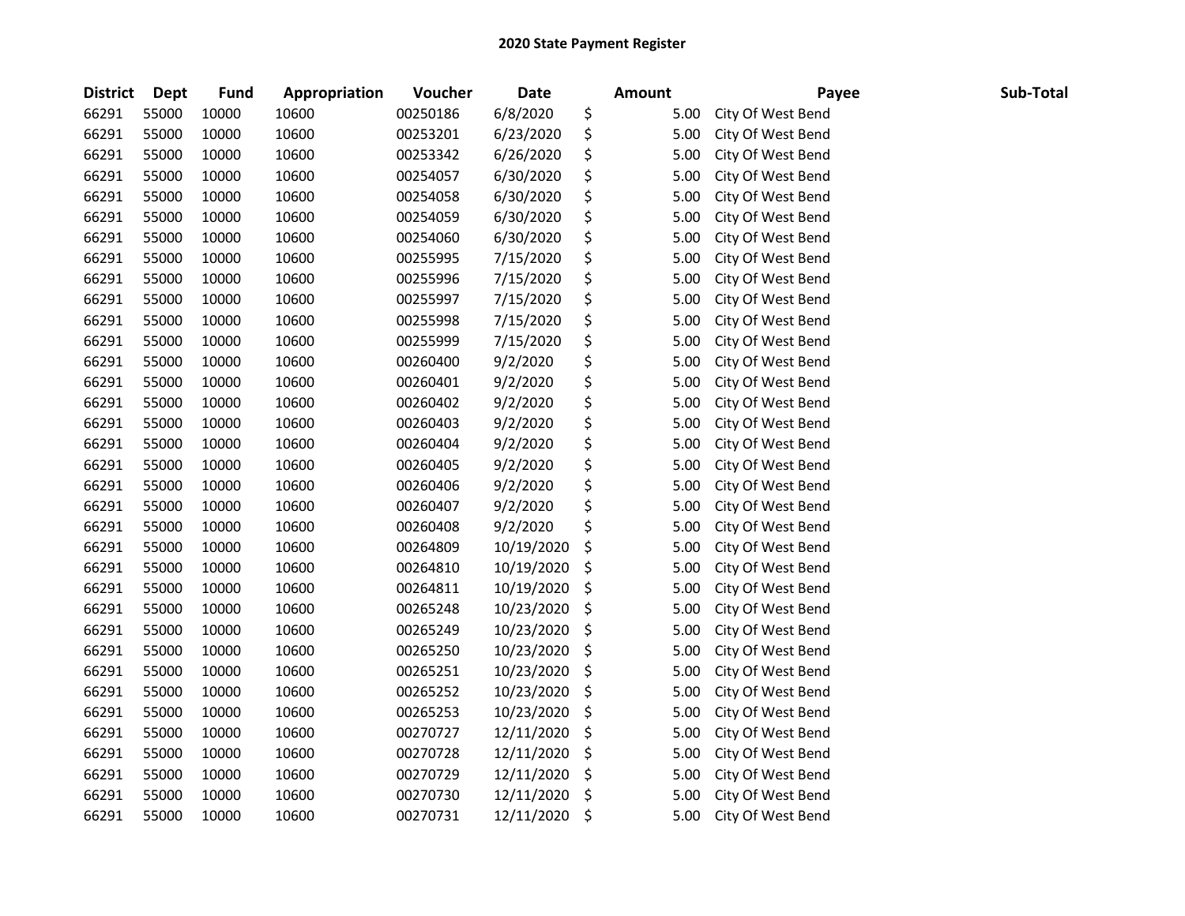## 2020 State Payment Register

| District | Dept | Fund | Appropriation | Voucher | Date | Amount | Payee | Sub-Total |
|---|---|---|---|---|---|---|---|---|
| 66291 | 55000 | 10000 | 10600 | 00250186 | 6/8/2020 | $ 5.00 | City Of West Bend | |
| 66291 | 55000 | 10000 | 10600 | 00253201 | 6/23/2020 | $ 5.00 | City Of West Bend | |
| 66291 | 55000 | 10000 | 10600 | 00253342 | 6/26/2020 | $ 5.00 | City Of West Bend | |
| 66291 | 55000 | 10000 | 10600 | 00254057 | 6/30/2020 | $ 5.00 | City Of West Bend | |
| 66291 | 55000 | 10000 | 10600 | 00254058 | 6/30/2020 | $ 5.00 | City Of West Bend | |
| 66291 | 55000 | 10000 | 10600 | 00254059 | 6/30/2020 | $ 5.00 | City Of West Bend | |
| 66291 | 55000 | 10000 | 10600 | 00254060 | 6/30/2020 | $ 5.00 | City Of West Bend | |
| 66291 | 55000 | 10000 | 10600 | 00255995 | 7/15/2020 | $ 5.00 | City Of West Bend | |
| 66291 | 55000 | 10000 | 10600 | 00255996 | 7/15/2020 | $ 5.00 | City Of West Bend | |
| 66291 | 55000 | 10000 | 10600 | 00255997 | 7/15/2020 | $ 5.00 | City Of West Bend | |
| 66291 | 55000 | 10000 | 10600 | 00255998 | 7/15/2020 | $ 5.00 | City Of West Bend | |
| 66291 | 55000 | 10000 | 10600 | 00255999 | 7/15/2020 | $ 5.00 | City Of West Bend | |
| 66291 | 55000 | 10000 | 10600 | 00260400 | 9/2/2020 | $ 5.00 | City Of West Bend | |
| 66291 | 55000 | 10000 | 10600 | 00260401 | 9/2/2020 | $ 5.00 | City Of West Bend | |
| 66291 | 55000 | 10000 | 10600 | 00260402 | 9/2/2020 | $ 5.00 | City Of West Bend | |
| 66291 | 55000 | 10000 | 10600 | 00260403 | 9/2/2020 | $ 5.00 | City Of West Bend | |
| 66291 | 55000 | 10000 | 10600 | 00260404 | 9/2/2020 | $ 5.00 | City Of West Bend | |
| 66291 | 55000 | 10000 | 10600 | 00260405 | 9/2/2020 | $ 5.00 | City Of West Bend | |
| 66291 | 55000 | 10000 | 10600 | 00260406 | 9/2/2020 | $ 5.00 | City Of West Bend | |
| 66291 | 55000 | 10000 | 10600 | 00260407 | 9/2/2020 | $ 5.00 | City Of West Bend | |
| 66291 | 55000 | 10000 | 10600 | 00260408 | 9/2/2020 | $ 5.00 | City Of West Bend | |
| 66291 | 55000 | 10000 | 10600 | 00264809 | 10/19/2020 | $ 5.00 | City Of West Bend | |
| 66291 | 55000 | 10000 | 10600 | 00264810 | 10/19/2020 | $ 5.00 | City Of West Bend | |
| 66291 | 55000 | 10000 | 10600 | 00264811 | 10/19/2020 | $ 5.00 | City Of West Bend | |
| 66291 | 55000 | 10000 | 10600 | 00265248 | 10/23/2020 | $ 5.00 | City Of West Bend | |
| 66291 | 55000 | 10000 | 10600 | 00265249 | 10/23/2020 | $ 5.00 | City Of West Bend | |
| 66291 | 55000 | 10000 | 10600 | 00265250 | 10/23/2020 | $ 5.00 | City Of West Bend | |
| 66291 | 55000 | 10000 | 10600 | 00265251 | 10/23/2020 | $ 5.00 | City Of West Bend | |
| 66291 | 55000 | 10000 | 10600 | 00265252 | 10/23/2020 | $ 5.00 | City Of West Bend | |
| 66291 | 55000 | 10000 | 10600 | 00265253 | 10/23/2020 | $ 5.00 | City Of West Bend | |
| 66291 | 55000 | 10000 | 10600 | 00270727 | 12/11/2020 | $ 5.00 | City Of West Bend | |
| 66291 | 55000 | 10000 | 10600 | 00270728 | 12/11/2020 | $ 5.00 | City Of West Bend | |
| 66291 | 55000 | 10000 | 10600 | 00270729 | 12/11/2020 | $ 5.00 | City Of West Bend | |
| 66291 | 55000 | 10000 | 10600 | 00270730 | 12/11/2020 | $ 5.00 | City Of West Bend | |
| 66291 | 55000 | 10000 | 10600 | 00270731 | 12/11/2020 | $ 5.00 | City Of West Bend | |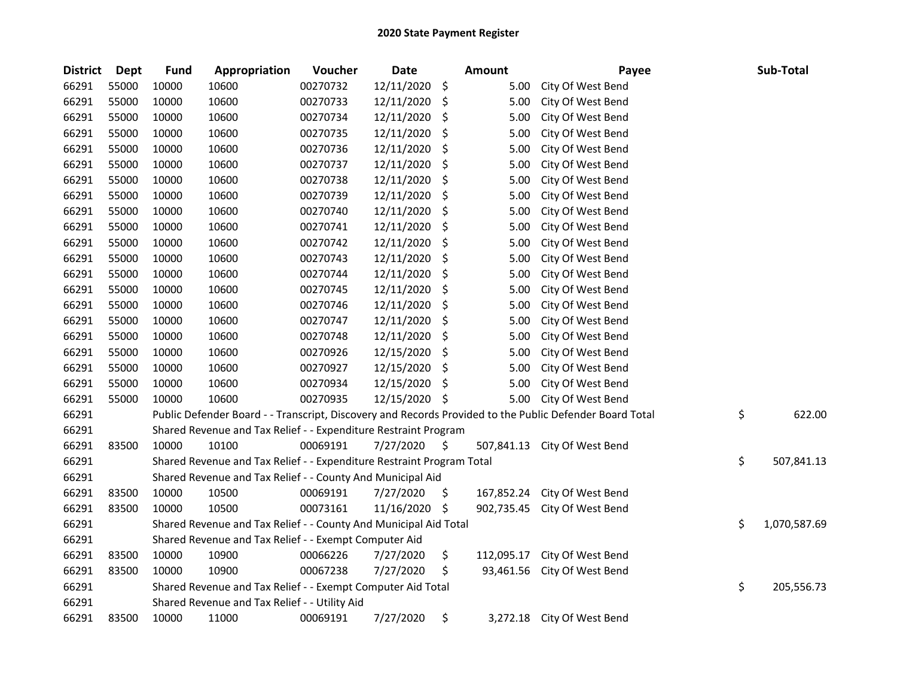# 2020 State Payment Register

| District | Dept | Fund | Appropriation | Voucher | Date | Amount | Payee | Sub-Total |
|---|---|---|---|---|---|---|---|---|
| 66291 | 55000 | 10000 | 10600 | 00270732 | 12/11/2020 | $ 5.00 | City Of West Bend | |
| 66291 | 55000 | 10000 | 10600 | 00270733 | 12/11/2020 | $ 5.00 | City Of West Bend | |
| 66291 | 55000 | 10000 | 10600 | 00270734 | 12/11/2020 | $ 5.00 | City Of West Bend | |
| 66291 | 55000 | 10000 | 10600 | 00270735 | 12/11/2020 | $ 5.00 | City Of West Bend | |
| 66291 | 55000 | 10000 | 10600 | 00270736 | 12/11/2020 | $ 5.00 | City Of West Bend | |
| 66291 | 55000 | 10000 | 10600 | 00270737 | 12/11/2020 | $ 5.00 | City Of West Bend | |
| 66291 | 55000 | 10000 | 10600 | 00270738 | 12/11/2020 | $ 5.00 | City Of West Bend | |
| 66291 | 55000 | 10000 | 10600 | 00270739 | 12/11/2020 | $ 5.00 | City Of West Bend | |
| 66291 | 55000 | 10000 | 10600 | 00270740 | 12/11/2020 | $ 5.00 | City Of West Bend | |
| 66291 | 55000 | 10000 | 10600 | 00270741 | 12/11/2020 | $ 5.00 | City Of West Bend | |
| 66291 | 55000 | 10000 | 10600 | 00270742 | 12/11/2020 | $ 5.00 | City Of West Bend | |
| 66291 | 55000 | 10000 | 10600 | 00270743 | 12/11/2020 | $ 5.00 | City Of West Bend | |
| 66291 | 55000 | 10000 | 10600 | 00270744 | 12/11/2020 | $ 5.00 | City Of West Bend | |
| 66291 | 55000 | 10000 | 10600 | 00270745 | 12/11/2020 | $ 5.00 | City Of West Bend | |
| 66291 | 55000 | 10000 | 10600 | 00270746 | 12/11/2020 | $ 5.00 | City Of West Bend | |
| 66291 | 55000 | 10000 | 10600 | 00270747 | 12/11/2020 | $ 5.00 | City Of West Bend | |
| 66291 | 55000 | 10000 | 10600 | 00270748 | 12/11/2020 | $ 5.00 | City Of West Bend | |
| 66291 | 55000 | 10000 | 10600 | 00270926 | 12/15/2020 | $ 5.00 | City Of West Bend | |
| 66291 | 55000 | 10000 | 10600 | 00270927 | 12/15/2020 | $ 5.00 | City Of West Bend | |
| 66291 | 55000 | 10000 | 10600 | 00270934 | 12/15/2020 | $ 5.00 | City Of West Bend | |
| 66291 | 55000 | 10000 | 10600 | 00270935 | 12/15/2020 | $ 5.00 | City Of West Bend | |
| 66291 | | Public Defender Board - - Transcript, Discovery and Records Provided to the Public Defender Board Total | | | | | | $ 622.00 |
| 66291 | | Shared Revenue and Tax Relief - - Expenditure Restraint Program | | | | | | |
| 66291 | 83500 | 10000 | 10100 | 00069191 | 7/27/2020 | $ 507,841.13 | City Of West Bend | |
| 66291 | | Shared Revenue and Tax Relief - - Expenditure Restraint Program Total | | | | | | $ 507,841.13 |
| 66291 | | Shared Revenue and Tax Relief - - County And Municipal Aid | | | | | | |
| 66291 | 83500 | 10000 | 10500 | 00069191 | 7/27/2020 | $ 167,852.24 | City Of West Bend | |
| 66291 | 83500 | 10000 | 10500 | 00073161 | 11/16/2020 | $ 902,735.45 | City Of West Bend | |
| 66291 | | Shared Revenue and Tax Relief - - County And Municipal Aid Total | | | | | | $ 1,070,587.69 |
| 66291 | | Shared Revenue and Tax Relief - - Exempt Computer Aid | | | | | | |
| 66291 | 83500 | 10000 | 10900 | 00066226 | 7/27/2020 | $ 112,095.17 | City Of West Bend | |
| 66291 | 83500 | 10000 | 10900 | 00067238 | 7/27/2020 | $ 93,461.56 | City Of West Bend | |
| 66291 | | Shared Revenue and Tax Relief - - Exempt Computer Aid Total | | | | | | $ 205,556.73 |
| 66291 | | Shared Revenue and Tax Relief - - Utility Aid | | | | | | |
| 66291 | 83500 | 10000 | 11000 | 00069191 | 7/27/2020 | $ 3,272.18 | City Of West Bend | |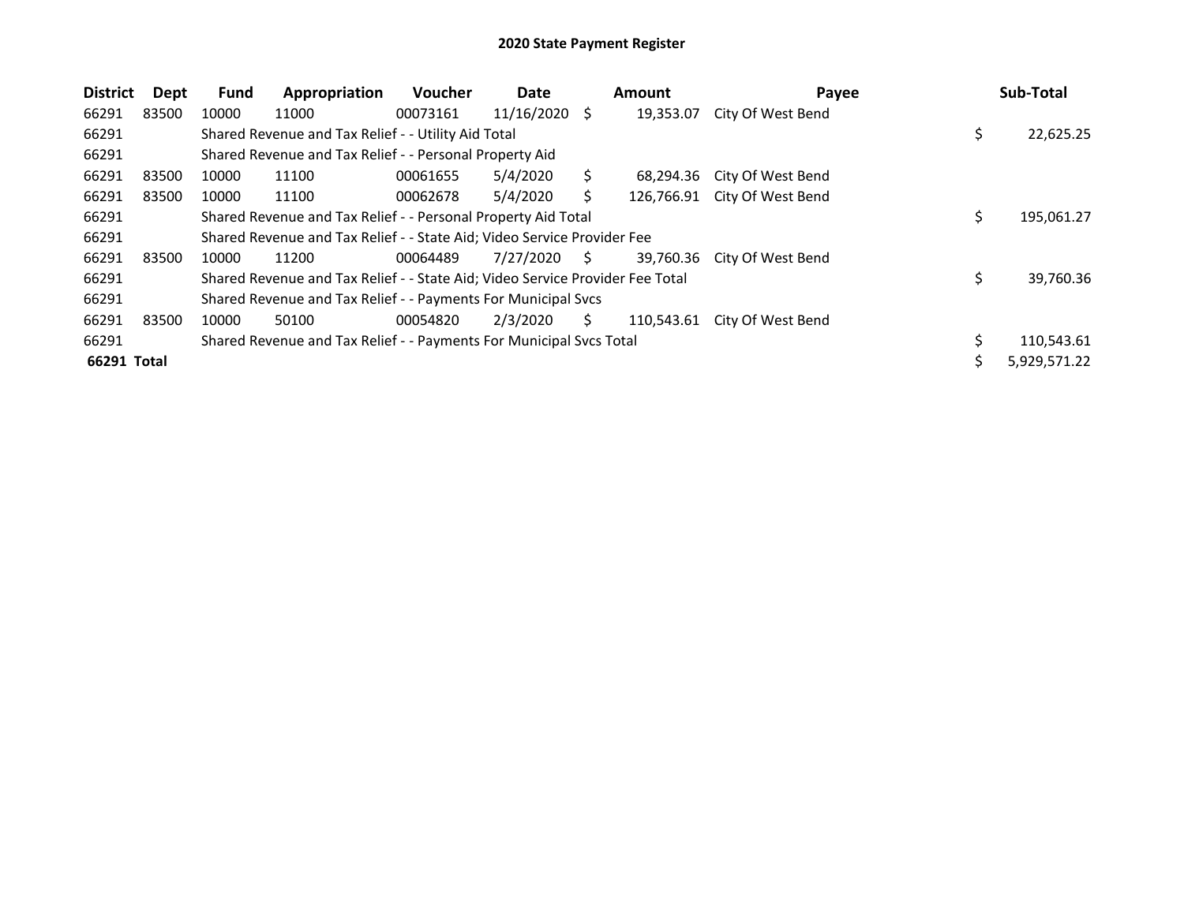## 2020 State Payment Register

| District | Dept | Fund | Appropriation | Voucher | Date | Amount | Payee | Sub-Total |
|---|---|---|---|---|---|---|---|---|
| 66291 | 83500 | 10000 | 11000 | 00073161 | 11/16/2020 | $ 19,353.07 | City Of West Bend | |
| 66291 | | Shared Revenue and Tax Relief - - Utility Aid Total | | | | | | $ 22,625.25 |
| 66291 | | Shared Revenue and Tax Relief - - Personal Property Aid | | | | | | |
| 66291 | 83500 | 10000 | 11100 | 00061655 | 5/4/2020 | $ 68,294.36 | City Of West Bend | |
| 66291 | 83500 | 10000 | 11100 | 00062678 | 5/4/2020 | $ 126,766.91 | City Of West Bend | |
| 66291 | | Shared Revenue and Tax Relief - - Personal Property Aid Total | | | | | | $ 195,061.27 |
| 66291 | | Shared Revenue and Tax Relief - - State Aid; Video Service Provider Fee | | | | | | |
| 66291 | 83500 | 10000 | 11200 | 00064489 | 7/27/2020 | $ 39,760.36 | City Of West Bend | |
| 66291 | | Shared Revenue and Tax Relief - - State Aid; Video Service Provider Fee Total | | | | | | $ 39,760.36 |
| 66291 | | Shared Revenue and Tax Relief - - Payments For Municipal Svcs | | | | | | |
| 66291 | 83500 | 10000 | 50100 | 00054820 | 2/3/2020 | $ 110,543.61 | City Of West Bend | |
| 66291 | | Shared Revenue and Tax Relief - - Payments For Municipal Svcs Total | | | | | | $ 110,543.61 |
| **66291 Total** | | | | | | | | $ 5,929,571.22 |